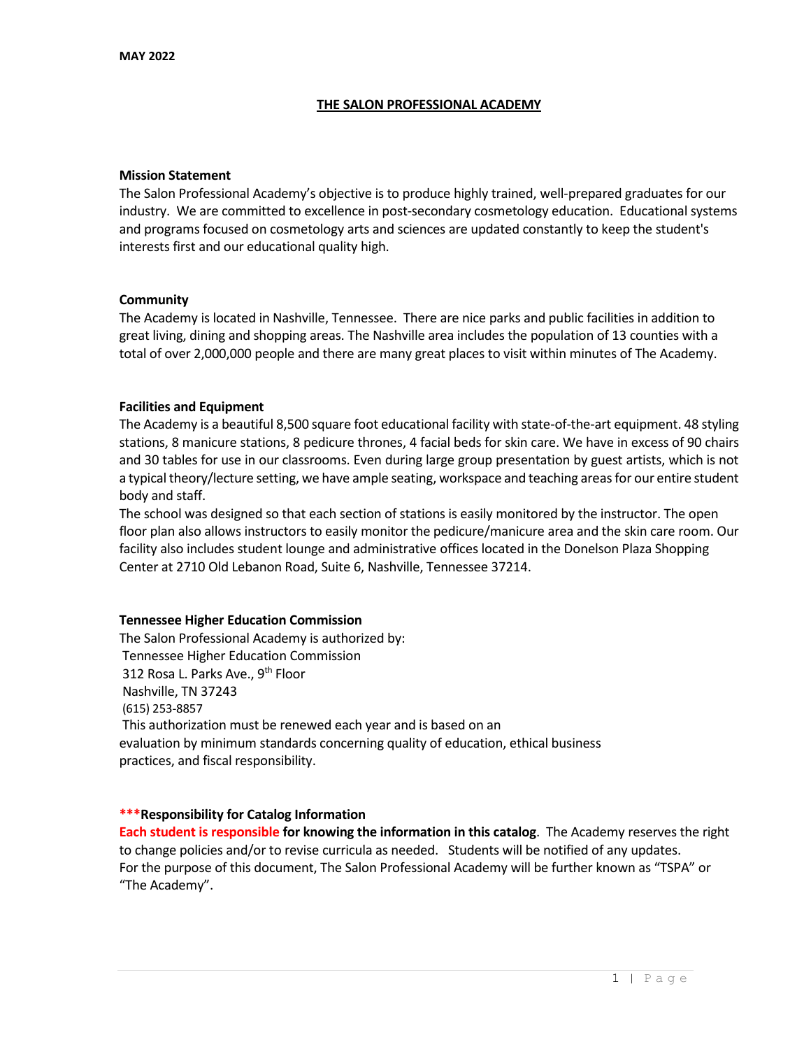**MAY 2022**

# THE SALON PROFESSIONAL ACADEMY

### Mission Statement

The Salon Professional Academy's objective is to produce highly trained, well-prepared graduates for our industry. We are committed to excellence in post-secondary cosmetology education. Educational systems and programs focused on cosmetology arts and sciences are updated constantly to keep the student's interests first and our educational quality high.

### Community

The Academy is located in Nashville, Tennessee. There are nice parks and public facilities in addition to great living, dining and shopping areas. The Nashville area includes the population of 13 counties with a total of over 2,000,000 people and there are many great places to visit within minutes of The Academy.

### Facilities and Equipment

The Academy is a beautiful 8,500 square foot educational facility with state-of-the-art equipment. 48 styling stations, 8 manicure stations, 8 pedicure thrones, 4 facial beds for skin care. We have in excess of 90 chairs and 30 tables for use in our classrooms. Even during large group presentation by guest artists, which is not a typical theory/lecture setting, we have ample seating, workspace and teaching areas for our entire student body and staff.

The school was designed so that each section of stations is easily monitored by the instructor. The open floor plan also allows instructors to easily monitor the pedicure/manicure area and the skin care room. Our facility also includes student lounge and administrative offices located in the Donelson Plaza Shopping Center at 2710 Old Lebanon Road, Suite 6, Nashville, Tennessee 37214.

### Tennessee Higher Education Commission

The Salon Professional Academy is authorized by:
Tennessee Higher Education Commission
312 Rosa L. Parks Ave., 9th Floor
Nashville, TN 37243
(615) 253-8857
This authorization must be renewed each year and is based on an evaluation by minimum standards concerning quality of education, ethical business practices, and fiscal responsibility.

### ***Responsibility for Catalog Information

**Each student is responsible for knowing the information in this catalog**. The Academy reserves the right to change policies and/or to revise curricula as needed. Students will be notified of any updates.
For the purpose of this document, The Salon Professional Academy will be further known as "TSPA" or "The Academy".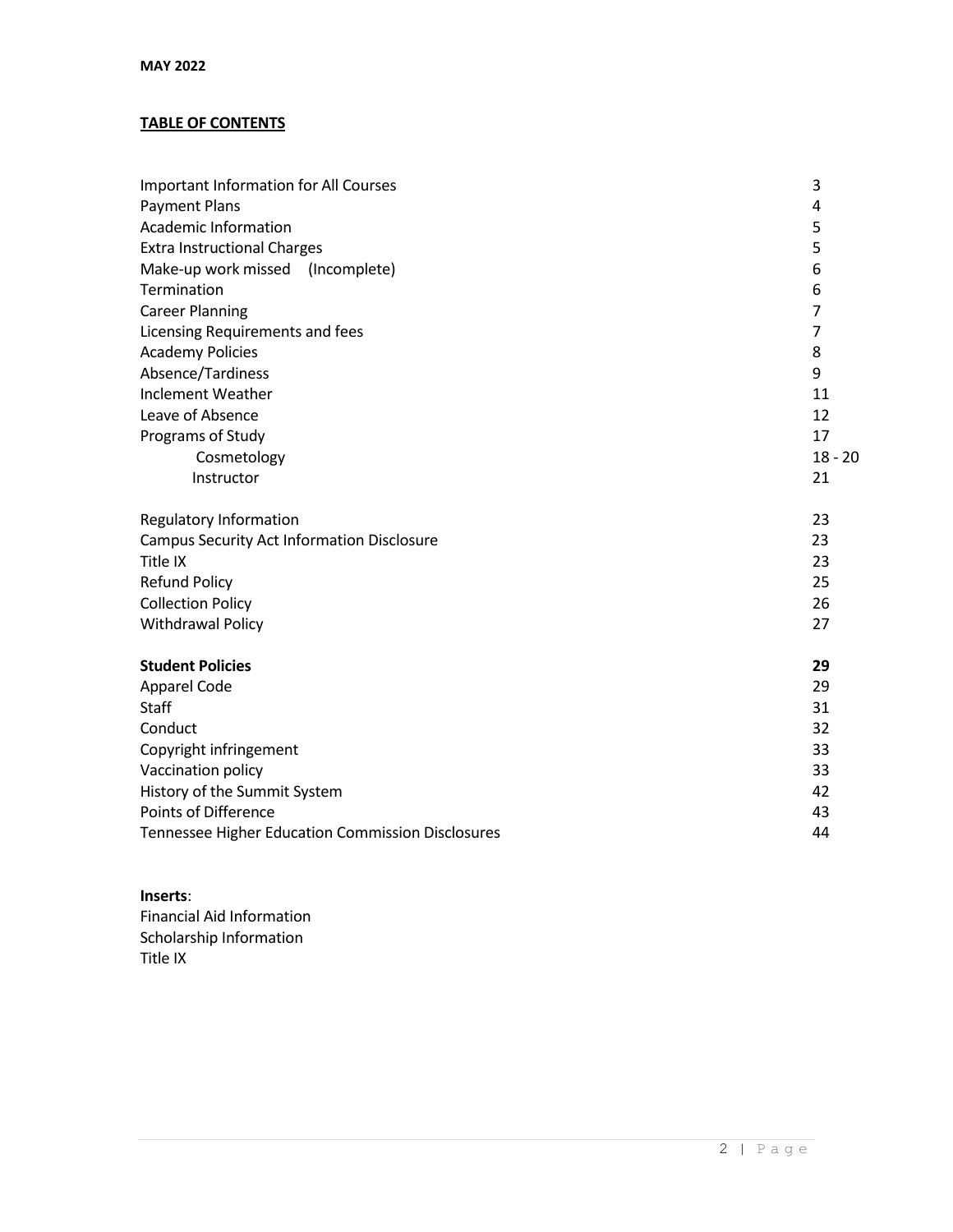**MAY 2022**

## TABLE OF CONTENTS

| | |
|---|---|
| Important Information for All Courses | 3 |
| Payment Plans | 4 |
| Academic Information | 5 |
| Extra Instructional Charges | 5 |
| Make-up work missed (Incomplete) | 6 |
| Termination | 6 |
| Career Planning | 7 |
| Licensing Requirements and fees | 7 |
| Academy Policies | 8 |
| Absence/Tardiness | 9 |
| Inclement Weather | 11 |
| Leave of Absence | 12 |
| Programs of Study | 17 |
| Cosmetology | 18 - 20 |
| Instructor | 21 |
| Regulatory Information | 23 |
| Campus Security Act Information Disclosure | 23 |
| Title IX | 23 |
| Refund Policy | 25 |
| Collection Policy | 26 |
| Withdrawal Policy | 27 |
| **Student Policies** | **29** |
| Apparel Code | 29 |
| Staff | 31 |
| Conduct | 32 |
| Copyright infringement | 33 |
| Vaccination policy | 33 |
| History of the Summit System | 42 |
| Points of Difference | 43 |
| Tennessee Higher Education Commission Disclosures | 44 |

**Inserts**:
Financial Aid Information
Scholarship Information
Title IX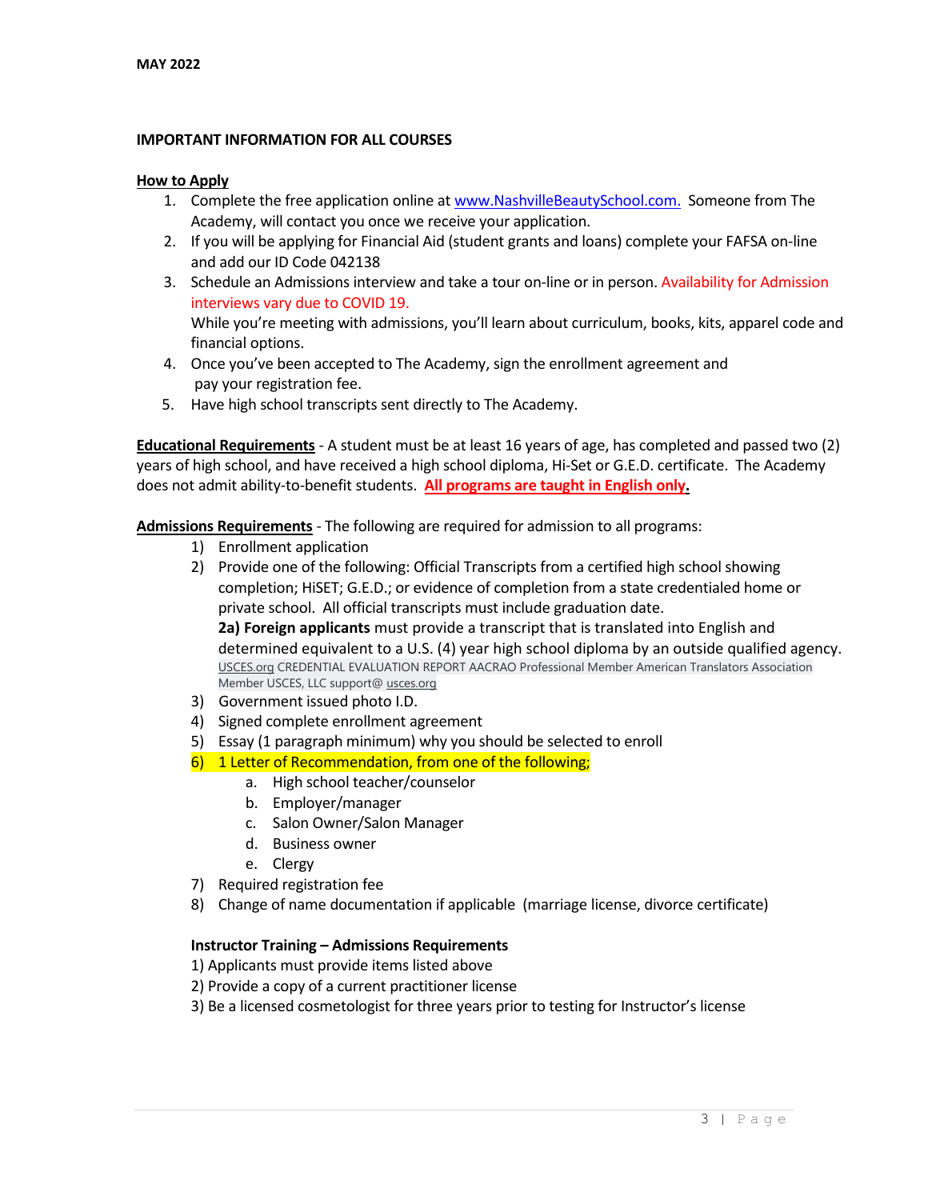MAY 2022

**IMPORTANT INFORMATION FOR ALL COURSES**

**How to Apply**

1. Complete the free application online at www.NashvilleBeautySchool.com. Someone from The Academy, will contact you once we receive your application.
2. If you will be applying for Financial Aid (student grants and loans) complete your FAFSA on-line and add our ID Code 042138
3. Schedule an Admissions interview and take a tour on-line or in person. Availability for Admission interviews vary due to COVID 19.
   While you're meeting with admissions, you'll learn about curriculum, books, kits, apparel code and financial options.
4. Once you've been accepted to The Academy, sign the enrollment agreement and pay your registration fee.
5. Have high school transcripts sent directly to The Academy.

**Educational Requirements** - A student must be at least 16 years of age, has completed and passed two (2) years of high school, and have received a high school diploma, Hi-Set or G.E.D. certificate. The Academy does not admit ability-to-benefit students. **All programs are taught in English only.**

**Admissions Requirements** - The following are required for admission to all programs:

1) Enrollment application
2) Provide one of the following: Official Transcripts from a certified high school showing completion; HiSET; G.E.D.; or evidence of completion from a state credentialed home or private school. All official transcripts must include graduation date.
   **2a) Foreign applicants** must provide a transcript that is translated into English and determined equivalent to a U.S. (4) year high school diploma by an outside qualified agency.
   USCES.org CREDENTIAL EVALUATION REPORT AACRAO Professional Member American Translators Association Member USCES, LLC support@ usces.org
3) Government issued photo I.D.
4) Signed complete enrollment agreement
5) Essay (1 paragraph minimum) why you should be selected to enroll
6) 1 Letter of Recommendation, from one of the following;
   a. High school teacher/counselor
   b. Employer/manager
   c. Salon Owner/Salon Manager
   d. Business owner
   e. Clergy
7) Required registration fee
8) Change of name documentation if applicable (marriage license, divorce certificate)

**Instructor Training – Admissions Requirements**

1) Applicants must provide items listed above
2) Provide a copy of a current practitioner license
3) Be a licensed cosmetologist for three years prior to testing for Instructor's license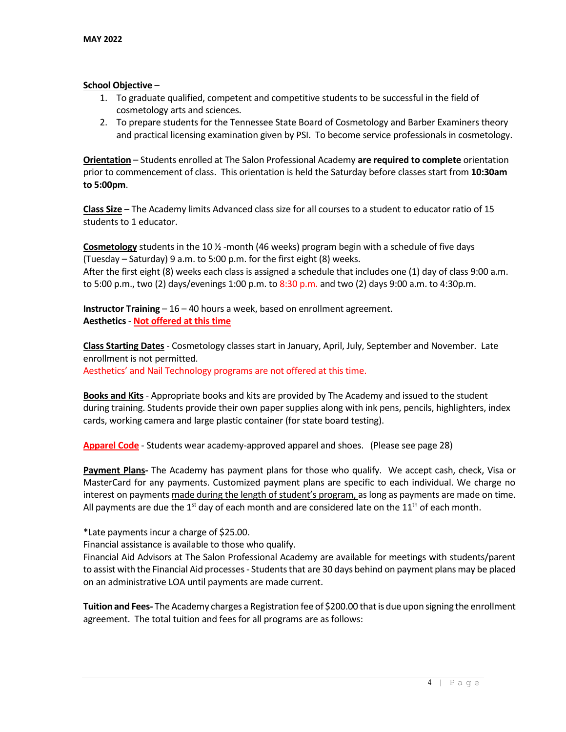MAY 2022

**School Objective** –

1. To graduate qualified, competent and competitive students to be successful in the field of cosmetology arts and sciences.
2. To prepare students for the Tennessee State Board of Cosmetology and Barber Examiners theory and practical licensing examination given by PSI. To become service professionals in cosmetology.

**Orientation** – Students enrolled at The Salon Professional Academy **are required to complete** orientation prior to commencement of class. This orientation is held the Saturday before classes start from **10:30am to 5:00pm**.

**Class Size** – The Academy limits Advanced class size for all courses to a student to educator ratio of 15 students to 1 educator.

**Cosmetology** students in the 10 ½ -month (46 weeks) program begin with a schedule of five days (Tuesday – Saturday) 9 a.m. to 5:00 p.m. for the first eight (8) weeks.
After the first eight (8) weeks each class is assigned a schedule that includes one (1) day of class 9:00 a.m. to 5:00 p.m., two (2) days/evenings 1:00 p.m. to 8:30 p.m. and two (2) days 9:00 a.m. to 4:30p.m.

**Instructor Training** – 16 – 40 hours a week, based on enrollment agreement.
**Aesthetics** - **Not offered at this time**

**Class Starting Dates** - Cosmetology classes start in January, April, July, September and November. Late enrollment is not permitted.
Aesthetics' and Nail Technology programs are not offered at this time.

**Books and Kits** - Appropriate books and kits are provided by The Academy and issued to the student during training. Students provide their own paper supplies along with ink pens, pencils, highlighters, index cards, working camera and large plastic container (for state board testing).

**Apparel Code** - Students wear academy-approved apparel and shoes. (Please see page 28)

**Payment Plans-** The Academy has payment plans for those who qualify. We accept cash, check, Visa or MasterCard for any payments. Customized payment plans are specific to each individual. We charge no interest on payments made during the length of student's program, as long as payments are made on time. All payments are due the 1st day of each month and are considered late on the 11th of each month.

*Late payments incur a charge of $25.00.
Financial assistance is available to those who qualify.
Financial Aid Advisors at The Salon Professional Academy are available for meetings with students/parent to assist with the Financial Aid processes - Students that are 30 days behind on payment plans may be placed on an administrative LOA until payments are made current.

**Tuition and Fees-** The Academy charges a Registration fee of $200.00 that is due upon signing the enrollment agreement. The total tuition and fees for all programs are as follows: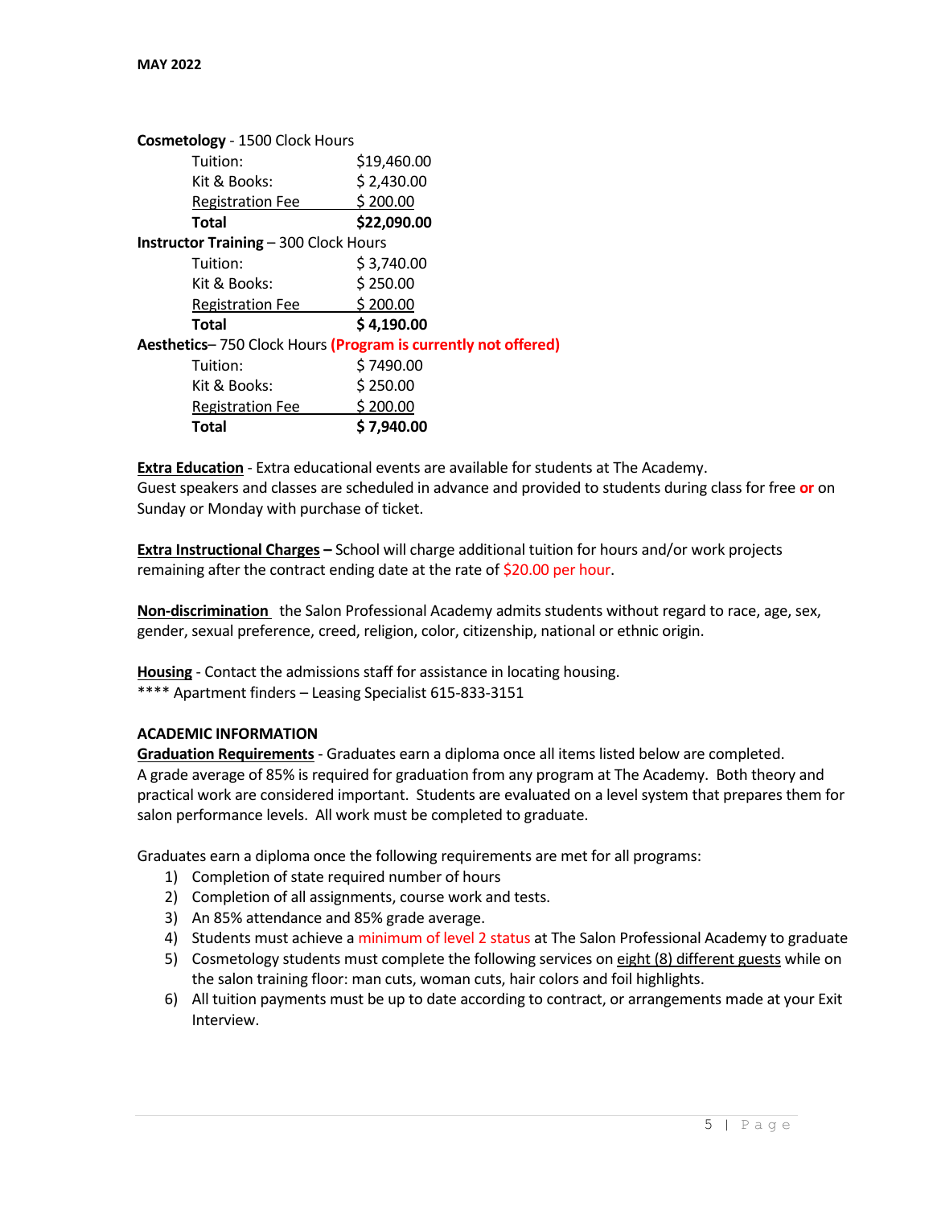MAY 2022

**Cosmetology** - 1500 Clock Hours

| | |
|---|---|
| Tuition: | $19,460.00 |
| Kit & Books: | $ 2,430.00 |
| Registration Fee | $ 200.00 |
| **Total** | **$22,090.00** |

**Instructor Training** – 300 Clock Hours

| | |
|---|---|
| Tuition: | $ 3,740.00 |
| Kit & Books: | $ 250.00 |
| Registration Fee | $ 200.00 |
| **Total** | **$ 4,190.00** |

**Aesthetics**– 750 Clock Hours **(Program is currently not offered)**

| | |
|---|---|
| Tuition: | $ 7490.00 |
| Kit & Books: | $ 250.00 |
| Registration Fee | $ 200.00 |
| **Total** | **$ 7,940.00** |

**Extra Education** - Extra educational events are available for students at The Academy. Guest speakers and classes are scheduled in advance and provided to students during class for free **or** on Sunday or Monday with purchase of ticket.

**Extra Instructional Charges –** School will charge additional tuition for hours and/or work projects remaining after the contract ending date at the rate of $20.00 per hour.

**Non-discrimination** the Salon Professional Academy admits students without regard to race, age, sex, gender, sexual preference, creed, religion, color, citizenship, national or ethnic origin.

**Housing** - Contact the admissions staff for assistance in locating housing.
**** Apartment finders – Leasing Specialist 615-833-3151

**ACADEMIC INFORMATION**

**Graduation Requirements** - Graduates earn a diploma once all items listed below are completed. A grade average of 85% is required for graduation from any program at The Academy. Both theory and practical work are considered important. Students are evaluated on a level system that prepares them for salon performance levels. All work must be completed to graduate.

Graduates earn a diploma once the following requirements are met for all programs:

1) Completion of state required number of hours
2) Completion of all assignments, course work and tests.
3) An 85% attendance and 85% grade average.
4) Students must achieve a minimum of level 2 status at The Salon Professional Academy to graduate
5) Cosmetology students must complete the following services on eight (8) different guests while on the salon training floor: man cuts, woman cuts, hair colors and foil highlights.
6) All tuition payments must be up to date according to contract, or arrangements made at your Exit Interview.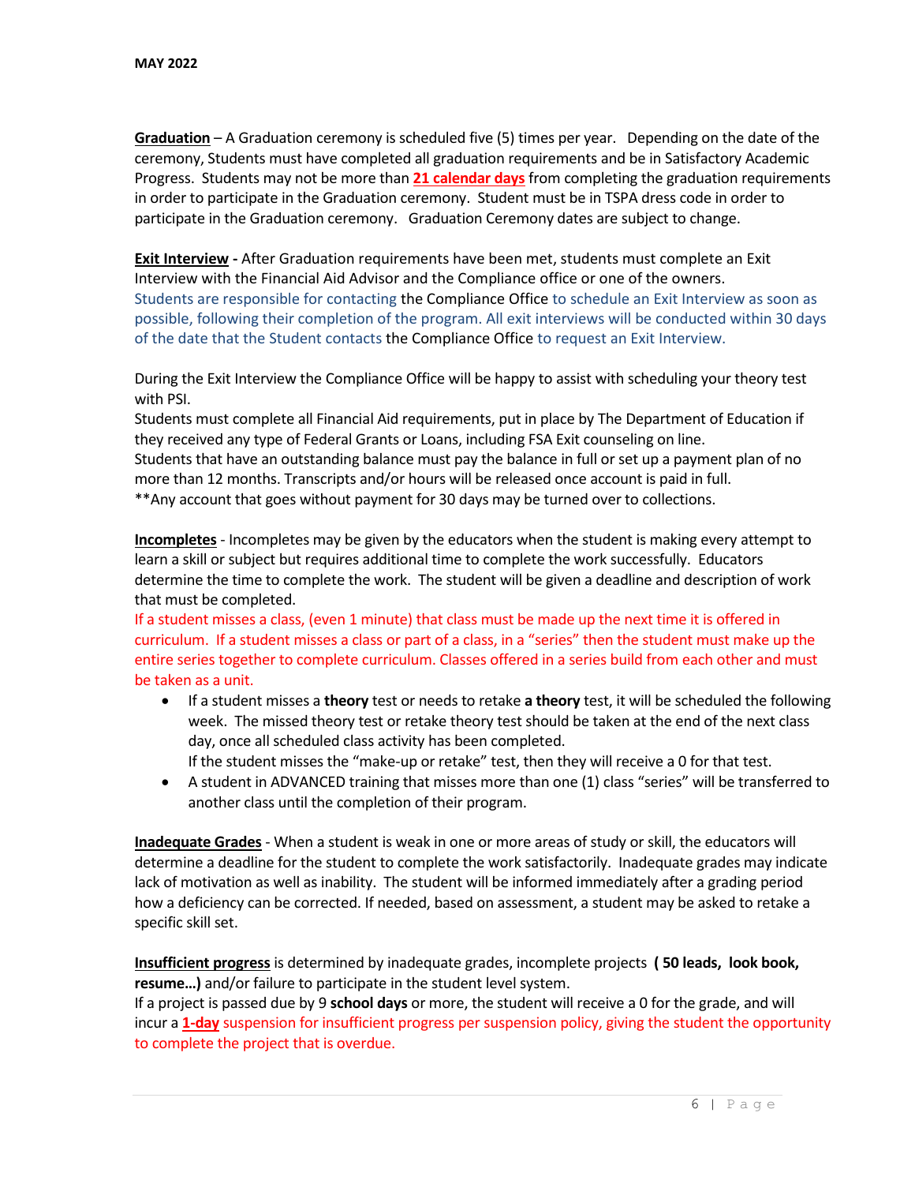**Graduation** – A Graduation ceremony is scheduled five (5) times per year. Depending on the date of the ceremony, Students must have completed all graduation requirements and be in Satisfactory Academic Progress. Students may not be more than **21 calendar days** from completing the graduation requirements in order to participate in the Graduation ceremony. Student must be in TSPA dress code in order to participate in the Graduation ceremony. Graduation Ceremony dates are subject to change.

**Exit Interview -** After Graduation requirements have been met, students must complete an Exit Interview with the Financial Aid Advisor and the Compliance office or one of the owners. Students are responsible for contacting the Compliance Office to schedule an Exit Interview as soon as possible, following their completion of the program. All exit interviews will be conducted within 30 days of the date that the Student contacts the Compliance Office to request an Exit Interview.

During the Exit Interview the Compliance Office will be happy to assist with scheduling your theory test with PSI.
Students must complete all Financial Aid requirements, put in place by The Department of Education if they received any type of Federal Grants or Loans, including FSA Exit counseling on line.
Students that have an outstanding balance must pay the balance in full or set up a payment plan of no more than 12 months. Transcripts and/or hours will be released once account is paid in full.
**Any account that goes without payment for 30 days may be turned over to collections.

**Incompletes** - Incompletes may be given by the educators when the student is making every attempt to learn a skill or subject but requires additional time to complete the work successfully. Educators determine the time to complete the work. The student will be given a deadline and description of work that must be completed.
If a student misses a class, (even 1 minute) that class must be made up the next time it is offered in curriculum. If a student misses a class or part of a class, in a "series" then the student must make up the entire series together to complete curriculum. Classes offered in a series build from each other and must be taken as a unit.

- If a student misses a **theory** test or needs to retake **a theory** test, it will be scheduled the following week. The missed theory test or retake theory test should be taken at the end of the next class day, once all scheduled class activity has been completed.
  If the student misses the "make-up or retake" test, then they will receive a 0 for that test.
- A student in ADVANCED training that misses more than one (1) class "series" will be transferred to another class until the completion of their program.

**Inadequate Grades** - When a student is weak in one or more areas of study or skill, the educators will determine a deadline for the student to complete the work satisfactorily. Inadequate grades may indicate lack of motivation as well as inability. The student will be informed immediately after a grading period how a deficiency can be corrected. If needed, based on assessment, a student may be asked to retake a specific skill set.

**Insufficient progress** is determined by inadequate grades, incomplete projects **( 50 leads, look book, resume…)** and/or failure to participate in the student level system.
If a project is passed due by 9 **school days** or more, the student will receive a 0 for the grade, and will incur a **1-day** suspension for insufficient progress per suspension policy, giving the student the opportunity to complete the project that is overdue.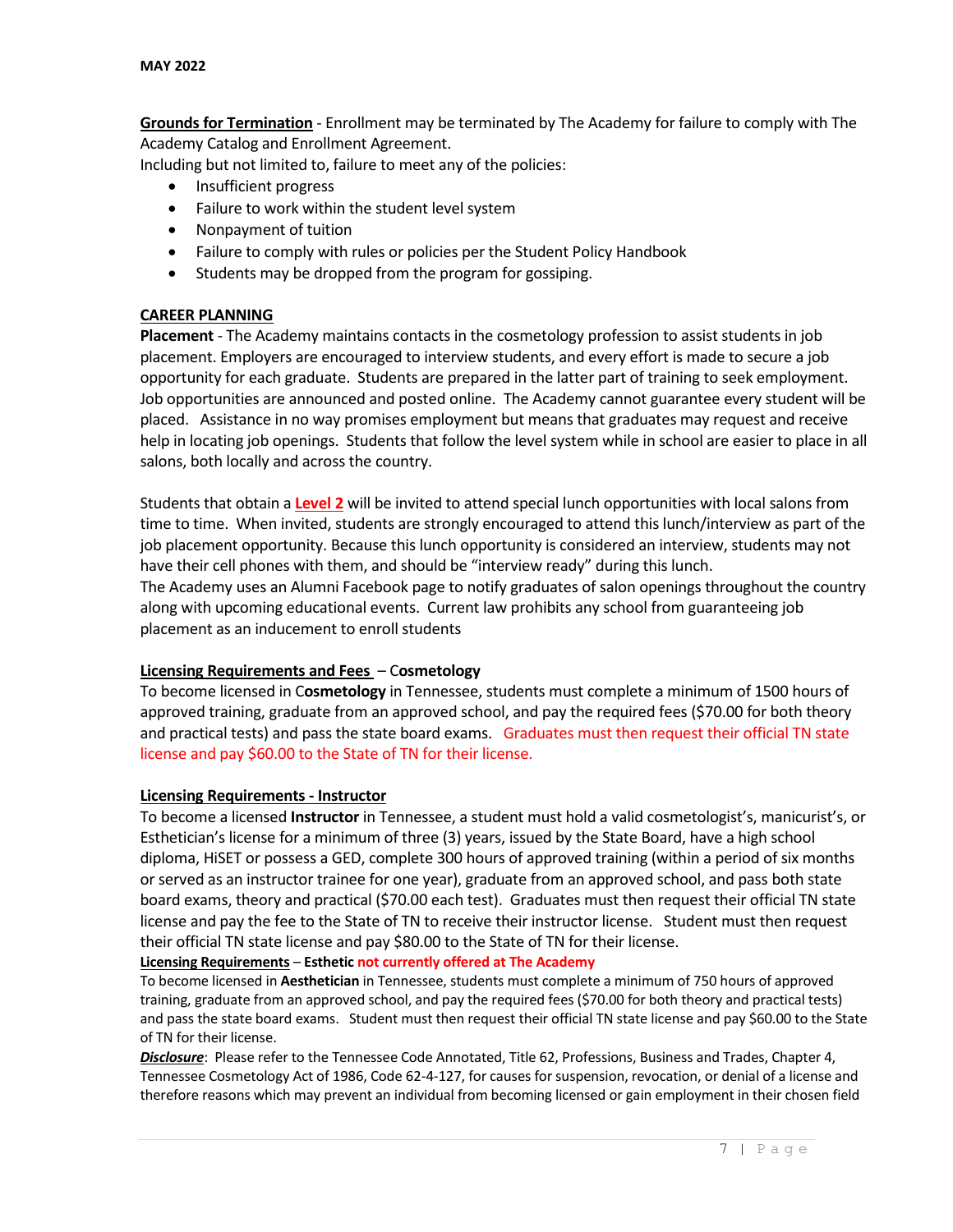**Grounds for Termination** - Enrollment may be terminated by The Academy for failure to comply with The Academy Catalog and Enrollment Agreement.
Including but not limited to, failure to meet any of the policies:

- Insufficient progress
- Failure to work within the student level system
- Nonpayment of tuition
- Failure to comply with rules or policies per the Student Policy Handbook
- Students may be dropped from the program for gossiping.

## CAREER PLANNING

**Placement** - The Academy maintains contacts in the cosmetology profession to assist students in job placement. Employers are encouraged to interview students, and every effort is made to secure a job opportunity for each graduate. Students are prepared in the latter part of training to seek employment. Job opportunities are announced and posted online. The Academy cannot guarantee every student will be placed. Assistance in no way promises employment but means that graduates may request and receive help in locating job openings. Students that follow the level system while in school are easier to place in all salons, both locally and across the country.

Students that obtain a **Level 2** will be invited to attend special lunch opportunities with local salons from time to time. When invited, students are strongly encouraged to attend this lunch/interview as part of the job placement opportunity. Because this lunch opportunity is considered an interview, students may not have their cell phones with them, and should be "interview ready" during this lunch.
The Academy uses an Alumni Facebook page to notify graduates of salon openings throughout the country along with upcoming educational events. Current law prohibits any school from guaranteeing job placement as an inducement to enroll students

**Licensing Requirements and Fees – Cosmetology**
To become licensed in C**osmetology** in Tennessee, students must complete a minimum of 1500 hours of approved training, graduate from an approved school, and pay the required fees ($70.00 for both theory and practical tests) and pass the state board exams. Graduates must then request their official TN state license and pay $60.00 to the State of TN for their license.

**Licensing Requirements - Instructor**
To become a licensed **Instructor** in Tennessee, a student must hold a valid cosmetologist's, manicurist's, or Esthetician's license for a minimum of three (3) years, issued by the State Board, have a high school diploma, HiSET or possess a GED, complete 300 hours of approved training (within a period of six months or served as an instructor trainee for one year), graduate from an approved school, and pass both state board exams, theory and practical ($70.00 each test). Graduates must then request their official TN state license and pay the fee to the State of TN to receive their instructor license. Student must then request their official TN state license and pay $80.00 to the State of TN for their license.

**Licensing Requirements – Esthetic not currently offered at The Academy**
To become licensed in **Aesthetician** in Tennessee, students must complete a minimum of 750 hours of approved training, graduate from an approved school, and pay the required fees ($70.00 for both theory and practical tests) and pass the state board exams. Student must then request their official TN state license and pay $60.00 to the State of TN for their license.

***Disclosure***: Please refer to the Tennessee Code Annotated, Title 62, Professions, Business and Trades, Chapter 4, Tennessee Cosmetology Act of 1986, Code 62-4-127, for causes for suspension, revocation, or denial of a license and therefore reasons which may prevent an individual from becoming licensed or gain employment in their chosen field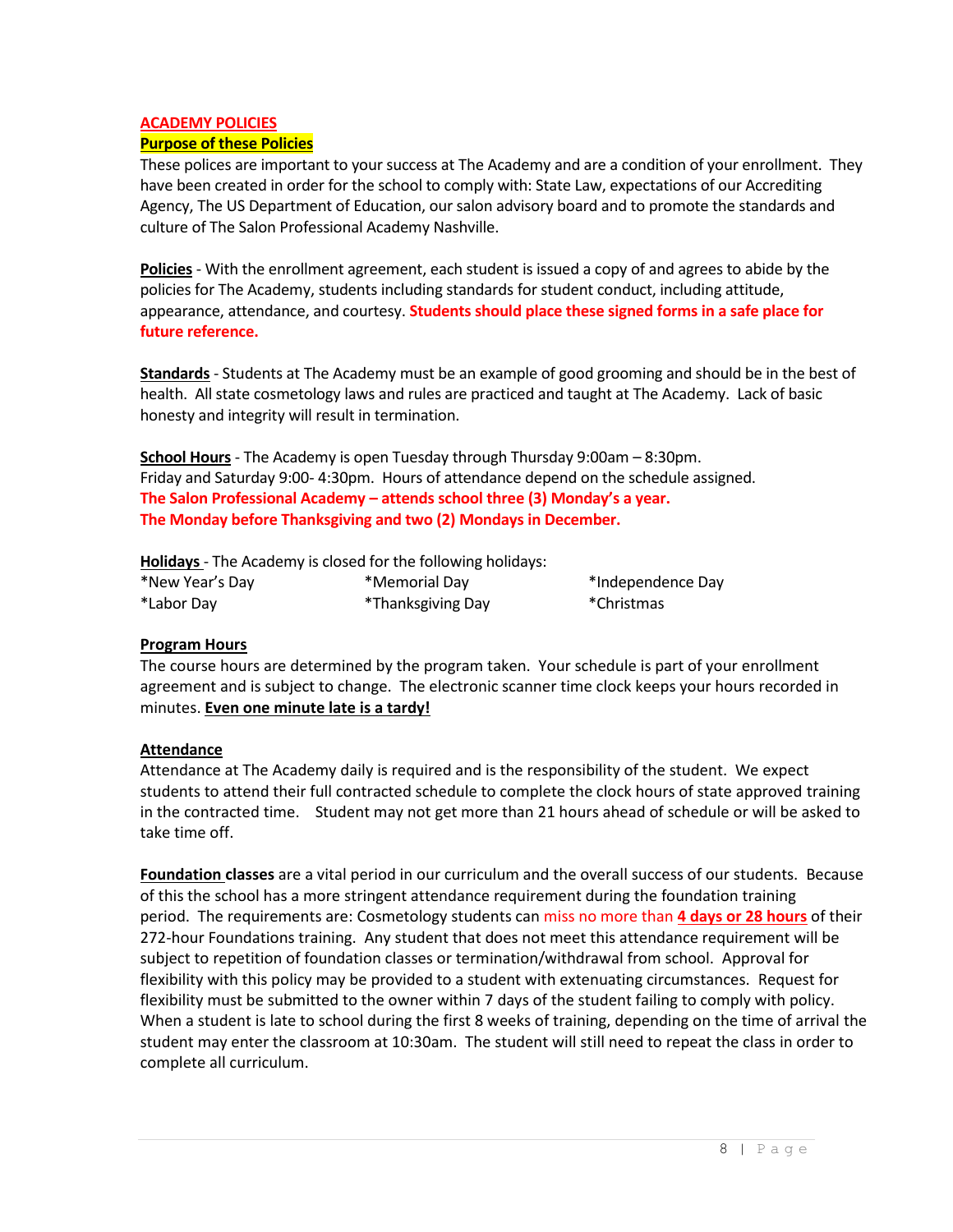## ACADEMY POLICIES

### Purpose of these Policies

These polices are important to your success at The Academy and are a condition of your enrollment. They have been created in order for the school to comply with: State Law, expectations of our Accrediting Agency, The US Department of Education, our salon advisory board and to promote the standards and culture of The Salon Professional Academy Nashville.

**Policies** - With the enrollment agreement, each student is issued a copy of and agrees to abide by the policies for The Academy, students including standards for student conduct, including attitude, appearance, attendance, and courtesy. **Students should place these signed forms in a safe place for future reference.**

**Standards** - Students at The Academy must be an example of good grooming and should be in the best of health. All state cosmetology laws and rules are practiced and taught at The Academy. Lack of basic honesty and integrity will result in termination.

**School Hours** - The Academy is open Tuesday through Thursday 9:00am – 8:30pm. Friday and Saturday 9:00- 4:30pm. Hours of attendance depend on the schedule assigned.
**The Salon Professional Academy – attends school three (3) Monday's a year.**
**The Monday before Thanksgiving and two (2) Mondays in December.**

**Holidays** - The Academy is closed for the following holidays:

*New Year's Day
*Memorial Day
*Independence Day
*Labor Day
*Thanksgiving Day
*Christmas

**Program Hours**

The course hours are determined by the program taken. Your schedule is part of your enrollment agreement and is subject to change. The electronic scanner time clock keeps your hours recorded in minutes. **Even one minute late is a tardy!**

**Attendance**

Attendance at The Academy daily is required and is the responsibility of the student. We expect students to attend their full contracted schedule to complete the clock hours of state approved training in the contracted time. Student may not get more than 21 hours ahead of schedule or will be asked to take time off.

**Foundation classes** are a vital period in our curriculum and the overall success of our students. Because of this the school has a more stringent attendance requirement during the foundation training period. The requirements are: Cosmetology students can miss no more than **4 days or 28 hours** of their 272-hour Foundations training. Any student that does not meet this attendance requirement will be subject to repetition of foundation classes or termination/withdrawal from school. Approval for flexibility with this policy may be provided to a student with extenuating circumstances. Request for flexibility must be submitted to the owner within 7 days of the student failing to comply with policy. When a student is late to school during the first 8 weeks of training, depending on the time of arrival the student may enter the classroom at 10:30am. The student will still need to repeat the class in order to complete all curriculum.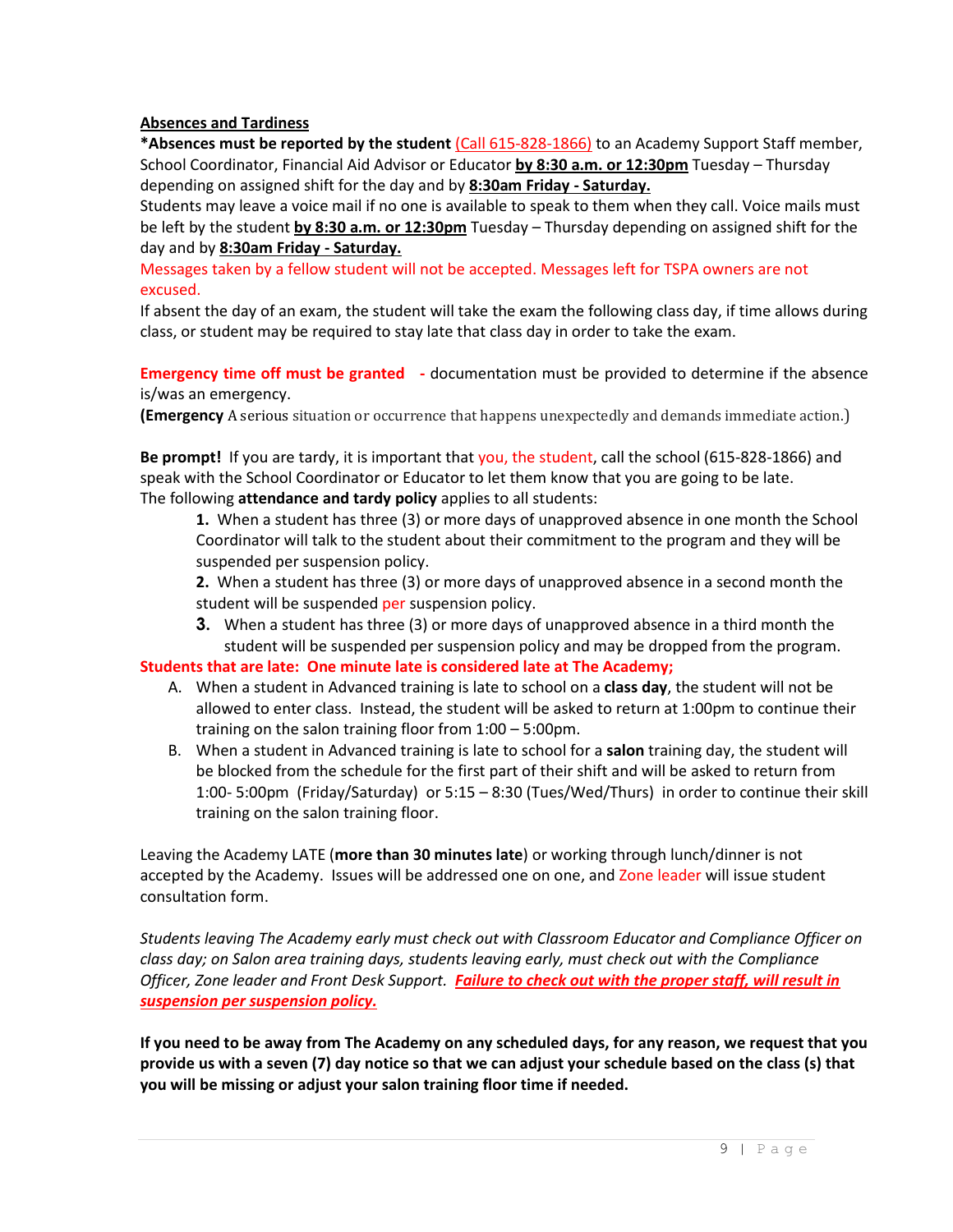**Absences and Tardiness**

***Absences must be reported by the student** (Call 615-828-1866) to an Academy Support Staff member, School Coordinator, Financial Aid Advisor or Educator **by 8:30 a.m. or 12:30pm** Tuesday – Thursday depending on assigned shift for the day and by **8:30am Friday - Saturday.**

Students may leave a voice mail if no one is available to speak to them when they call. Voice mails must be left by the student **by 8:30 a.m. or 12:30pm** Tuesday – Thursday depending on assigned shift for the day and by **8:30am Friday - Saturday.**

Messages taken by a fellow student will not be accepted. Messages left for TSPA owners are not excused.

If absent the day of an exam, the student will take the exam the following class day, if time allows during class, or student may be required to stay late that class day in order to take the exam.

**Emergency time off must be granted -** documentation must be provided to determine if the absence is/was an emergency.

**(Emergency** A serious situation or occurrence that happens unexpectedly and demands immediate action.)

**Be prompt!** If you are tardy, it is important that you, the student, call the school (615-828-1866) and speak with the School Coordinator or Educator to let them know that you are going to be late.

The following **attendance and tardy policy** applies to all students:

1. When a student has three (3) or more days of unapproved absence in one month the School Coordinator will talk to the student about their commitment to the program and they will be suspended per suspension policy.
2. When a student has three (3) or more days of unapproved absence in a second month the student will be suspended per suspension policy.
3. When a student has three (3) or more days of unapproved absence in a third month the student will be suspended per suspension policy and may be dropped from the program.

**Students that are late: One minute late is considered late at The Academy;**

A. When a student in Advanced training is late to school on a **class day**, the student will not be allowed to enter class. Instead, the student will be asked to return at 1:00pm to continue their training on the salon training floor from 1:00 – 5:00pm.

B. When a student in Advanced training is late to school for a **salon** training day, the student will be blocked from the schedule for the first part of their shift and will be asked to return from 1:00- 5:00pm (Friday/Saturday) or 5:15 – 8:30 (Tues/Wed/Thurs) in order to continue their skill training on the salon training floor.

Leaving the Academy LATE (**more than 30 minutes late**) or working through lunch/dinner is not accepted by the Academy. Issues will be addressed one on one, and Zone leader will issue student consultation form.

*Students leaving The Academy early must check out with Classroom Educator and Compliance Officer on class day; on Salon area training days, students leaving early, must check out with the Compliance Officer, Zone leader and Front Desk Support.* ***Failure to check out with the proper staff, will result in suspension per suspension policy.***

**If you need to be away from The Academy on any scheduled days, for any reason, we request that you provide us with a seven (7) day notice so that we can adjust your schedule based on the class (s) that you will be missing or adjust your salon training floor time if needed.**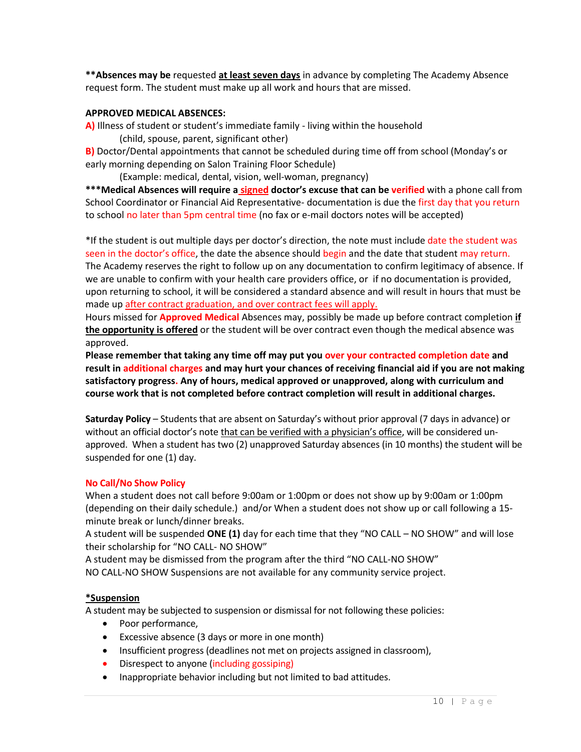**Absences may be** requested **at least seven days** in advance by completing The Academy Absence request form. The student must make up all work and hours that are missed.

**APPROVED MEDICAL ABSENCES:**

A) Illness of student or student's immediate family - living within the household (child, spouse, parent, significant other)

B) Doctor/Dental appointments that cannot be scheduled during time off from school (Monday's or early morning depending on Salon Training Floor Schedule) (Example: medical, dental, vision, well-woman, pregnancy)

***Medical Absences will require a signed doctor's excuse that can be verified** with a phone call from School Coordinator or Financial Aid Representative- documentation is due the first day that you return to school no later than 5pm central time (no fax or e-mail doctors notes will be accepted)

*If the student is out multiple days per doctor's direction, the note must include date the student was seen in the doctor's office, the date the absence should begin and the date that student may return. The Academy reserves the right to follow up on any documentation to confirm legitimacy of absence. If we are unable to confirm with your health care providers office, or if no documentation is provided, upon returning to school, it will be considered a standard absence and will result in hours that must be made up after contract graduation, and over contract fees will apply.

Hours missed for **Approved Medical** Absences may, possibly be made up before contract completion **if the opportunity is offered** or the student will be over contract even though the medical absence was approved.

**Please remember that taking any time off may put you over your contracted completion date and result in additional charges and may hurt your chances of receiving financial aid if you are not making satisfactory progress. Any of hours, medical approved or unapproved, along with curriculum and course work that is not completed before contract completion will result in additional charges.**

**Saturday Policy** – Students that are absent on Saturday's without prior approval (7 days in advance) or without an official doctor's note that can be verified with a physician's office, will be considered un-approved. When a student has two (2) unapproved Saturday absences (in 10 months) the student will be suspended for one (1) day.

**No Call/No Show Policy**

When a student does not call before 9:00am or 1:00pm or does not show up by 9:00am or 1:00pm (depending on their daily schedule.) and/or When a student does not show up or call following a 15-minute break or lunch/dinner breaks.

A student will be suspended **ONE (1)** day for each time that they "NO CALL – NO SHOW" and will lose their scholarship for "NO CALL- NO SHOW"

A student may be dismissed from the program after the third "NO CALL-NO SHOW"

NO CALL-NO SHOW Suspensions are not available for any community service project.

***Suspension**

A student may be subjected to suspension or dismissal for not following these policies:

- Poor performance,
- Excessive absence (3 days or more in one month)
- Insufficient progress (deadlines not met on projects assigned in classroom),
- Disrespect to anyone (including gossiping)
- Inappropriate behavior including but not limited to bad attitudes.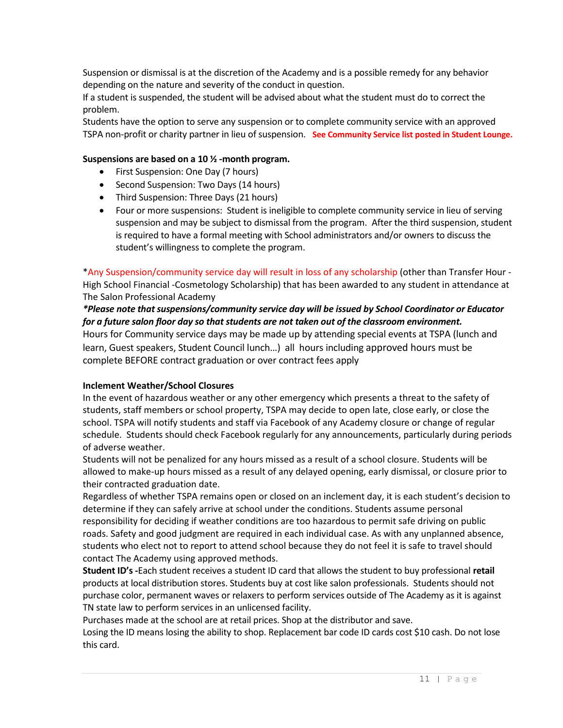Suspension or dismissal is at the discretion of the Academy and is a possible remedy for any behavior depending on the nature and severity of the conduct in question.

If a student is suspended, the student will be advised about what the student must do to correct the problem.

Students have the option to serve any suspension or to complete community service with an approved TSPA non-profit or charity partner in lieu of suspension. **See Community Service list posted in Student Lounge.**

**Suspensions are based on a 10 ½ -month program.**

- First Suspension: One Day (7 hours)
- Second Suspension: Two Days (14 hours)
- Third Suspension: Three Days (21 hours)
- Four or more suspensions: Student is ineligible to complete community service in lieu of serving suspension and may be subject to dismissal from the program. After the third suspension, student is required to have a formal meeting with School administrators and/or owners to discuss the student's willingness to complete the program.

*Any Suspension/community service day will result in loss of any scholarship (other than Transfer Hour - High School Financial -Cosmetology Scholarship) that has been awarded to any student in attendance at The Salon Professional Academy

***Please note that suspensions/community service day will be issued by School Coordinator or Educator for a future salon floor day so that students are not taken out of the classroom environment.***

Hours for Community service days may be made up by attending special events at TSPA (lunch and learn, Guest speakers, Student Council lunch…) all hours including approved hours must be complete BEFORE contract graduation or over contract fees apply

**Inclement Weather/School Closures**

In the event of hazardous weather or any other emergency which presents a threat to the safety of students, staff members or school property, TSPA may decide to open late, close early, or close the school. TSPA will notify students and staff via Facebook of any Academy closure or change of regular schedule. Students should check Facebook regularly for any announcements, particularly during periods of adverse weather.

Students will not be penalized for any hours missed as a result of a school closure. Students will be allowed to make-up hours missed as a result of any delayed opening, early dismissal, or closure prior to their contracted graduation date.

Regardless of whether TSPA remains open or closed on an inclement day, it is each student's decision to determine if they can safely arrive at school under the conditions. Students assume personal responsibility for deciding if weather conditions are too hazardous to permit safe driving on public roads. Safety and good judgment are required in each individual case. As with any unplanned absence, students who elect not to report to attend school because they do not feel it is safe to travel should contact The Academy using approved methods.

**Student ID's -**Each student receives a student ID card that allows the student to buy professional **retail** products at local distribution stores. Students buy at cost like salon professionals. Students should not purchase color, permanent waves or relaxers to perform services outside of The Academy as it is against TN state law to perform services in an unlicensed facility.

Purchases made at the school are at retail prices. Shop at the distributor and save.

Losing the ID means losing the ability to shop. Replacement bar code ID cards cost $10 cash. Do not lose this card.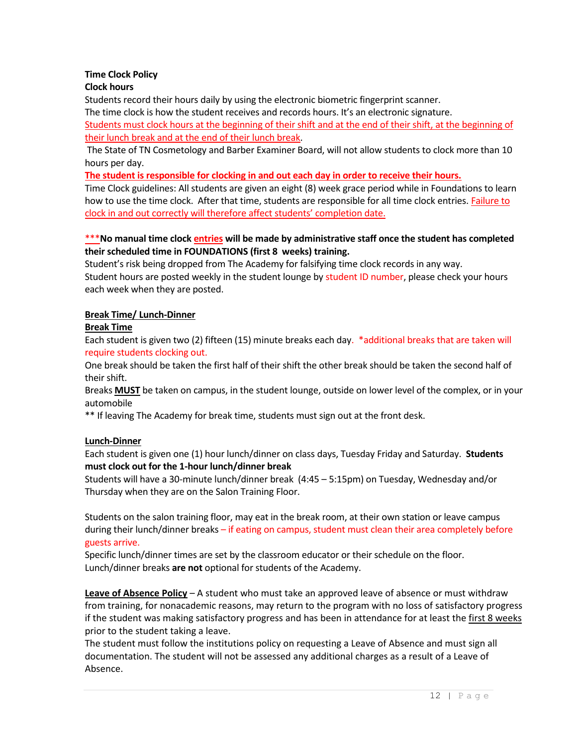**Time Clock Policy**

**Clock hours**

Students record their hours daily by using the electronic biometric fingerprint scanner.
The time clock is how the student receives and records hours. It's an electronic signature.
Students must clock hours at the beginning of their shift and at the end of their shift, at the beginning of their lunch break and at the end of their lunch break.
The State of TN Cosmetology and Barber Examiner Board, will not allow students to clock more than 10 hours per day.

**The student is responsible for clocking in and out each day in order to receive their hours.**

Time Clock guidelines: All students are given an eight (8) week grace period while in Foundations to learn how to use the time clock. After that time, students are responsible for all time clock entries. Failure to clock in and out correctly will therefore affect students' completion date.

***__No manual time clock entries will be made by administrative staff once the student has completed their scheduled time in FOUNDATIONS (first 8 weeks) training.__**

Student's risk being dropped from The Academy for falsifying time clock records in any way.
Student hours are posted weekly in the student lounge by student ID number, please check your hours each week when they are posted.

**Break Time/ Lunch-Dinner**

**Break Time**

Each student is given two (2) fifteen (15) minute breaks each day. *additional breaks that are taken will require students clocking out.
One break should be taken the first half of their shift the other break should be taken the second half of their shift.
Breaks **MUST** be taken on campus, in the student lounge, outside on lower level of the complex, or in your automobile
** If leaving The Academy for break time, students must sign out at the front desk.

**Lunch-Dinner**

Each student is given one (1) hour lunch/dinner on class days, Tuesday Friday and Saturday. **Students must clock out for the 1-hour lunch/dinner break**
Students will have a 30-minute lunch/dinner break (4:45 – 5:15pm) on Tuesday, Wednesday and/or Thursday when they are on the Salon Training Floor.

Students on the salon training floor, may eat in the break room, at their own station or leave campus during their lunch/dinner breaks – if eating on campus, student must clean their area completely before guests arrive.
Specific lunch/dinner times are set by the classroom educator or their schedule on the floor.
Lunch/dinner breaks **are not** optional for students of the Academy.

**Leave of Absence Policy** – A student who must take an approved leave of absence or must withdraw from training, for nonacademic reasons, may return to the program with no loss of satisfactory progress if the student was making satisfactory progress and has been in attendance for at least the first 8 weeks prior to the student taking a leave.
The student must follow the institutions policy on requesting a Leave of Absence and must sign all documentation. The student will not be assessed any additional charges as a result of a Leave of Absence.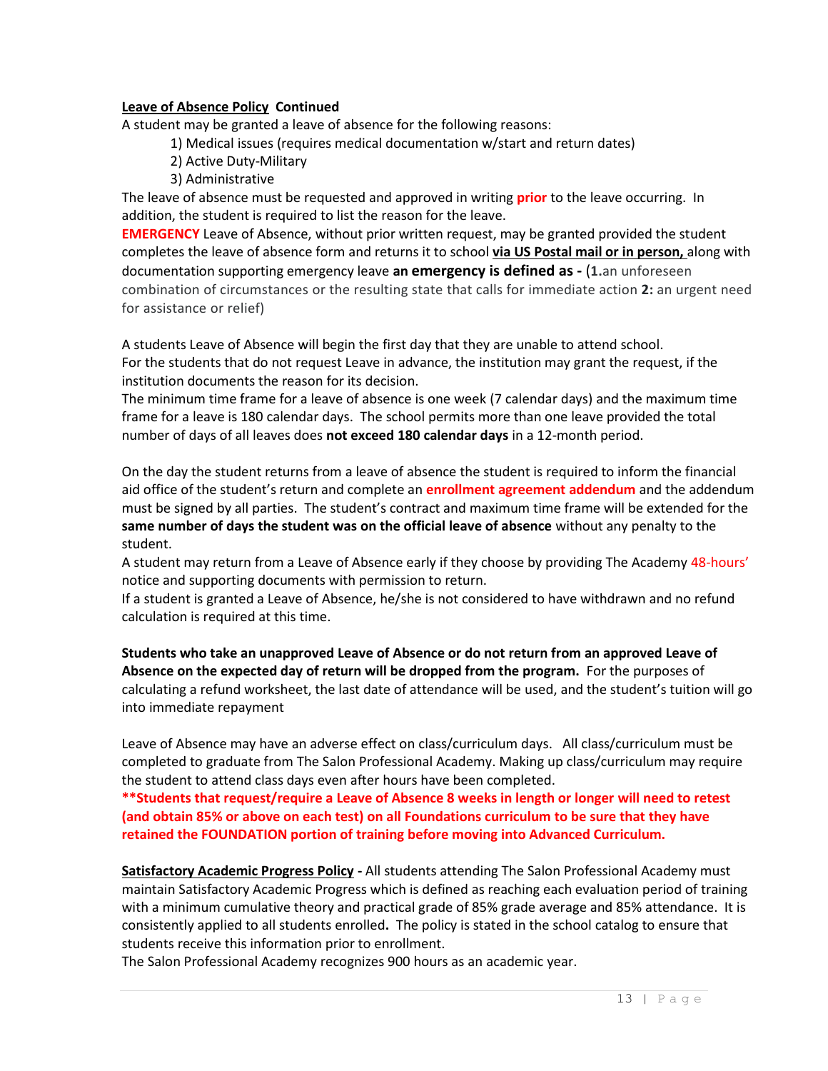**<u>Leave of Absence Policy</u> Continued**

A student may be granted a leave of absence for the following reasons:

1) Medical issues (requires medical documentation w/start and return dates)
2) Active Duty-Military
3) Administrative

The leave of absence must be requested and approved in writing **prior** to the leave occurring. In addition, the student is required to list the reason for the leave.

**EMERGENCY** Leave of Absence, without prior written request, may be granted provided the student completes the leave of absence form and returns it to school **<u>via US Postal mail or in person,</u>** along with documentation supporting emergency leave **an emergency is defined as -** (**1.**an unforeseen combination of circumstances or the resulting state that calls for immediate action **2:** an urgent need for assistance or relief)

A students Leave of Absence will begin the first day that they are unable to attend school.
For the students that do not request Leave in advance, the institution may grant the request, if the institution documents the reason for its decision.
The minimum time frame for a leave of absence is one week (7 calendar days) and the maximum time frame for a leave is 180 calendar days. The school permits more than one leave provided the total number of days of all leaves does **not exceed 180 calendar days** in a 12-month period.

On the day the student returns from a leave of absence the student is required to inform the financial aid office of the student's return and complete an **enrollment agreement addendum** and the addendum must be signed by all parties. The student's contract and maximum time frame will be extended for the **same number of days the student was on the official leave of absence** without any penalty to the student.
A student may return from a Leave of Absence early if they choose by providing The Academy 48-hours' notice and supporting documents with permission to return.
If a student is granted a Leave of Absence, he/she is not considered to have withdrawn and no refund calculation is required at this time.

**Students who take an unapproved Leave of Absence or do not return from an approved Leave of Absence on the expected day of return will be dropped from the program.** For the purposes of calculating a refund worksheet, the last date of attendance will be used, and the student's tuition will go into immediate repayment

Leave of Absence may have an adverse effect on class/curriculum days. All class/curriculum must be completed to graduate from The Salon Professional Academy. Making up class/curriculum may require the student to attend class days even after hours have been completed.
**\*\*Students that request/require a Leave of Absence 8 weeks in length or longer will need to retest (and obtain 85% or above on each test) on all Foundations curriculum to be sure that they have retained the FOUNDATION portion of training before moving into Advanced Curriculum.**

**<u>Satisfactory Academic Progress Policy</u> -** All students attending The Salon Professional Academy must maintain Satisfactory Academic Progress which is defined as reaching each evaluation period of training with a minimum cumulative theory and practical grade of 85% grade average and 85% attendance. It is consistently applied to all students enrolled**.** The policy is stated in the school catalog to ensure that students receive this information prior to enrollment.
The Salon Professional Academy recognizes 900 hours as an academic year.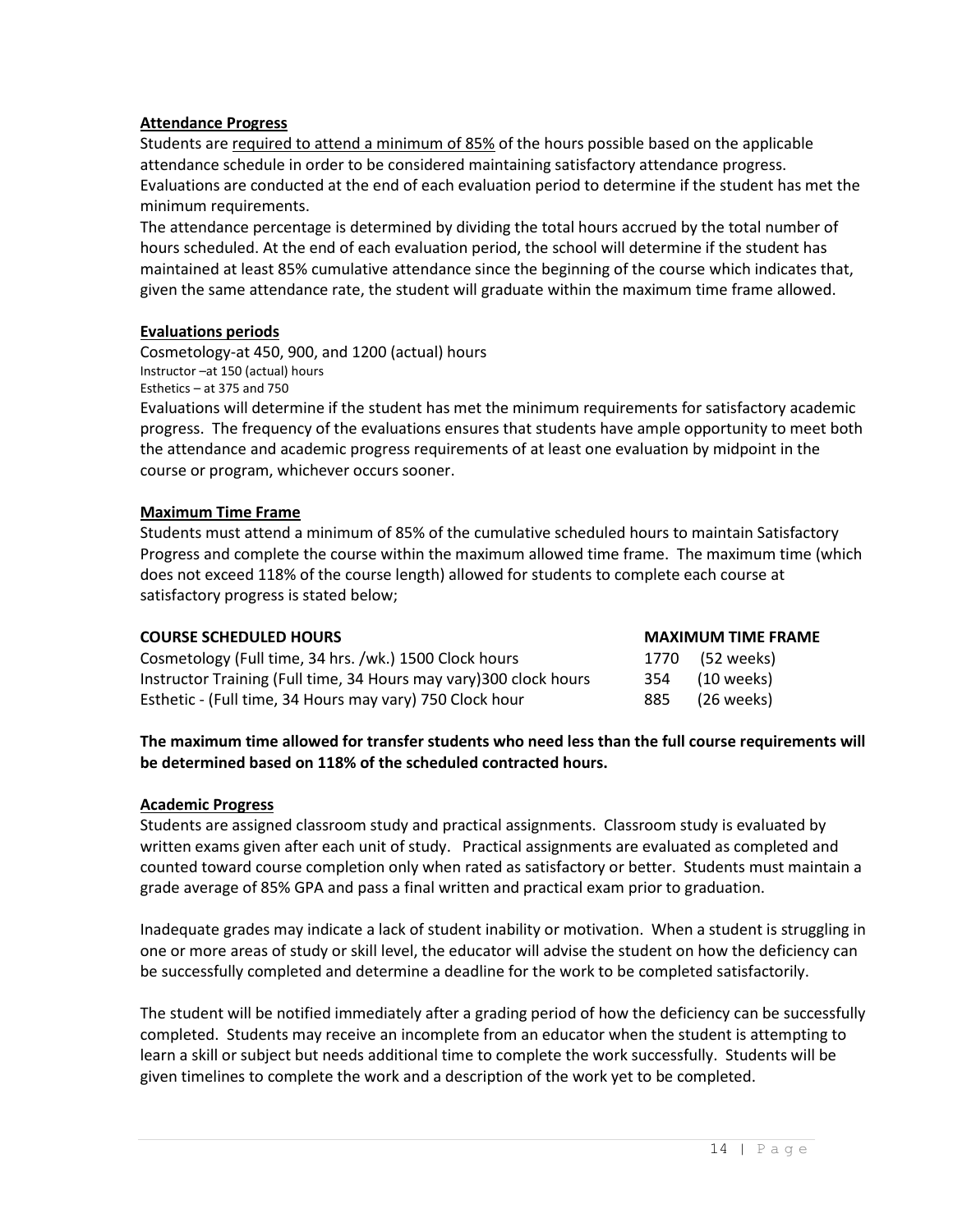**Attendance Progress**

Students are required to attend a minimum of 85% of the hours possible based on the applicable attendance schedule in order to be considered maintaining satisfactory attendance progress. Evaluations are conducted at the end of each evaluation period to determine if the student has met the minimum requirements.

The attendance percentage is determined by dividing the total hours accrued by the total number of hours scheduled. At the end of each evaluation period, the school will determine if the student has maintained at least 85% cumulative attendance since the beginning of the course which indicates that, given the same attendance rate, the student will graduate within the maximum time frame allowed.

**Evaluations periods**

Cosmetology-at 450, 900, and 1200 (actual) hours
Instructor –at 150 (actual) hours
Esthetics – at 375 and 750

Evaluations will determine if the student has met the minimum requirements for satisfactory academic progress. The frequency of the evaluations ensures that students have ample opportunity to meet both the attendance and academic progress requirements of at least one evaluation by midpoint in the course or program, whichever occurs sooner.

**Maximum Time Frame**

Students must attend a minimum of 85% of the cumulative scheduled hours to maintain Satisfactory Progress and complete the course within the maximum allowed time frame. The maximum time (which does not exceed 118% of the course length) allowed for students to complete each course at satisfactory progress is stated below;

| COURSE SCHEDULED HOURS | MAXIMUM TIME FRAME |
|---|---|
| Cosmetology (Full time, 34 hrs. /wk.) 1500 Clock hours | 1770 (52 weeks) |
| Instructor Training (Full time, 34 Hours may vary)300 clock hours | 354 (10 weeks) |
| Esthetic - (Full time, 34 Hours may vary) 750 Clock hour | 885 (26 weeks) |

**The maximum time allowed for transfer students who need less than the full course requirements will be determined based on 118% of the scheduled contracted hours.**

**Academic Progress**

Students are assigned classroom study and practical assignments. Classroom study is evaluated by written exams given after each unit of study. Practical assignments are evaluated as completed and counted toward course completion only when rated as satisfactory or better. Students must maintain a grade average of 85% GPA and pass a final written and practical exam prior to graduation.

Inadequate grades may indicate a lack of student inability or motivation. When a student is struggling in one or more areas of study or skill level, the educator will advise the student on how the deficiency can be successfully completed and determine a deadline for the work to be completed satisfactorily.

The student will be notified immediately after a grading period of how the deficiency can be successfully completed. Students may receive an incomplete from an educator when the student is attempting to learn a skill or subject but needs additional time to complete the work successfully. Students will be given timelines to complete the work and a description of the work yet to be completed.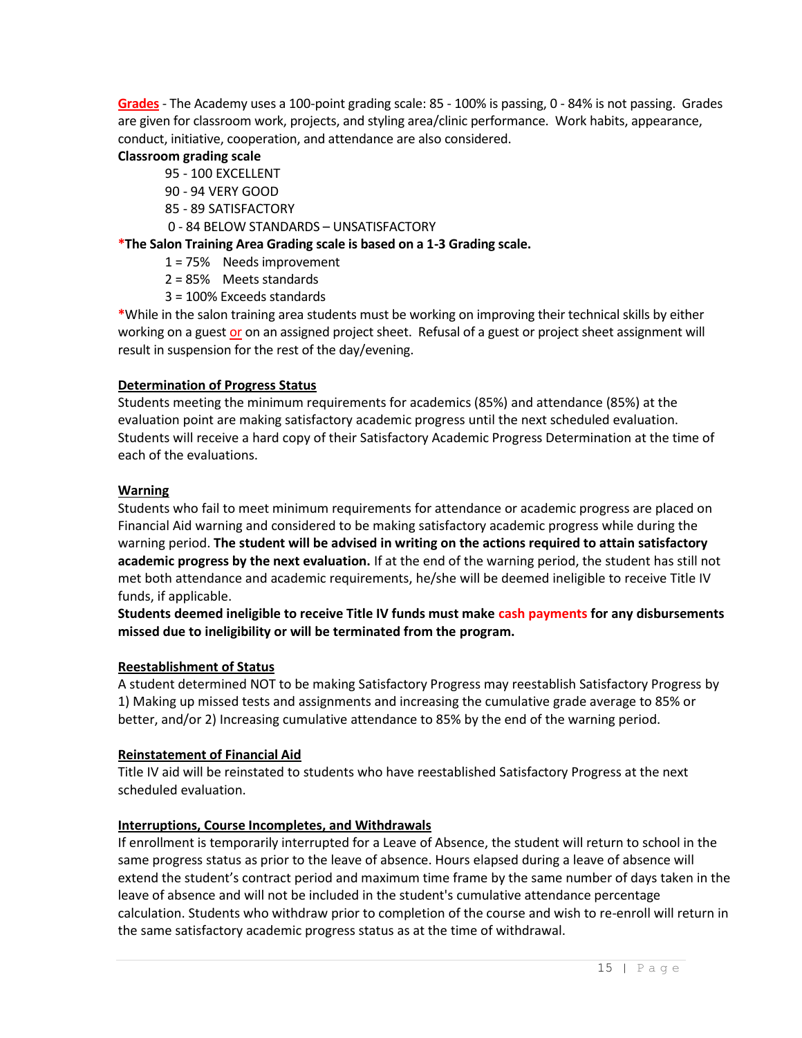**Grades** - The Academy uses a 100-point grading scale: 85 - 100% is passing, 0 - 84% is not passing. Grades are given for classroom work, projects, and styling area/clinic performance. Work habits, appearance, conduct, initiative, cooperation, and attendance are also considered.

**Classroom grading scale**

95 - 100 EXCELLENT
90 - 94 VERY GOOD
85 - 89 SATISFACTORY
0 - 84 BELOW STANDARDS – UNSATISFACTORY

***The Salon Training Area Grading scale is based on a 1-3 Grading scale.**

1 = 75% Needs improvement
2 = 85% Meets standards
3 = 100% Exceeds standards

*While in the salon training area students must be working on improving their technical skills by either working on a guest or on an assigned project sheet. Refusal of a guest or project sheet assignment will result in suspension for the rest of the day/evening.

**Determination of Progress Status**

Students meeting the minimum requirements for academics (85%) and attendance (85%) at the evaluation point are making satisfactory academic progress until the next scheduled evaluation. Students will receive a hard copy of their Satisfactory Academic Progress Determination at the time of each of the evaluations.

**Warning**

Students who fail to meet minimum requirements for attendance or academic progress are placed on Financial Aid warning and considered to be making satisfactory academic progress while during the warning period. **The student will be advised in writing on the actions required to attain satisfactory academic progress by the next evaluation.** If at the end of the warning period, the student has still not met both attendance and academic requirements, he/she will be deemed ineligible to receive Title IV funds, if applicable.

**Students deemed ineligible to receive Title IV funds must make cash payments for any disbursements missed due to ineligibility or will be terminated from the program.**

**Reestablishment of Status**

A student determined NOT to be making Satisfactory Progress may reestablish Satisfactory Progress by 1) Making up missed tests and assignments and increasing the cumulative grade average to 85% or better, and/or 2) Increasing cumulative attendance to 85% by the end of the warning period.

**Reinstatement of Financial Aid**

Title IV aid will be reinstated to students who have reestablished Satisfactory Progress at the next scheduled evaluation.

**Interruptions, Course Incompletes, and Withdrawals**

If enrollment is temporarily interrupted for a Leave of Absence, the student will return to school in the same progress status as prior to the leave of absence. Hours elapsed during a leave of absence will extend the student's contract period and maximum time frame by the same number of days taken in the leave of absence and will not be included in the student's cumulative attendance percentage calculation. Students who withdraw prior to completion of the course and wish to re-enroll will return in the same satisfactory academic progress status as at the time of withdrawal.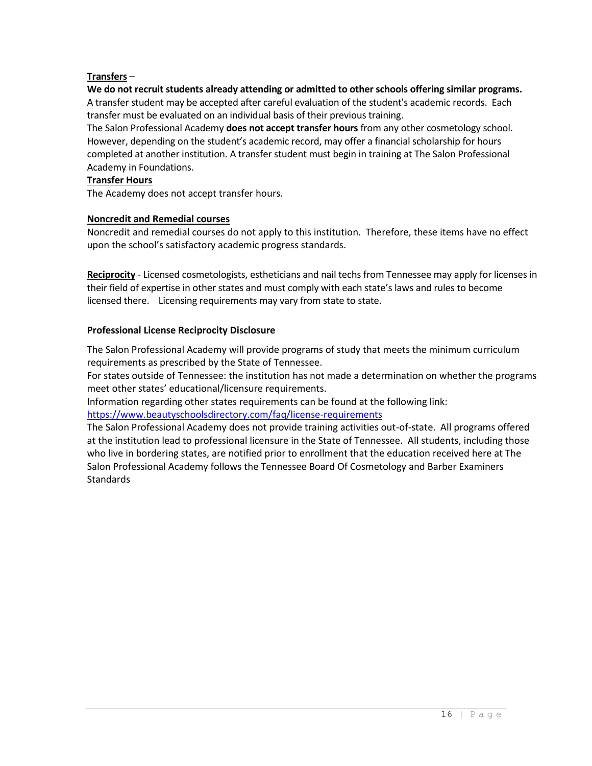**Transfers** –

**We do not recruit students already attending or admitted to other schools offering similar programs.**

A transfer student may be accepted after careful evaluation of the student's academic records. Each transfer must be evaluated on an individual basis of their previous training.

The Salon Professional Academy **does not accept transfer hours** from any other cosmetology school. However, depending on the student's academic record, may offer a financial scholarship for hours completed at another institution. A transfer student must begin in training at The Salon Professional Academy in Foundations.

**Transfer Hours**

The Academy does not accept transfer hours.

**Noncredit and Remedial courses**

Noncredit and remedial courses do not apply to this institution. Therefore, these items have no effect upon the school's satisfactory academic progress standards.

**Reciprocity** - Licensed cosmetologists, estheticians and nail techs from Tennessee may apply for licenses in their field of expertise in other states and must comply with each state's laws and rules to become licensed there. Licensing requirements may vary from state to state.

**Professional License Reciprocity Disclosure**

The Salon Professional Academy will provide programs of study that meets the minimum curriculum requirements as prescribed by the State of Tennessee.

For states outside of Tennessee: the institution has not made a determination on whether the programs meet other states' educational/licensure requirements.

Information regarding other states requirements can be found at the following link:
https://www.beautyschoolsdirectory.com/faq/license-requirements

The Salon Professional Academy does not provide training activities out-of-state. All programs offered at the institution lead to professional licensure in the State of Tennessee. All students, including those who live in bordering states, are notified prior to enrollment that the education received here at The Salon Professional Academy follows the Tennessee Board Of Cosmetology and Barber Examiners Standards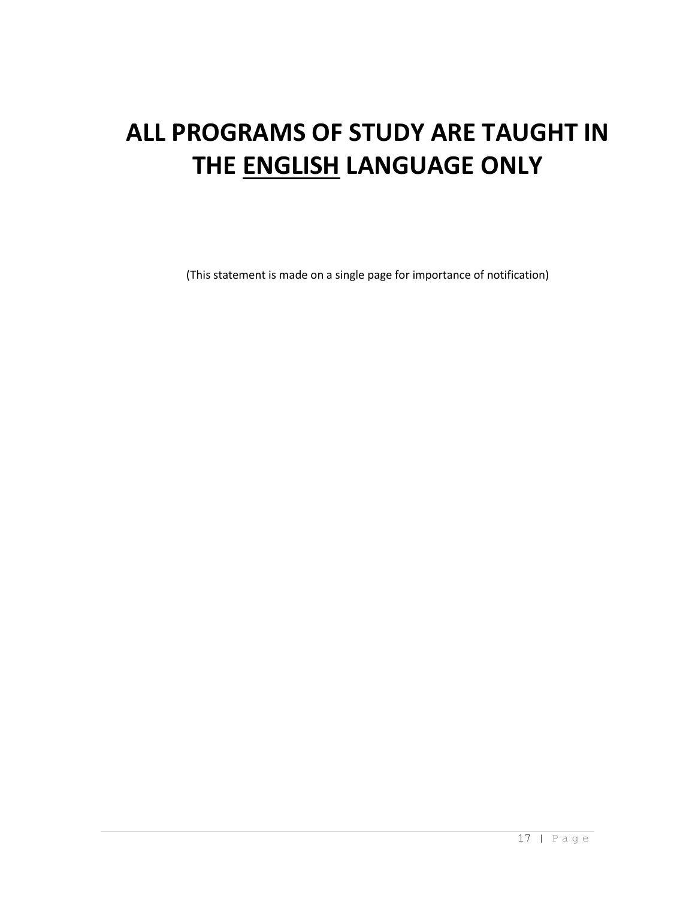# ALL PROGRAMS OF STUDY ARE TAUGHT IN THE <u>ENGLISH</u> LANGUAGE ONLY

(This statement is made on a single page for importance of notification)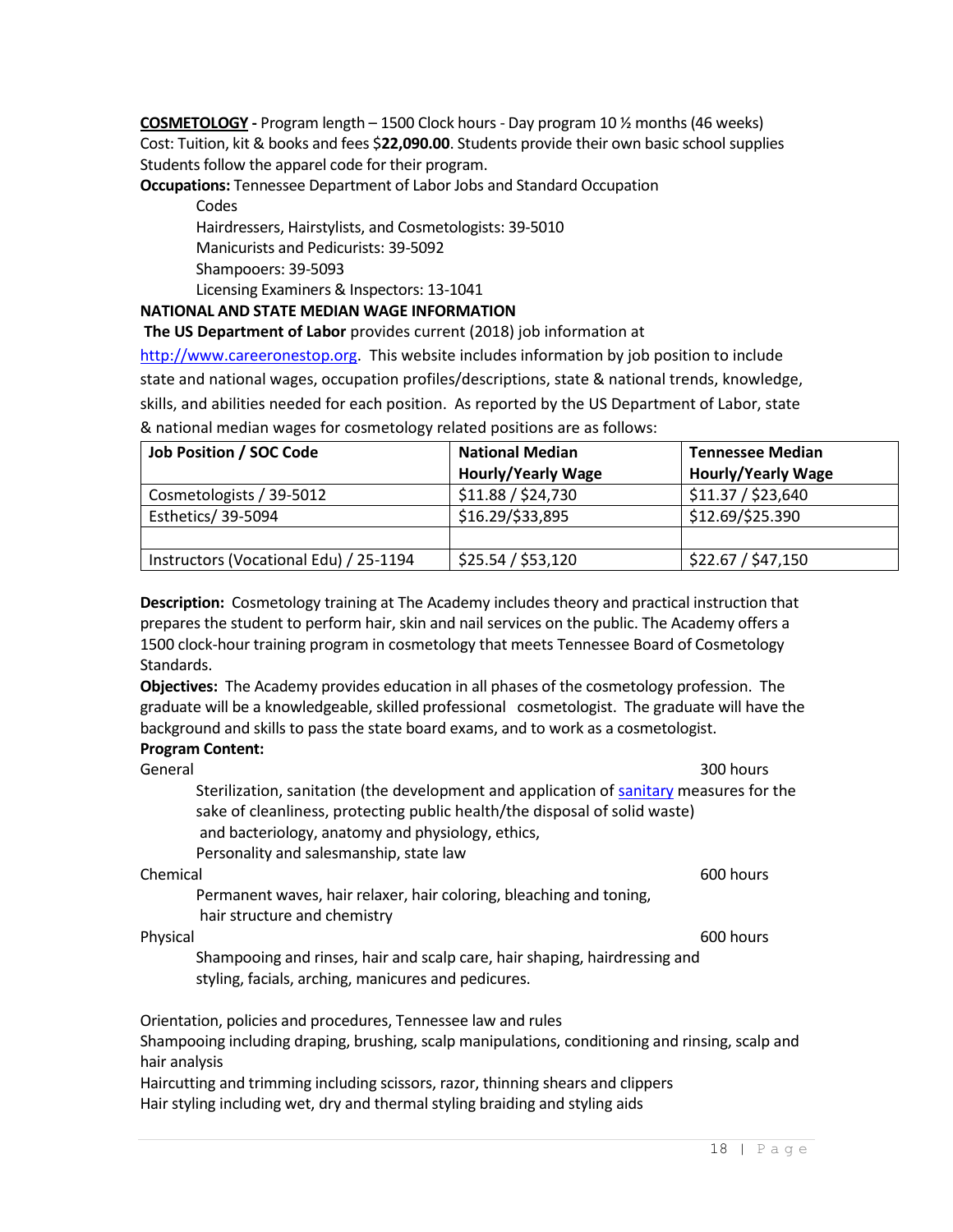**COSMETOLOGY -** Program length – 1500 Clock hours - Day program 10 ½ months (46 weeks)
Cost: Tuition, kit & books and fees $**22,090.00**. Students provide their own basic school supplies
Students follow the apparel code for their program.

**Occupations:** Tennessee Department of Labor Jobs and Standard Occupation Codes

Hairdressers, Hairstylists, and Cosmetologists: 39-5010
Manicurists and Pedicurists: 39-5092
Shampooers: 39-5093
Licensing Examiners & Inspectors: 13-1041

**NATIONAL AND STATE MEDIAN WAGE INFORMATION**

**The US Department of Labor** provides current (2018) job information at http://www.careeronestop.org. This website includes information by job position to include state and national wages, occupation profiles/descriptions, state & national trends, knowledge, skills, and abilities needed for each position. As reported by the US Department of Labor, state & national median wages for cosmetology related positions are as follows:

| Job Position / SOC Code | National Median Hourly/Yearly Wage | Tennessee Median Hourly/Yearly Wage |
|---|---|---|
| Cosmetologists / 39-5012 | $11.88 / $24,730 | $11.37 / $23,640 |
| Esthetics/ 39-5094 | $16.29/$33,895 | $12.69/$25.390 |
| | | |
| Instructors (Vocational Edu) / 25-1194 | $25.54 / $53,120 | $22.67 / $47,150 |

**Description:** Cosmetology training at The Academy includes theory and practical instruction that prepares the student to perform hair, skin and nail services on the public. The Academy offers a 1500 clock-hour training program in cosmetology that meets Tennessee Board of Cosmetology Standards.

**Objectives:** The Academy provides education in all phases of the cosmetology profession. The graduate will be a knowledgeable, skilled professional cosmetologist. The graduate will have the background and skills to pass the state board exams, and to work as a cosmetologist.

**Program Content:**

General — 300 hours

Sterilization, sanitation (the development and application of sanitary measures for the sake of cleanliness, protecting public health/the disposal of solid waste) and bacteriology, anatomy and physiology, ethics, Personality and salesmanship, state law

Chemical — 600 hours

Permanent waves, hair relaxer, hair coloring, bleaching and toning, hair structure and chemistry

Physical — 600 hours

Shampooing and rinses, hair and scalp care, hair shaping, hairdressing and styling, facials, arching, manicures and pedicures.

Orientation, policies and procedures, Tennessee law and rules
Shampooing including draping, brushing, scalp manipulations, conditioning and rinsing, scalp and hair analysis
Haircutting and trimming including scissors, razor, thinning shears and clippers
Hair styling including wet, dry and thermal styling braiding and styling aids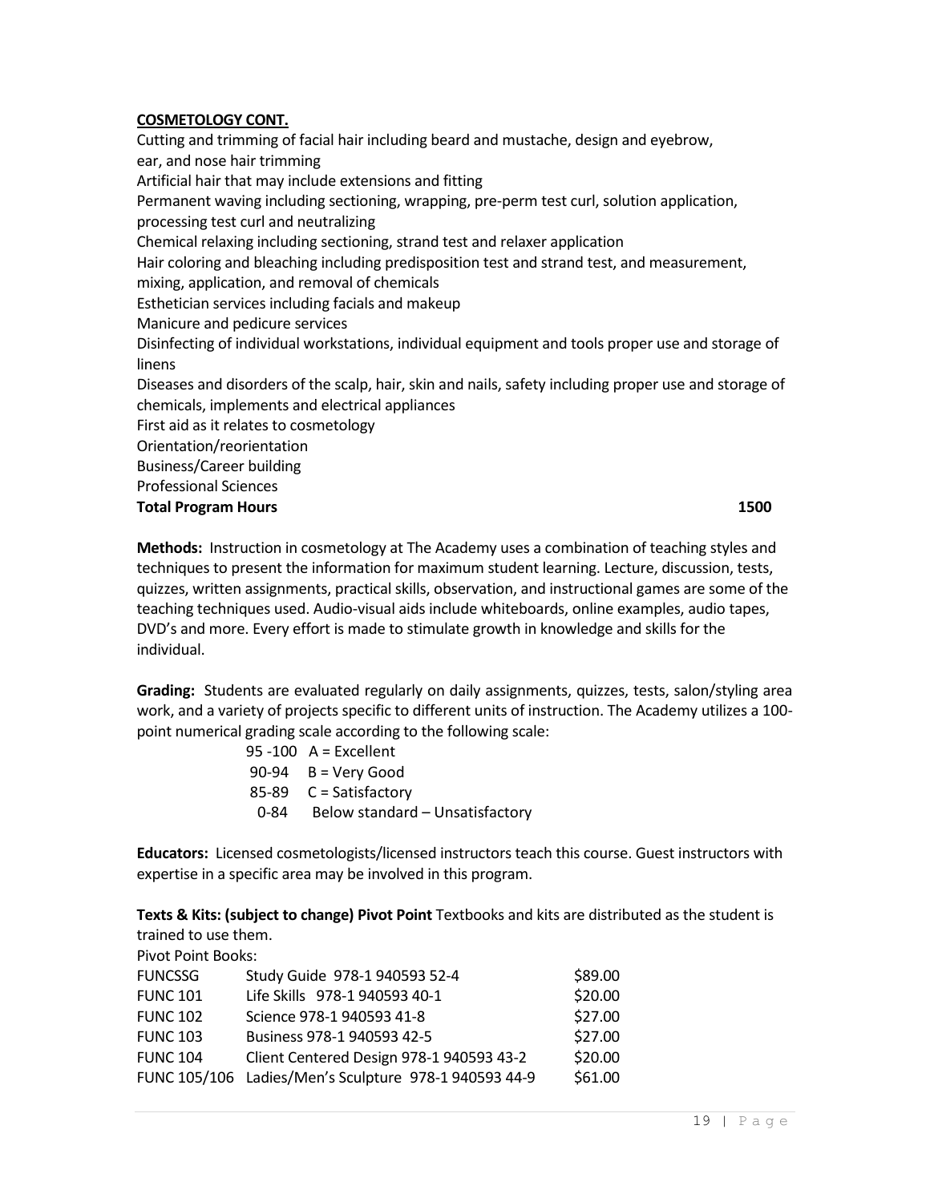**COSMETOLOGY CONT.**

Cutting and trimming of facial hair including beard and mustache, design and eyebrow, ear, and nose hair trimming

Artificial hair that may include extensions and fitting

Permanent waving including sectioning, wrapping, pre-perm test curl, solution application, processing test curl and neutralizing

Chemical relaxing including sectioning, strand test and relaxer application

Hair coloring and bleaching including predisposition test and strand test, and measurement, mixing, application, and removal of chemicals

Esthetician services including facials and makeup

Manicure and pedicure services

Disinfecting of individual workstations, individual equipment and tools proper use and storage of linens

Diseases and disorders of the scalp, hair, skin and nails, safety including proper use and storage of chemicals, implements and electrical appliances

First aid as it relates to cosmetology

Orientation/reorientation

Business/Career building

Professional Sciences

**Total Program Hours** **1500**

**Methods:** Instruction in cosmetology at The Academy uses a combination of teaching styles and techniques to present the information for maximum student learning. Lecture, discussion, tests, quizzes, written assignments, practical skills, observation, and instructional games are some of the teaching techniques used. Audio-visual aids include whiteboards, online examples, audio tapes, DVD's and more. Every effort is made to stimulate growth in knowledge and skills for the individual.

**Grading:** Students are evaluated regularly on daily assignments, quizzes, tests, salon/styling area work, and a variety of projects specific to different units of instruction. The Academy utilizes a 100-point numerical grading scale according to the following scale:

| | |
|---|---|
| 95 -100 | A = Excellent |
| 90-94 | B = Very Good |
| 85-89 | C = Satisfactory |
| 0-84 | Below standard – Unsatisfactory |

**Educators:** Licensed cosmetologists/licensed instructors teach this course. Guest instructors with expertise in a specific area may be involved in this program.

**Texts & Kits: (subject to change) Pivot Point** Textbooks and kits are distributed as the student is trained to use them.

Pivot Point Books:

| | | |
|---|---|---|
| FUNCSSG | Study Guide 978-1 940593 52-4 | \$89.00 |
| FUNC 101 | Life Skills 978-1 940593 40-1 | \$20.00 |
| FUNC 102 | Science 978-1 940593 41-8 | \$27.00 |
| FUNC 103 | Business 978-1 940593 42-5 | \$27.00 |
| FUNC 104 | Client Centered Design 978-1 940593 43-2 | \$20.00 |
| FUNC 105/106 | Ladies/Men's Sculpture 978-1 940593 44-9 | \$61.00 |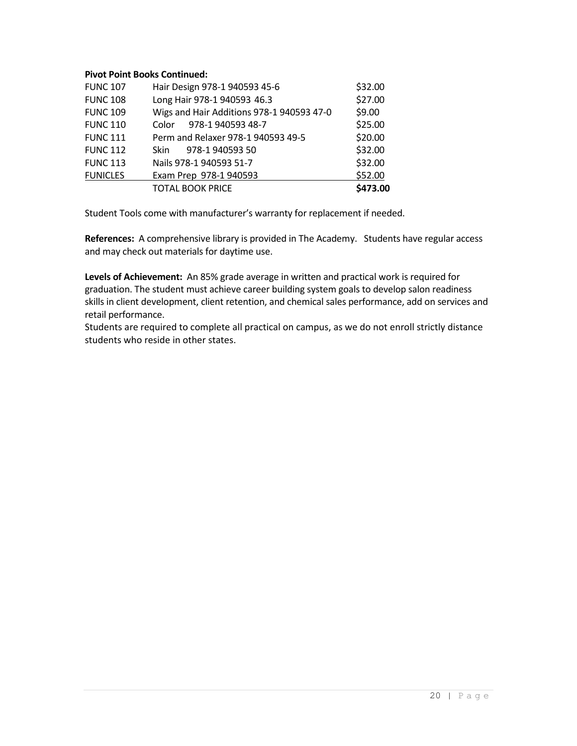**Pivot Point Books Continued:**

| | | |
|---|---|---|
| FUNC 107 | Hair Design 978-1 940593 45-6 | $32.00 |
| FUNC 108 | Long Hair 978-1 940593 46.3 | $27.00 |
| FUNC 109 | Wigs and Hair Additions 978-1 940593 47-0 | $9.00 |
| FUNC 110 | Color 978-1 940593 48-7 | $25.00 |
| FUNC 111 | Perm and Relaxer 978-1 940593 49-5 | $20.00 |
| FUNC 112 | Skin 978-1 940593 50 | $32.00 |
| FUNC 113 | Nails 978-1 940593 51-7 | $32.00 |
| FUNICLES | Exam Prep 978-1 940593 | $52.00 |
| | TOTAL BOOK PRICE | **$473.00** |

Student Tools come with manufacturer's warranty for replacement if needed.

**References:** A comprehensive library is provided in The Academy. Students have regular access and may check out materials for daytime use.

**Levels of Achievement:** An 85% grade average in written and practical work is required for graduation. The student must achieve career building system goals to develop salon readiness skills in client development, client retention, and chemical sales performance, add on services and retail performance.

Students are required to complete all practical on campus, as we do not enroll strictly distance students who reside in other states.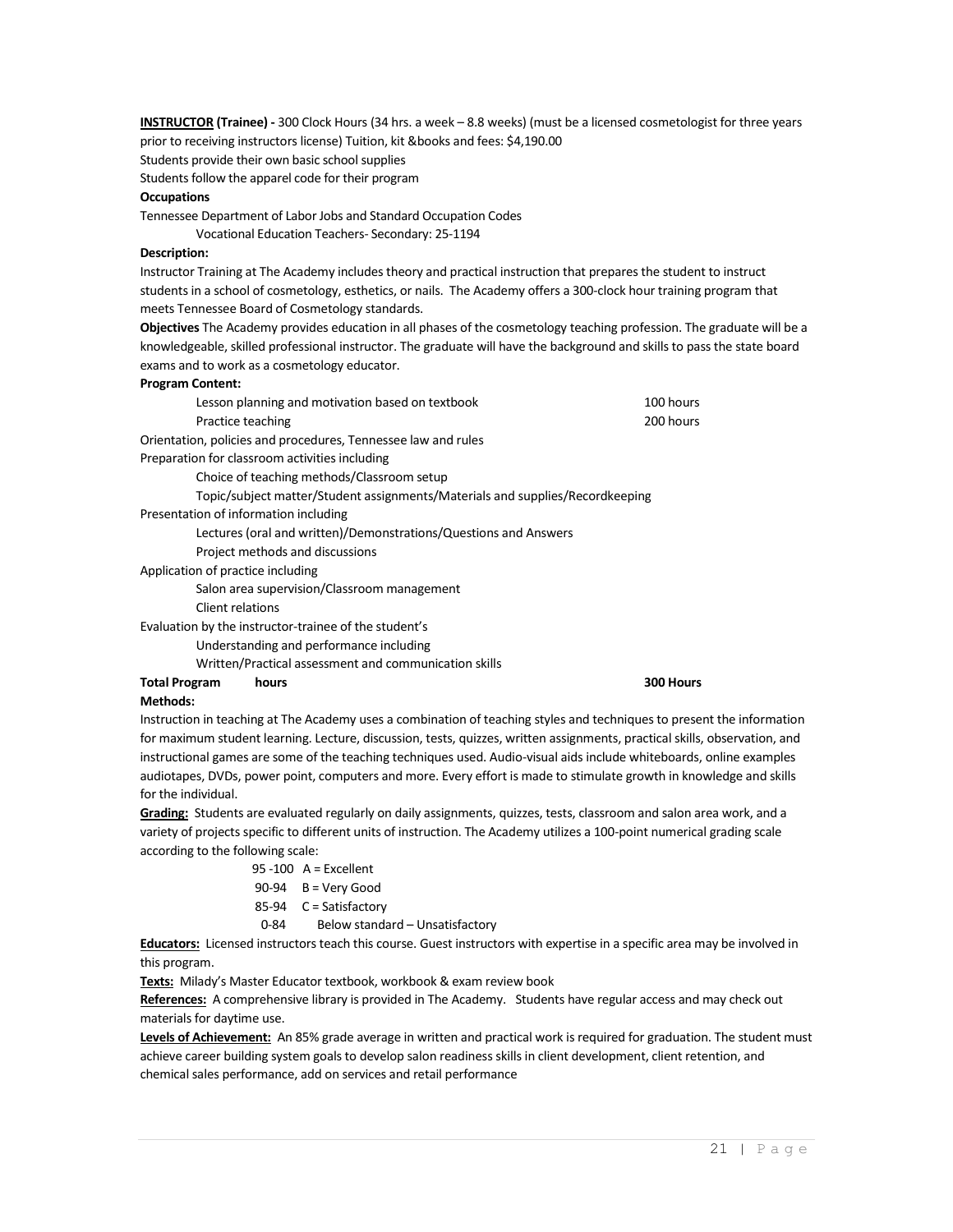**<u>INSTRUCTOR</u> (Trainee) -** 300 Clock Hours (34 hrs. a week – 8.8 weeks) (must be a licensed cosmetologist for three years prior to receiving instructors license) Tuition, kit &books and fees: $4,190.00

Students provide their own basic school supplies

Students follow the apparel code for their program

**Occupations**

Tennessee Department of Labor Jobs and Standard Occupation Codes

Vocational Education Teachers- Secondary: 25-1194

**Description:**

Instructor Training at The Academy includes theory and practical instruction that prepares the student to instruct students in a school of cosmetology, esthetics, or nails. The Academy offers a 300-clock hour training program that meets Tennessee Board of Cosmetology standards.

**Objectives** The Academy provides education in all phases of the cosmetology teaching profession. The graduate will be a knowledgeable, skilled professional instructor. The graduate will have the background and skills to pass the state board exams and to work as a cosmetology educator.

**Program Content:**

| | |
|---|---|
| Lesson planning and motivation based on textbook | 100 hours |
| Practice teaching | 200 hours |

Orientation, policies and procedures, Tennessee law and rules

Preparation for classroom activities including

- Choice of teaching methods/Classroom setup
- Topic/subject matter/Student assignments/Materials and supplies/Recordkeeping

Presentation of information including

- Lectures (oral and written)/Demonstrations/Questions and Answers
- Project methods and discussions

Application of practice including

- Salon area supervision/Classroom management
- Client relations

Evaluation by the instructor-trainee of the student's

- Understanding and performance including
- Written/Practical assessment and communication skills

**Total Program hours** **300 Hours**

**Methods:**

Instruction in teaching at The Academy uses a combination of teaching styles and techniques to present the information for maximum student learning. Lecture, discussion, tests, quizzes, written assignments, practical skills, observation, and instructional games are some of the teaching techniques used. Audio-visual aids include whiteboards, online examples audiotapes, DVDs, power point, computers and more. Every effort is made to stimulate growth in knowledge and skills for the individual.

**<u>Grading:</u>** Students are evaluated regularly on daily assignments, quizzes, tests, classroom and salon area work, and a variety of projects specific to different units of instruction. The Academy utilizes a 100-point numerical grading scale according to the following scale:

| | |
|---|---|
| 95 -100 | A = Excellent |
| 90-94 | B = Very Good |
| 85-94 | C = Satisfactory |
| 0-84 | Below standard – Unsatisfactory |

**<u>Educators:</u>** Licensed instructors teach this course. Guest instructors with expertise in a specific area may be involved in this program.

**<u>Texts:</u>** Milady's Master Educator textbook, workbook & exam review book

**<u>References:</u>** A comprehensive library is provided in The Academy. Students have regular access and may check out materials for daytime use.

**<u>Levels of Achievement:</u>** An 85% grade average in written and practical work is required for graduation. The student must achieve career building system goals to develop salon readiness skills in client development, client retention, and chemical sales performance, add on services and retail performance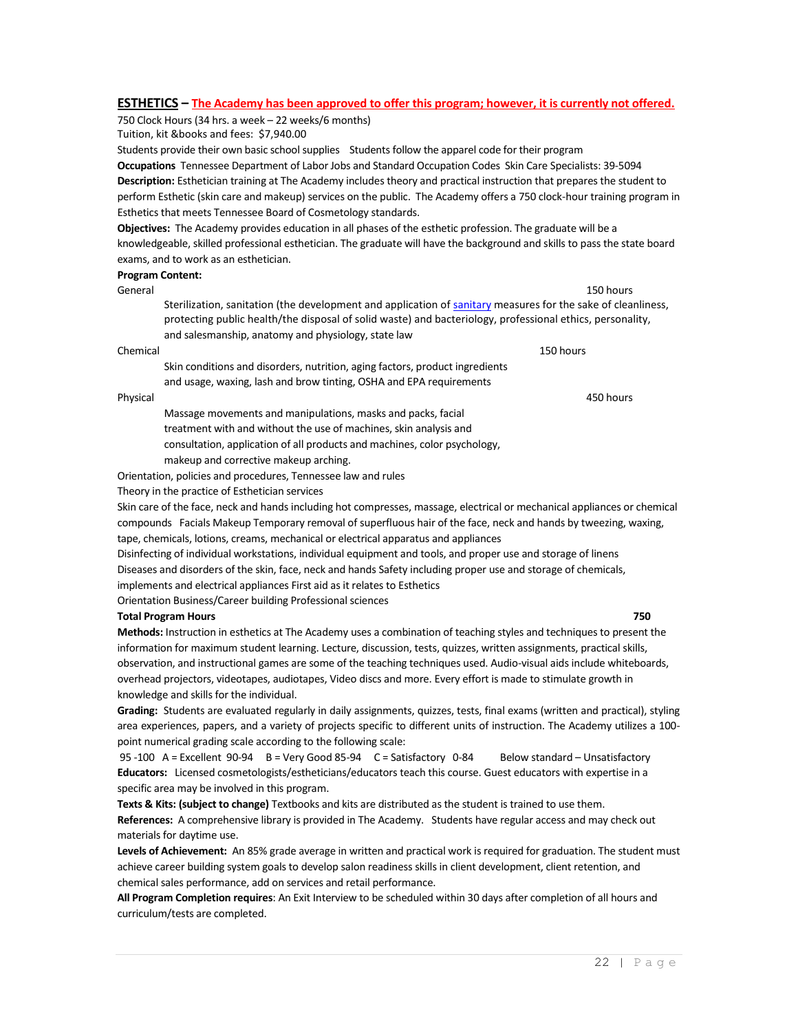## **ESTHETICS** – **The Academy has been approved to offer this program; however, it is currently not offered.**

750 Clock Hours (34 hrs. a week – 22 weeks/6 months)

Tuition, kit &books and fees: $7,940.00

Students provide their own basic school supplies Students follow the apparel code for their program

**Occupations** Tennessee Department of Labor Jobs and Standard Occupation Codes Skin Care Specialists: 39-5094

**Description:** Esthetician training at The Academy includes theory and practical instruction that prepares the student to perform Esthetic (skin care and makeup) services on the public. The Academy offers a 750 clock-hour training program in Esthetics that meets Tennessee Board of Cosmetology standards.

**Objectives:** The Academy provides education in all phases of the esthetic profession. The graduate will be a knowledgeable, skilled professional esthetician. The graduate will have the background and skills to pass the state board exams, and to work as an esthetician.

**Program Content:**

General 150 hours

Sterilization, sanitation (the development and application of sanitary measures for the sake of cleanliness, protecting public health/the disposal of solid waste) and bacteriology, professional ethics, personality, and salesmanship, anatomy and physiology, state law

Chemical 150 hours

Skin conditions and disorders, nutrition, aging factors, product ingredients and usage, waxing, lash and brow tinting, OSHA and EPA requirements

Physical 450 hours

Massage movements and manipulations, masks and packs, facial treatment with and without the use of machines, skin analysis and consultation, application of all products and machines, color psychology, makeup and corrective makeup arching.

Orientation, policies and procedures, Tennessee law and rules

Theory in the practice of Esthetician services

Skin care of the face, neck and hands including hot compresses, massage, electrical or mechanical appliances or chemical compounds Facials Makeup Temporary removal of superfluous hair of the face, neck and hands by tweezing, waxing, tape, chemicals, lotions, creams, mechanical or electrical apparatus and appliances

Disinfecting of individual workstations, individual equipment and tools, and proper use and storage of linens

Diseases and disorders of the skin, face, neck and hands Safety including proper use and storage of chemicals, implements and electrical appliances First aid as it relates to Esthetics

Orientation Business/Career building Professional sciences

**Total Program Hours 750**

**Methods:** Instruction in esthetics at The Academy uses a combination of teaching styles and techniques to present the information for maximum student learning. Lecture, discussion, tests, quizzes, written assignments, practical skills, observation, and instructional games are some of the teaching techniques used. Audio-visual aids include whiteboards, overhead projectors, videotapes, audiotapes, Video discs and more. Every effort is made to stimulate growth in knowledge and skills for the individual.

**Grading:** Students are evaluated regularly in daily assignments, quizzes, tests, final exams (written and practical), styling area experiences, papers, and a variety of projects specific to different units of instruction. The Academy utilizes a 100-point numerical grading scale according to the following scale:

95 -100 A = Excellent 90-94 B = Very Good 85-94 C = Satisfactory 0-84 Below standard – Unsatisfactory

**Educators:** Licensed cosmetologists/estheticians/educators teach this course. Guest educators with expertise in a specific area may be involved in this program.

**Texts & Kits: (subject to change)** Textbooks and kits are distributed as the student is trained to use them.

**References:** A comprehensive library is provided in The Academy. Students have regular access and may check out materials for daytime use.

**Levels of Achievement:** An 85% grade average in written and practical work is required for graduation. The student must achieve career building system goals to develop salon readiness skills in client development, client retention, and chemical sales performance, add on services and retail performance.

**All Program Completion requires**: An Exit Interview to be scheduled within 30 days after completion of all hours and curriculum/tests are completed.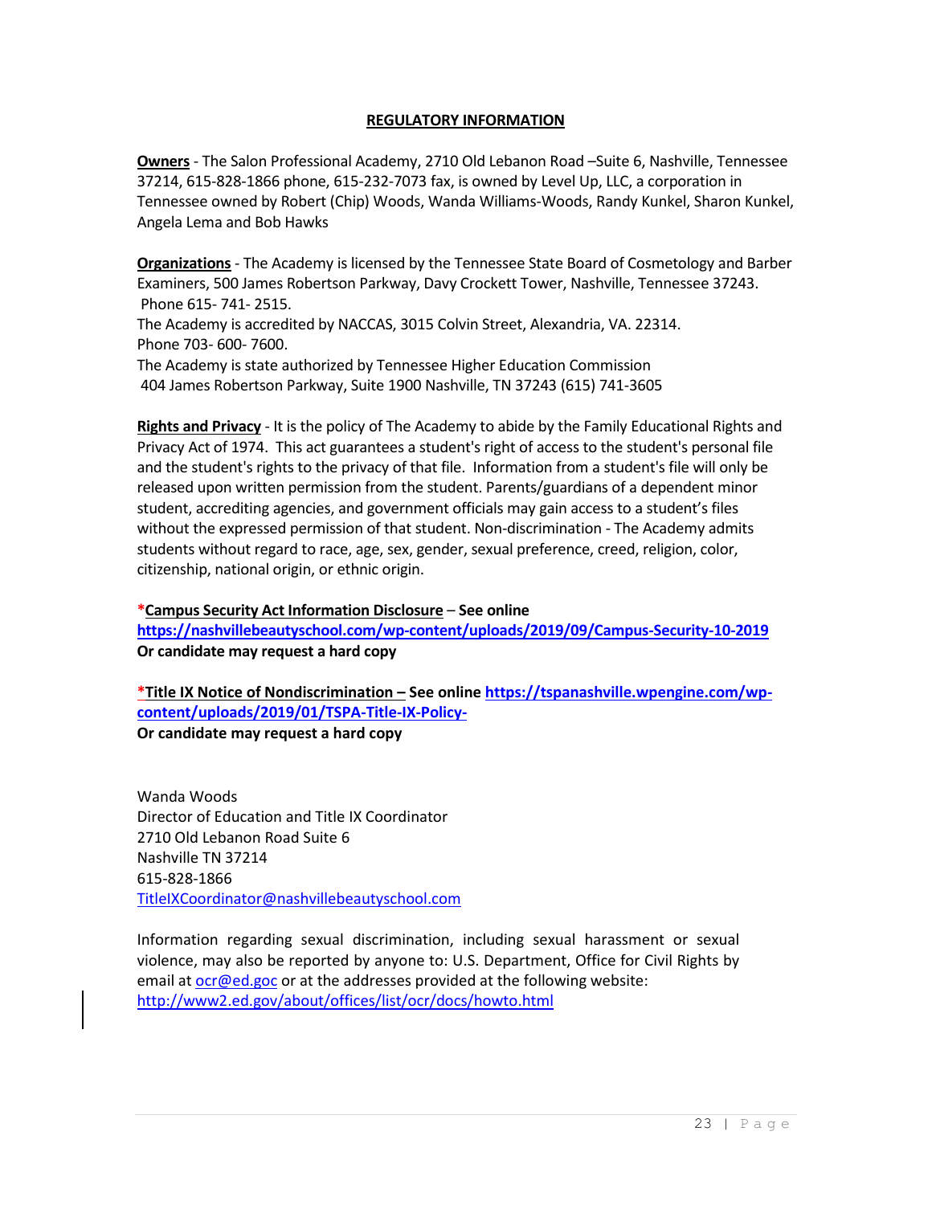## **REGULATORY INFORMATION**

**Owners** - The Salon Professional Academy, 2710 Old Lebanon Road –Suite 6, Nashville, Tennessee 37214, 615-828-1866 phone, 615-232-7073 fax, is owned by Level Up, LLC, a corporation in Tennessee owned by Robert (Chip) Woods, Wanda Williams-Woods, Randy Kunkel, Sharon Kunkel, Angela Lema and Bob Hawks

**Organizations** - The Academy is licensed by the Tennessee State Board of Cosmetology and Barber Examiners, 500 James Robertson Parkway, Davy Crockett Tower, Nashville, Tennessee 37243. Phone 615- 741- 2515.
The Academy is accredited by NACCAS, 3015 Colvin Street, Alexandria, VA. 22314.
Phone 703- 600- 7600.
The Academy is state authorized by Tennessee Higher Education Commission
404 James Robertson Parkway, Suite 1900 Nashville, TN 37243 (615) 741-3605

**Rights and Privacy** - It is the policy of The Academy to abide by the Family Educational Rights and Privacy Act of 1974. This act guarantees a student's right of access to the student's personal file and the student's rights to the privacy of that file. Information from a student's file will only be released upon written permission from the student. Parents/guardians of a dependent minor student, accrediting agencies, and government officials may gain access to a student's files without the expressed permission of that student. Non-discrimination - The Academy admits students without regard to race, age, sex, gender, sexual preference, creed, religion, color, citizenship, national origin, or ethnic origin.

**\*Campus Security Act Information Disclosure – See online**
**https://nashvillebeautyschool.com/wp-content/uploads/2019/09/Campus-Security-10-2019**
**Or candidate may request a hard copy**

**\*Title IX Notice of Nondiscrimination – See online https://tspanashville.wpengine.com/wp-content/uploads/2019/01/TSPA-Title-IX-Policy-**
**Or candidate may request a hard copy**

Wanda Woods
Director of Education and Title IX Coordinator
2710 Old Lebanon Road Suite 6
Nashville TN 37214
615-828-1866
TitleIXCoordinator@nashvillebeautyschool.com

Information regarding sexual discrimination, including sexual harassment or sexual violence, may also be reported by anyone to: U.S. Department, Office for Civil Rights by email at ocr@ed.goc or at the addresses provided at the following website:
http://www2.ed.gov/about/offices/list/ocr/docs/howto.html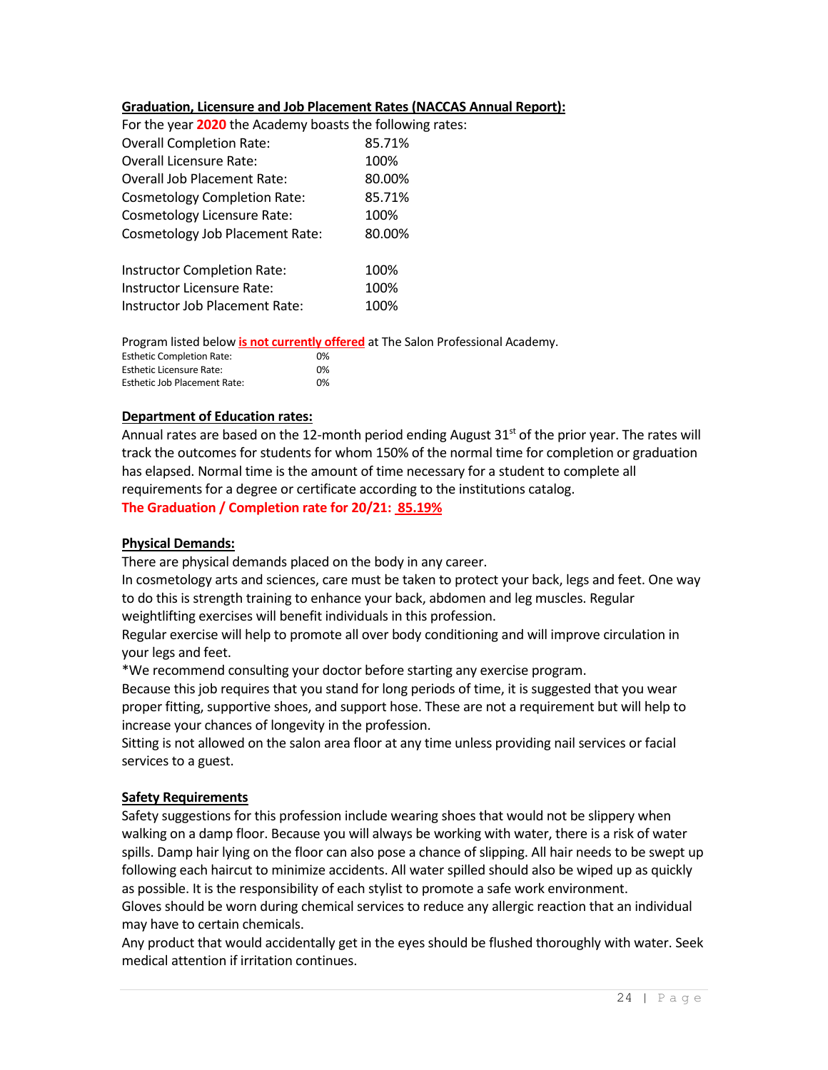**Graduation, Licensure and Job Placement Rates (NACCAS Annual Report):**

For the year **2020** the Academy boasts the following rates:

| | |
|---|---|
| Overall Completion Rate: | 85.71% |
| Overall Licensure Rate: | 100% |
| Overall Job Placement Rate: | 80.00% |
| Cosmetology Completion Rate: | 85.71% |
| Cosmetology Licensure Rate: | 100% |
| Cosmetology Job Placement Rate: | 80.00% |
| Instructor Completion Rate: | 100% |
| Instructor Licensure Rate: | 100% |
| Instructor Job Placement Rate: | 100% |

Program listed below **is not currently offered** at The Salon Professional Academy.

| | |
|---|---|
| Esthetic Completion Rate: | 0% |
| Esthetic Licensure Rate: | 0% |
| Esthetic Job Placement Rate: | 0% |

**Department of Education rates:**

Annual rates are based on the 12-month period ending August 31st of the prior year. The rates will track the outcomes for students for whom 150% of the normal time for completion or graduation has elapsed. Normal time is the amount of time necessary for a student to complete all requirements for a degree or certificate according to the institutions catalog.

**The Graduation / Completion rate for 20/21: 85.19%**

**Physical Demands:**

There are physical demands placed on the body in any career.

In cosmetology arts and sciences, care must be taken to protect your back, legs and feet. One way to do this is strength training to enhance your back, abdomen and leg muscles. Regular weightlifting exercises will benefit individuals in this profession.

Regular exercise will help to promote all over body conditioning and will improve circulation in your legs and feet.

*We recommend consulting your doctor before starting any exercise program.

Because this job requires that you stand for long periods of time, it is suggested that you wear proper fitting, supportive shoes, and support hose. These are not a requirement but will help to increase your chances of longevity in the profession.

Sitting is not allowed on the salon area floor at any time unless providing nail services or facial services to a guest.

**Safety Requirements**

Safety suggestions for this profession include wearing shoes that would not be slippery when walking on a damp floor. Because you will always be working with water, there is a risk of water spills. Damp hair lying on the floor can also pose a chance of slipping. All hair needs to be swept up following each haircut to minimize accidents. All water spilled should also be wiped up as quickly as possible. It is the responsibility of each stylist to promote a safe work environment.

Gloves should be worn during chemical services to reduce any allergic reaction that an individual may have to certain chemicals.

Any product that would accidentally get in the eyes should be flushed thoroughly with water. Seek medical attention if irritation continues.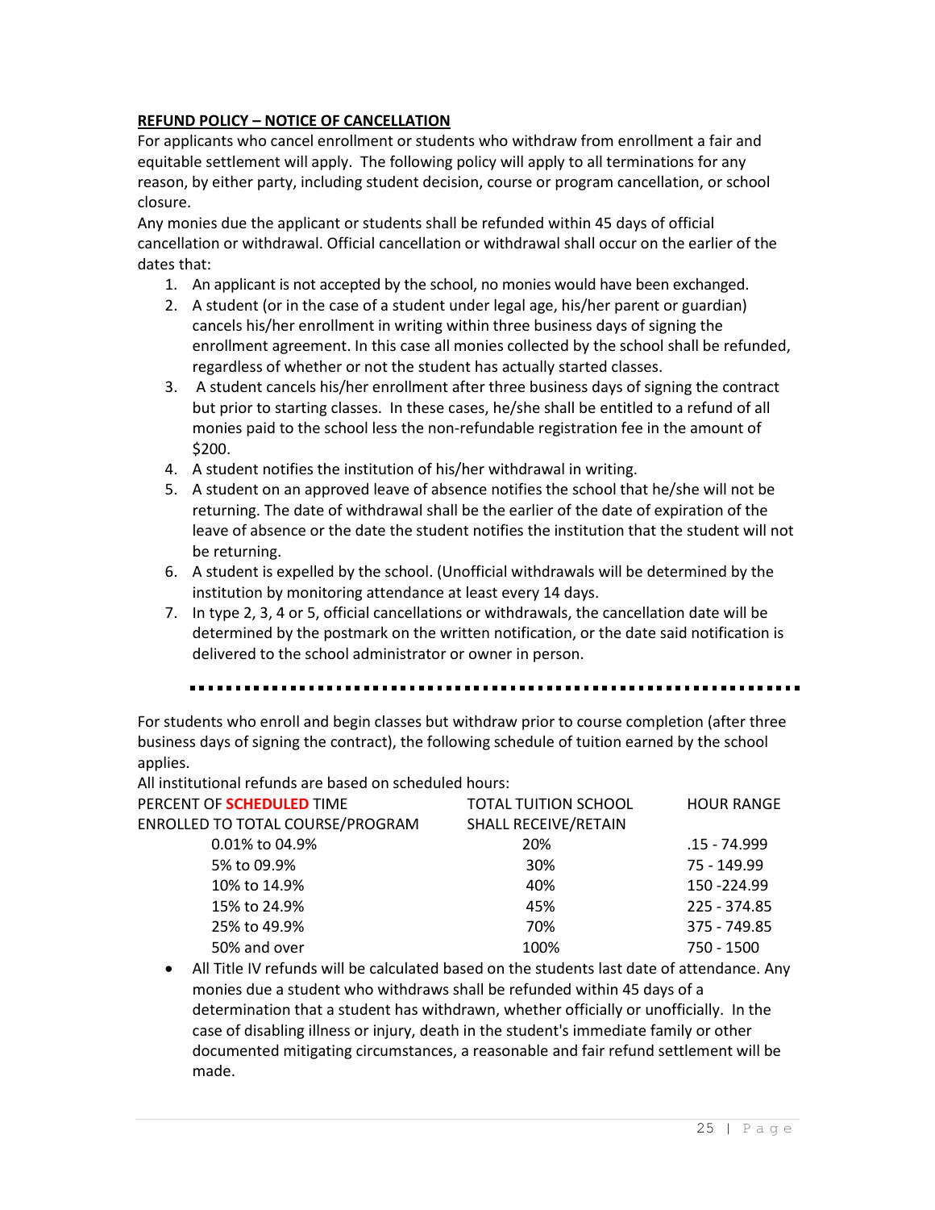**REFUND POLICY – NOTICE OF CANCELLATION**

For applicants who cancel enrollment or students who withdraw from enrollment a fair and equitable settlement will apply. The following policy will apply to all terminations for any reason, by either party, including student decision, course or program cancellation, or school closure.

Any monies due the applicant or students shall be refunded within 45 days of official cancellation or withdrawal. Official cancellation or withdrawal shall occur on the earlier of the dates that:

1. An applicant is not accepted by the school, no monies would have been exchanged.
2. A student (or in the case of a student under legal age, his/her parent or guardian) cancels his/her enrollment in writing within three business days of signing the enrollment agreement. In this case all monies collected by the school shall be refunded, regardless of whether or not the student has actually started classes.
3. A student cancels his/her enrollment after three business days of signing the contract but prior to starting classes. In these cases, he/she shall be entitled to a refund of all monies paid to the school less the non-refundable registration fee in the amount of $200.
4. A student notifies the institution of his/her withdrawal in writing.
5. A student on an approved leave of absence notifies the school that he/she will not be returning. The date of withdrawal shall be the earlier of the date of expiration of the leave of absence or the date the student notifies the institution that the student will not be returning.
6. A student is expelled by the school. (Unofficial withdrawals will be determined by the institution by monitoring attendance at least every 14 days.
7. In type 2, 3, 4 or 5, official cancellations or withdrawals, the cancellation date will be determined by the postmark on the written notification, or the date said notification is delivered to the school administrator or owner in person.

---

For students who enroll and begin classes but withdraw prior to course completion (after three business days of signing the contract), the following schedule of tuition earned by the school applies.

All institutional refunds are based on scheduled hours:

| PERCENT OF SCHEDULED TIME ENROLLED TO TOTAL COURSE/PROGRAM | TOTAL TUITION SCHOOL SHALL RECEIVE/RETAIN | HOUR RANGE |
|---|---|---|
| 0.01% to 04.9% | 20% | .15 - 74.999 |
| 5% to 09.9% | 30% | 75 - 149.99 |
| 10% to 14.9% | 40% | 150 -224.99 |
| 15% to 24.9% | 45% | 225 - 374.85 |
| 25% to 49.9% | 70% | 375 - 749.85 |
| 50% and over | 100% | 750 - 1500 |

- All Title IV refunds will be calculated based on the students last date of attendance. Any monies due a student who withdraws shall be refunded within 45 days of a determination that a student has withdrawn, whether officially or unofficially. In the case of disabling illness or injury, death in the student's immediate family or other documented mitigating circumstances, a reasonable and fair refund settlement will be made.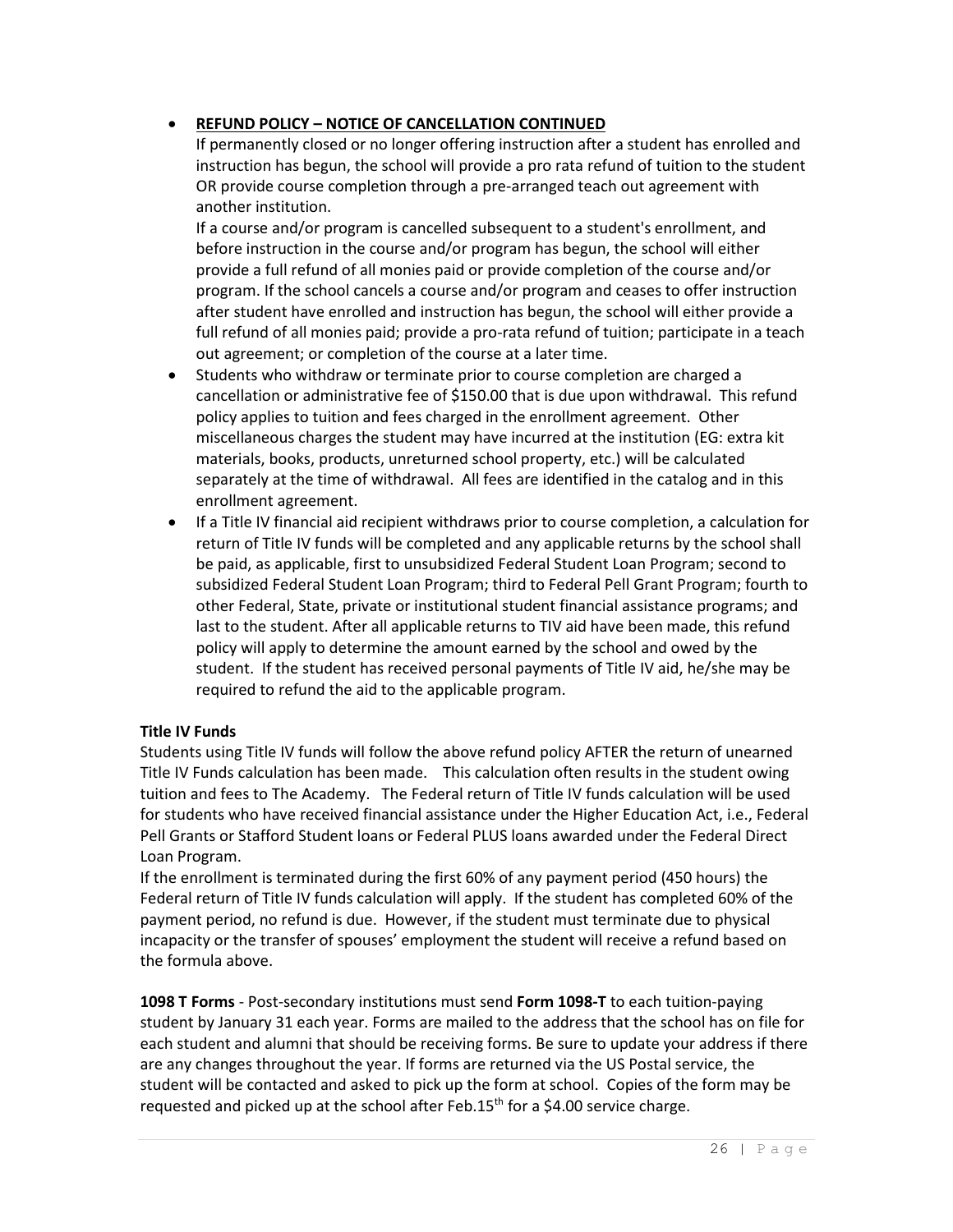- **REFUND POLICY – NOTICE OF CANCELLATION CONTINUED**
  If permanently closed or no longer offering instruction after a student has enrolled and instruction has begun, the school will provide a pro rata refund of tuition to the student OR provide course completion through a pre-arranged teach out agreement with another institution.
  If a course and/or program is cancelled subsequent to a student's enrollment, and before instruction in the course and/or program has begun, the school will either provide a full refund of all monies paid or provide completion of the course and/or program. If the school cancels a course and/or program and ceases to offer instruction after student have enrolled and instruction has begun, the school will either provide a full refund of all monies paid; provide a pro-rata refund of tuition; participate in a teach out agreement; or completion of the course at a later time.
- Students who withdraw or terminate prior to course completion are charged a cancellation or administrative fee of $150.00 that is due upon withdrawal. This refund policy applies to tuition and fees charged in the enrollment agreement. Other miscellaneous charges the student may have incurred at the institution (EG: extra kit materials, books, products, unreturned school property, etc.) will be calculated separately at the time of withdrawal. All fees are identified in the catalog and in this enrollment agreement.
- If a Title IV financial aid recipient withdraws prior to course completion, a calculation for return of Title IV funds will be completed and any applicable returns by the school shall be paid, as applicable, first to unsubsidized Federal Student Loan Program; second to subsidized Federal Student Loan Program; third to Federal Pell Grant Program; fourth to other Federal, State, private or institutional student financial assistance programs; and last to the student. After all applicable returns to TIV aid have been made, this refund policy will apply to determine the amount earned by the school and owed by the student. If the student has received personal payments of Title IV aid, he/she may be required to refund the aid to the applicable program.

**Title IV Funds**

Students using Title IV funds will follow the above refund policy AFTER the return of unearned Title IV Funds calculation has been made. This calculation often results in the student owing tuition and fees to The Academy. The Federal return of Title IV funds calculation will be used for students who have received financial assistance under the Higher Education Act, i.e., Federal Pell Grants or Stafford Student loans or Federal PLUS loans awarded under the Federal Direct Loan Program.

If the enrollment is terminated during the first 60% of any payment period (450 hours) the Federal return of Title IV funds calculation will apply. If the student has completed 60% of the payment period, no refund is due. However, if the student must terminate due to physical incapacity or the transfer of spouses' employment the student will receive a refund based on the formula above.

**1098 T Forms** - Post-secondary institutions must send **Form 1098-T** to each tuition-paying student by January 31 each year. Forms are mailed to the address that the school has on file for each student and alumni that should be receiving forms. Be sure to update your address if there are any changes throughout the year. If forms are returned via the US Postal service, the student will be contacted and asked to pick up the form at school. Copies of the form may be requested and picked up at the school after Feb.15th for a $4.00 service charge.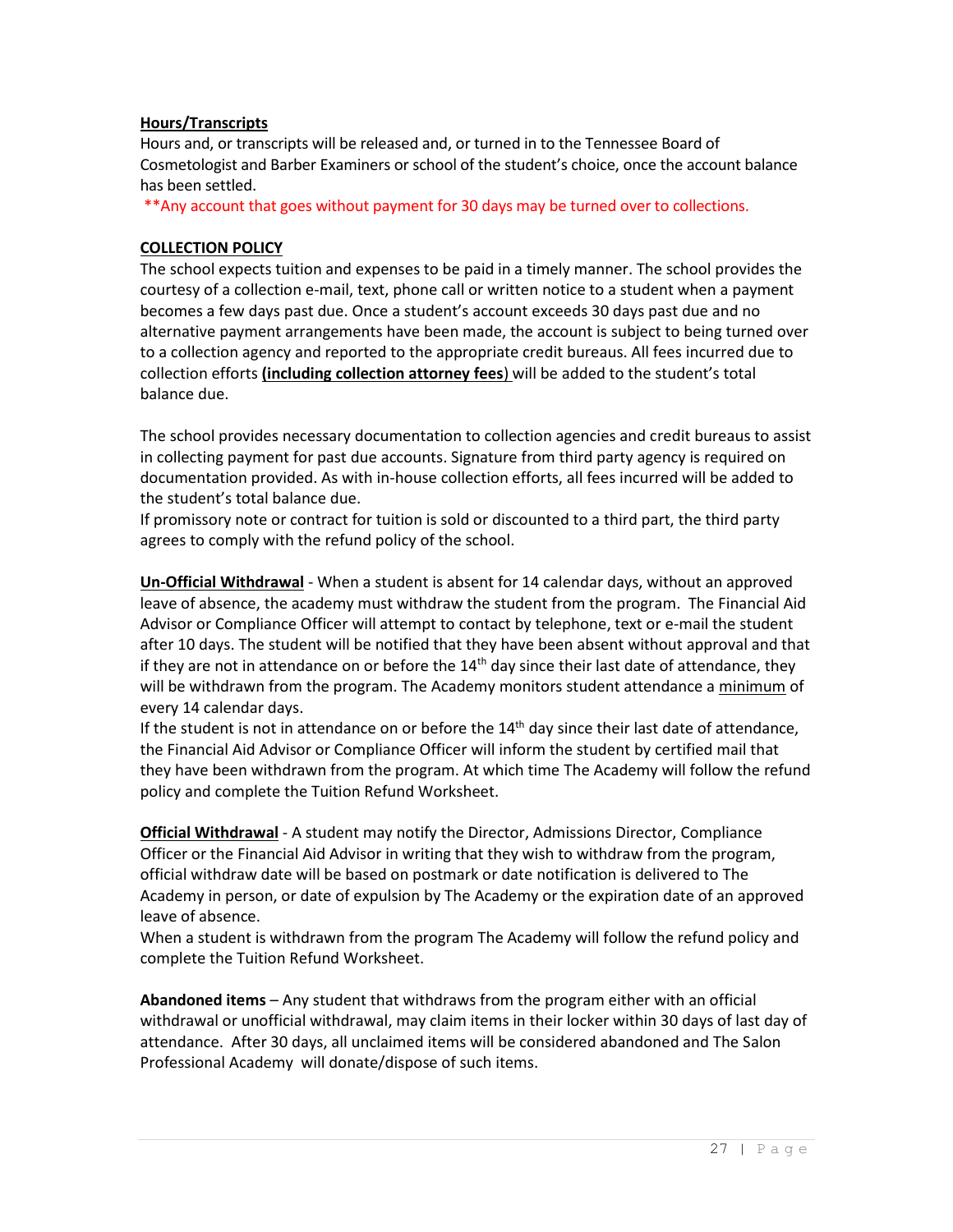**Hours/Transcripts**

Hours and, or transcripts will be released and, or turned in to the Tennessee Board of Cosmetologist and Barber Examiners or school of the student's choice, once the account balance has been settled.

**Any account that goes without payment for 30 days may be turned over to collections.

**COLLECTION POLICY**

The school expects tuition and expenses to be paid in a timely manner. The school provides the courtesy of a collection e-mail, text, phone call or written notice to a student when a payment becomes a few days past due. Once a student's account exceeds 30 days past due and no alternative payment arrangements have been made, the account is subject to being turned over to a collection agency and reported to the appropriate credit bureaus. All fees incurred due to collection efforts **(including collection attorney fees)** will be added to the student's total balance due.

The school provides necessary documentation to collection agencies and credit bureaus to assist in collecting payment for past due accounts. Signature from third party agency is required on documentation provided. As with in-house collection efforts, all fees incurred will be added to the student's total balance due.

If promissory note or contract for tuition is sold or discounted to a third part, the third party agrees to comply with the refund policy of the school.

**Un-Official Withdrawal** - When a student is absent for 14 calendar days, without an approved leave of absence, the academy must withdraw the student from the program. The Financial Aid Advisor or Compliance Officer will attempt to contact by telephone, text or e-mail the student after 10 days. The student will be notified that they have been absent without approval and that if they are not in attendance on or before the 14th day since their last date of attendance, they will be withdrawn from the program. The Academy monitors student attendance a minimum of every 14 calendar days.

If the student is not in attendance on or before the 14th day since their last date of attendance, the Financial Aid Advisor or Compliance Officer will inform the student by certified mail that they have been withdrawn from the program. At which time The Academy will follow the refund policy and complete the Tuition Refund Worksheet.

**Official Withdrawal** - A student may notify the Director, Admissions Director, Compliance Officer or the Financial Aid Advisor in writing that they wish to withdraw from the program, official withdraw date will be based on postmark or date notification is delivered to The Academy in person, or date of expulsion by The Academy or the expiration date of an approved leave of absence.

When a student is withdrawn from the program The Academy will follow the refund policy and complete the Tuition Refund Worksheet.

**Abandoned items** – Any student that withdraws from the program either with an official withdrawal or unofficial withdrawal, may claim items in their locker within 30 days of last day of attendance. After 30 days, all unclaimed items will be considered abandoned and The Salon Professional Academy will donate/dispose of such items.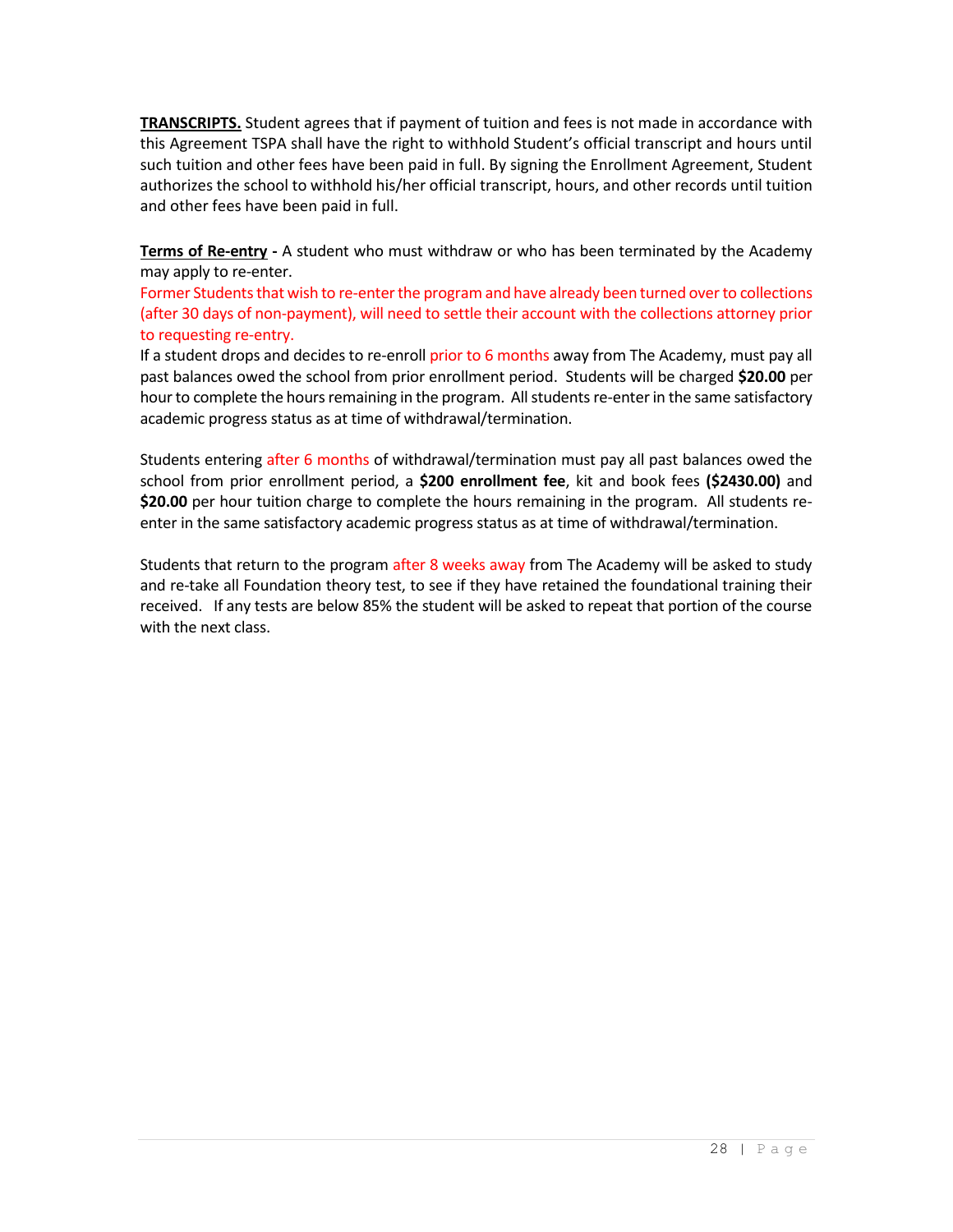**TRANSCRIPTS.** Student agrees that if payment of tuition and fees is not made in accordance with this Agreement TSPA shall have the right to withhold Student's official transcript and hours until such tuition and other fees have been paid in full. By signing the Enrollment Agreement, Student authorizes the school to withhold his/her official transcript, hours, and other records until tuition and other fees have been paid in full.

**Terms of Re-entry -** A student who must withdraw or who has been terminated by the Academy may apply to re-enter.

Former Students that wish to re-enter the program and have already been turned over to collections (after 30 days of non-payment), will need to settle their account with the collections attorney prior to requesting re-entry.

If a student drops and decides to re-enroll prior to 6 months away from The Academy, must pay all past balances owed the school from prior enrollment period. Students will be charged **$20.00** per hour to complete the hours remaining in the program. All students re-enter in the same satisfactory academic progress status as at time of withdrawal/termination.

Students entering after 6 months of withdrawal/termination must pay all past balances owed the school from prior enrollment period, a **$200 enrollment fee**, kit and book fees **($2430.00)** and **$20.00** per hour tuition charge to complete the hours remaining in the program. All students re-enter in the same satisfactory academic progress status as at time of withdrawal/termination.

Students that return to the program after 8 weeks away from The Academy will be asked to study and re-take all Foundation theory test, to see if they have retained the foundational training their received. If any tests are below 85% the student will be asked to repeat that portion of the course with the next class.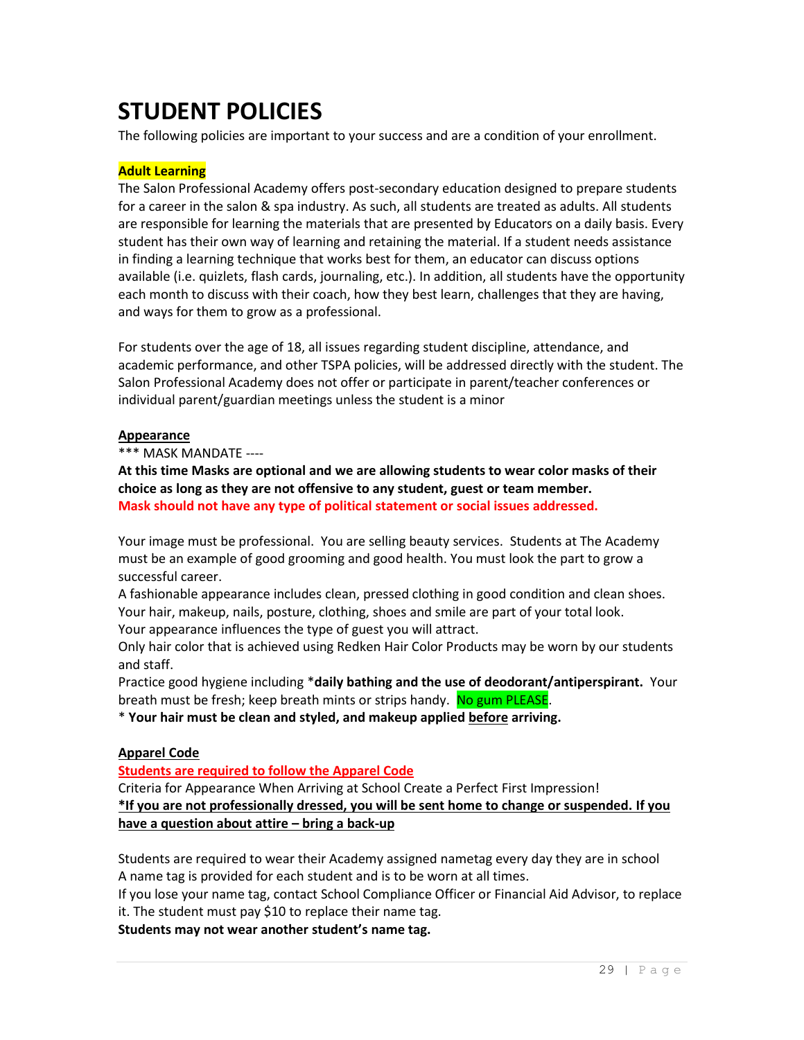# STUDENT POLICIES

The following policies are important to your success and are a condition of your enrollment.

**Adult Learning**

The Salon Professional Academy offers post-secondary education designed to prepare students for a career in the salon & spa industry. As such, all students are treated as adults. All students are responsible for learning the materials that are presented by Educators on a daily basis. Every student has their own way of learning and retaining the material. If a student needs assistance in finding a learning technique that works best for them, an educator can discuss options available (i.e. quizlets, flash cards, journaling, etc.). In addition, all students have the opportunity each month to discuss with their coach, how they best learn, challenges that they are having, and ways for them to grow as a professional.

For students over the age of 18, all issues regarding student discipline, attendance, and academic performance, and other TSPA policies, will be addressed directly with the student. The Salon Professional Academy does not offer or participate in parent/teacher conferences or individual parent/guardian meetings unless the student is a minor

**Appearance**

*** MASK MANDATE ----

**At this time Masks are optional and we are allowing students to wear color masks of their choice as long as they are not offensive to any student, guest or team member.**
**Mask should not have any type of political statement or social issues addressed.**

Your image must be professional. You are selling beauty services. Students at The Academy must be an example of good grooming and good health. You must look the part to grow a successful career.
A fashionable appearance includes clean, pressed clothing in good condition and clean shoes.
Your hair, makeup, nails, posture, clothing, shoes and smile are part of your total look.
Your appearance influences the type of guest you will attract.
Only hair color that is achieved using Redken Hair Color Products may be worn by our students and staff.
Practice good hygiene including ***daily bathing and the use of deodorant/antiperspirant.** Your breath must be fresh; keep breath mints or strips handy. No gum PLEASE.
* **Your hair must be clean and styled, and makeup applied before arriving.**

**Apparel Code**

**Students are required to follow the Apparel Code**
Criteria for Appearance When Arriving at School Create a Perfect First Impression!
***If you are not professionally dressed, you will be sent home to change or suspended. If you have a question about attire – bring a back-up**

Students are required to wear their Academy assigned nametag every day they are in school
A name tag is provided for each student and is to be worn at all times.
If you lose your name tag, contact School Compliance Officer or Financial Aid Advisor, to replace it. The student must pay $10 to replace their name tag.
**Students may not wear another student's name tag.**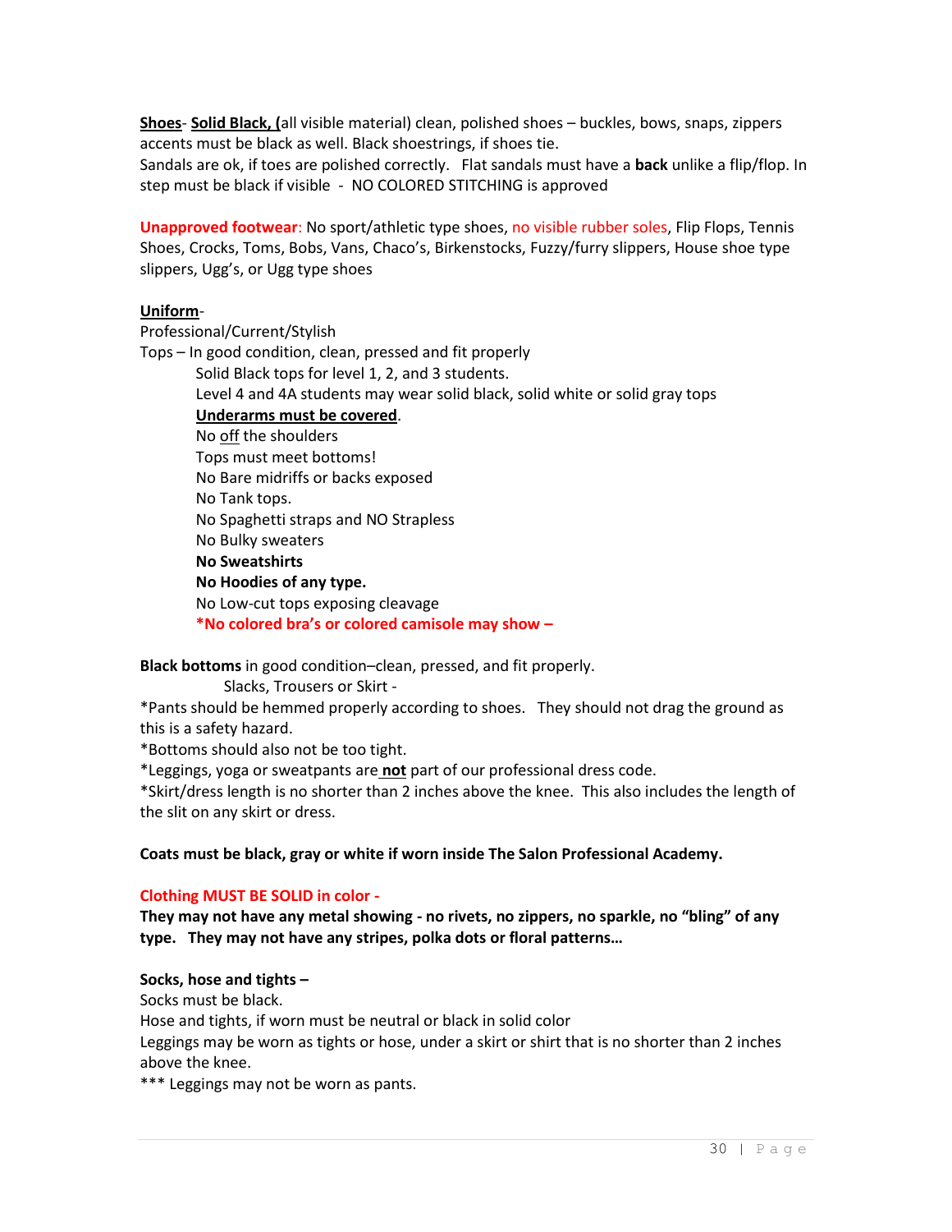**Shoes**- **Solid Black, (**all visible material) clean, polished shoes – buckles, bows, snaps, zippers accents must be black as well. Black shoestrings, if shoes tie.
Sandals are ok, if toes are polished correctly. Flat sandals must have a **back** unlike a flip/flop. In step must be black if visible - NO COLORED STITCHING is approved

Unapproved footwear: No sport/athletic type shoes, no visible rubber soles, Flip Flops, Tennis Shoes, Crocks, Toms, Bobs, Vans, Chaco's, Birkenstocks, Fuzzy/furry slippers, House shoe type slippers, Ugg's, or Ugg type shoes

**Uniform**-
Professional/Current/Stylish
Tops – In good condition, clean, pressed and fit properly

- Solid Black tops for level 1, 2, and 3 students.
- Level 4 and 4A students may wear solid black, solid white or solid gray tops
- **Underarms must be covered**.
- No off the shoulders
- Tops must meet bottoms!
- No Bare midriffs or backs exposed
- No Tank tops.
- No Spaghetti straps and NO Strapless
- No Bulky sweaters
- **No Sweatshirts**
- **No Hoodies of any type.**
- No Low-cut tops exposing cleavage
- ***No colored bra's or colored camisole may show –**

**Black bottoms** in good condition–clean, pressed, and fit properly.
Slacks, Trousers or Skirt -
*Pants should be hemmed properly according to shoes. They should not drag the ground as this is a safety hazard.
*Bottoms should also not be too tight.
*Leggings, yoga or sweatpants are **not** part of our professional dress code.
*Skirt/dress length is no shorter than 2 inches above the knee. This also includes the length of the slit on any skirt or dress.

**Coats must be black, gray or white if worn inside The Salon Professional Academy.**

**Clothing MUST BE SOLID in color -**
**They may not have any metal showing - no rivets, no zippers, no sparkle, no "bling" of any type. They may not have any stripes, polka dots or floral patterns…**

**Socks, hose and tights –**
Socks must be black.
Hose and tights, if worn must be neutral or black in solid color
Leggings may be worn as tights or hose, under a skirt or shirt that is no shorter than 2 inches above the knee.
*** Leggings may not be worn as pants.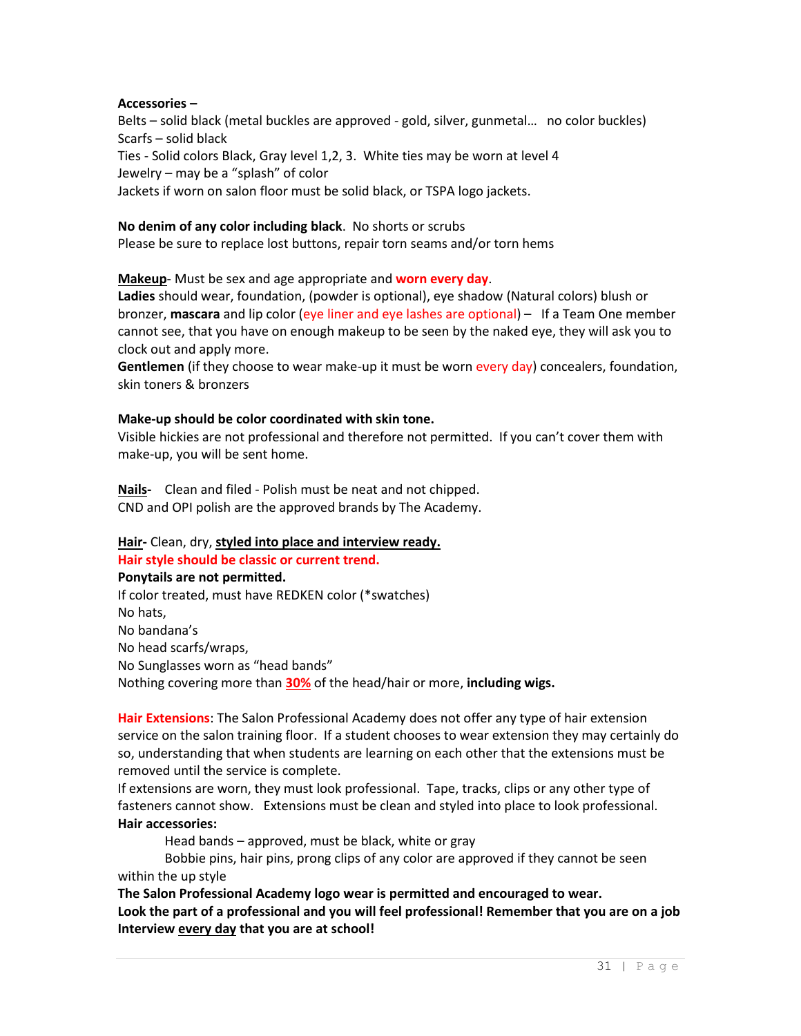**Accessories –**
Belts – solid black (metal buckles are approved - gold, silver, gunmetal… no color buckles)
Scarfs – solid black
Ties - Solid colors Black, Gray level 1,2, 3. White ties may be worn at level 4
Jewelry – may be a "splash" of color
Jackets if worn on salon floor must be solid black, or TSPA logo jackets.

**No denim of any color including black**. No shorts or scrubs
Please be sure to replace lost buttons, repair torn seams and/or torn hems

**Makeup**- Must be sex and age appropriate and **worn every day**.
**Ladies** should wear, foundation, (powder is optional), eye shadow (Natural colors) blush or bronzer, **mascara** and lip color (eye liner and eye lashes are optional) – If a Team One member cannot see, that you have on enough makeup to be seen by the naked eye, they will ask you to clock out and apply more.
**Gentlemen** (if they choose to wear make-up it must be worn every day) concealers, foundation, skin toners & bronzers

**Make-up should be color coordinated with skin tone.**
Visible hickies are not professional and therefore not permitted. If you can't cover them with make-up, you will be sent home.

**Nails-** Clean and filed - Polish must be neat and not chipped.
CND and OPI polish are the approved brands by The Academy.

**Hair-** Clean, dry, **styled into place and interview ready.**
**Hair style should be classic or current trend.**
**Ponytails are not permitted.**
If color treated, must have REDKEN color (*swatches)
No hats,
No bandana's
No head scarfs/wraps,
No Sunglasses worn as "head bands"
Nothing covering more than **30%** of the head/hair or more, **including wigs.**

Hair Extensions: The Salon Professional Academy does not offer any type of hair extension service on the salon training floor. If a student chooses to wear extension they may certainly do so, understanding that when students are learning on each other that the extensions must be removed until the service is complete.
If extensions are worn, they must look professional. Tape, tracks, clips or any other type of fasteners cannot show. Extensions must be clean and styled into place to look professional.
**Hair accessories:**

Head bands – approved, must be black, white or gray

Bobbie pins, hair pins, prong clips of any color are approved if they cannot be seen within the up style

**The Salon Professional Academy logo wear is permitted and encouraged to wear.**
**Look the part of a professional and you will feel professional! Remember that you are on a job Interview every day that you are at school!**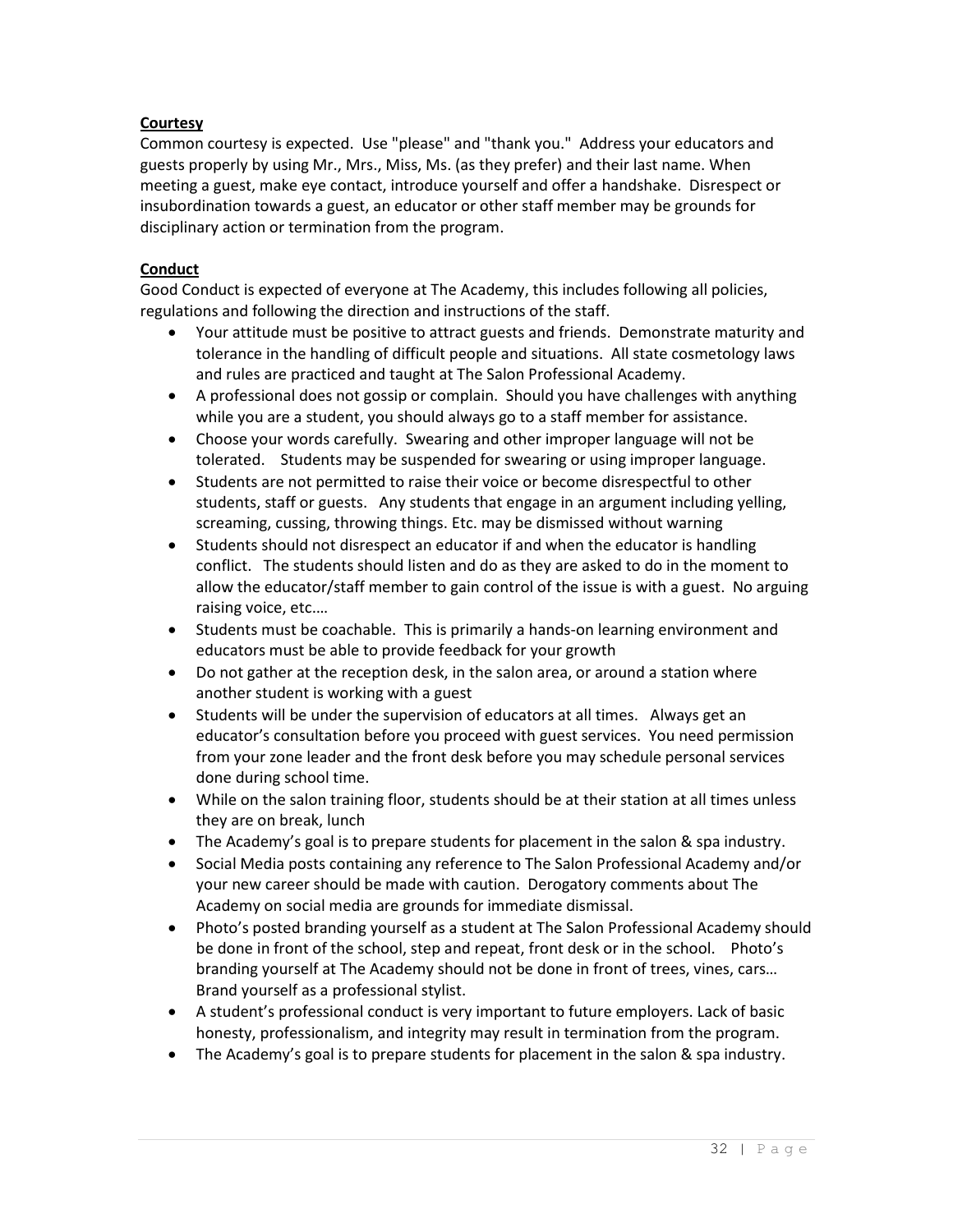**Courtesy**

Common courtesy is expected. Use "please" and "thank you." Address your educators and guests properly by using Mr., Mrs., Miss, Ms. (as they prefer) and their last name. When meeting a guest, make eye contact, introduce yourself and offer a handshake. Disrespect or insubordination towards a guest, an educator or other staff member may be grounds for disciplinary action or termination from the program.

**Conduct**

Good Conduct is expected of everyone at The Academy, this includes following all policies, regulations and following the direction and instructions of the staff.

- Your attitude must be positive to attract guests and friends. Demonstrate maturity and tolerance in the handling of difficult people and situations. All state cosmetology laws and rules are practiced and taught at The Salon Professional Academy.
- A professional does not gossip or complain. Should you have challenges with anything while you are a student, you should always go to a staff member for assistance.
- Choose your words carefully. Swearing and other improper language will not be tolerated. Students may be suspended for swearing or using improper language.
- Students are not permitted to raise their voice or become disrespectful to other students, staff or guests. Any students that engage in an argument including yelling, screaming, cussing, throwing things. Etc. may be dismissed without warning
- Students should not disrespect an educator if and when the educator is handling conflict. The students should listen and do as they are asked to do in the moment to allow the educator/staff member to gain control of the issue is with a guest. No arguing raising voice, etc.…
- Students must be coachable. This is primarily a hands-on learning environment and educators must be able to provide feedback for your growth
- Do not gather at the reception desk, in the salon area, or around a station where another student is working with a guest
- Students will be under the supervision of educators at all times. Always get an educator's consultation before you proceed with guest services. You need permission from your zone leader and the front desk before you may schedule personal services done during school time.
- While on the salon training floor, students should be at their station at all times unless they are on break, lunch
- The Academy's goal is to prepare students for placement in the salon & spa industry.
- Social Media posts containing any reference to The Salon Professional Academy and/or your new career should be made with caution. Derogatory comments about The Academy on social media are grounds for immediate dismissal.
- Photo's posted branding yourself as a student at The Salon Professional Academy should be done in front of the school, step and repeat, front desk or in the school. Photo's branding yourself at The Academy should not be done in front of trees, vines, cars… Brand yourself as a professional stylist.
- A student's professional conduct is very important to future employers. Lack of basic honesty, professionalism, and integrity may result in termination from the program.
- The Academy's goal is to prepare students for placement in the salon & spa industry.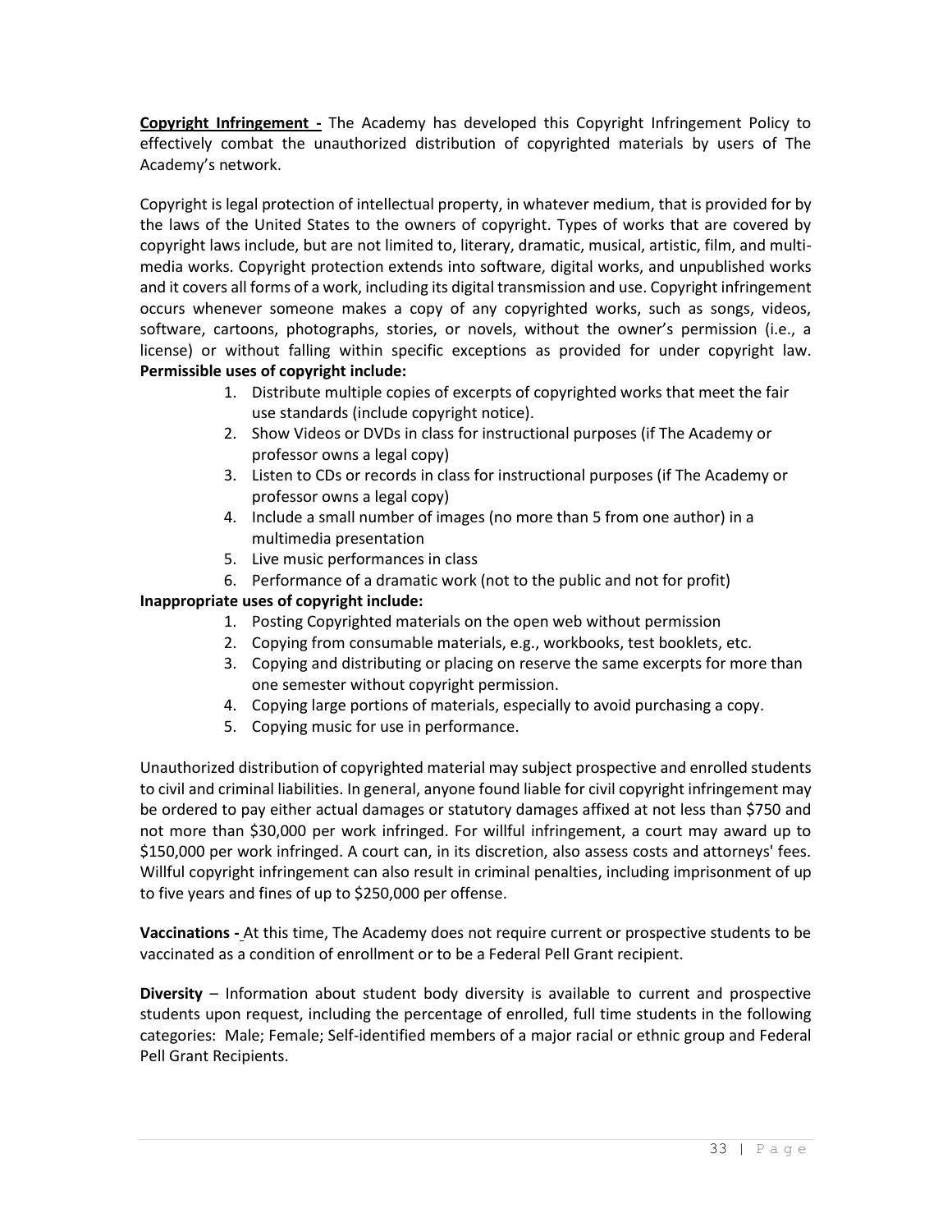**Copyright Infringement -** The Academy has developed this Copyright Infringement Policy to effectively combat the unauthorized distribution of copyrighted materials by users of The Academy's network.

Copyright is legal protection of intellectual property, in whatever medium, that is provided for by the laws of the United States to the owners of copyright. Types of works that are covered by copyright laws include, but are not limited to, literary, dramatic, musical, artistic, film, and multi-media works. Copyright protection extends into software, digital works, and unpublished works and it covers all forms of a work, including its digital transmission and use. Copyright infringement occurs whenever someone makes a copy of any copyrighted works, such as songs, videos, software, cartoons, photographs, stories, or novels, without the owner's permission (i.e., a license) or without falling within specific exceptions as provided for under copyright law.

**Permissible uses of copyright include:**

1. Distribute multiple copies of excerpts of copyrighted works that meet the fair use standards (include copyright notice).
2. Show Videos or DVDs in class for instructional purposes (if The Academy or professor owns a legal copy)
3. Listen to CDs or records in class for instructional purposes (if The Academy or professor owns a legal copy)
4. Include a small number of images (no more than 5 from one author) in a multimedia presentation
5. Live music performances in class
6. Performance of a dramatic work (not to the public and not for profit)

**Inappropriate uses of copyright include:**

1. Posting Copyrighted materials on the open web without permission
2. Copying from consumable materials, e.g., workbooks, test booklets, etc.
3. Copying and distributing or placing on reserve the same excerpts for more than one semester without copyright permission.
4. Copying large portions of materials, especially to avoid purchasing a copy.
5. Copying music for use in performance.

Unauthorized distribution of copyrighted material may subject prospective and enrolled students to civil and criminal liabilities. In general, anyone found liable for civil copyright infringement may be ordered to pay either actual damages or statutory damages affixed at not less than $750 and not more than $30,000 per work infringed. For willful infringement, a court may award up to $150,000 per work infringed. A court can, in its discretion, also assess costs and attorneys' fees. Willful copyright infringement can also result in criminal penalties, including imprisonment of up to five years and fines of up to $250,000 per offense.

**Vaccinations -** At this time, The Academy does not require current or prospective students to be vaccinated as a condition of enrollment or to be a Federal Pell Grant recipient.

**Diversity** – Information about student body diversity is available to current and prospective students upon request, including the percentage of enrolled, full time students in the following categories: Male; Female; Self-identified members of a major racial or ethnic group and Federal Pell Grant Recipients.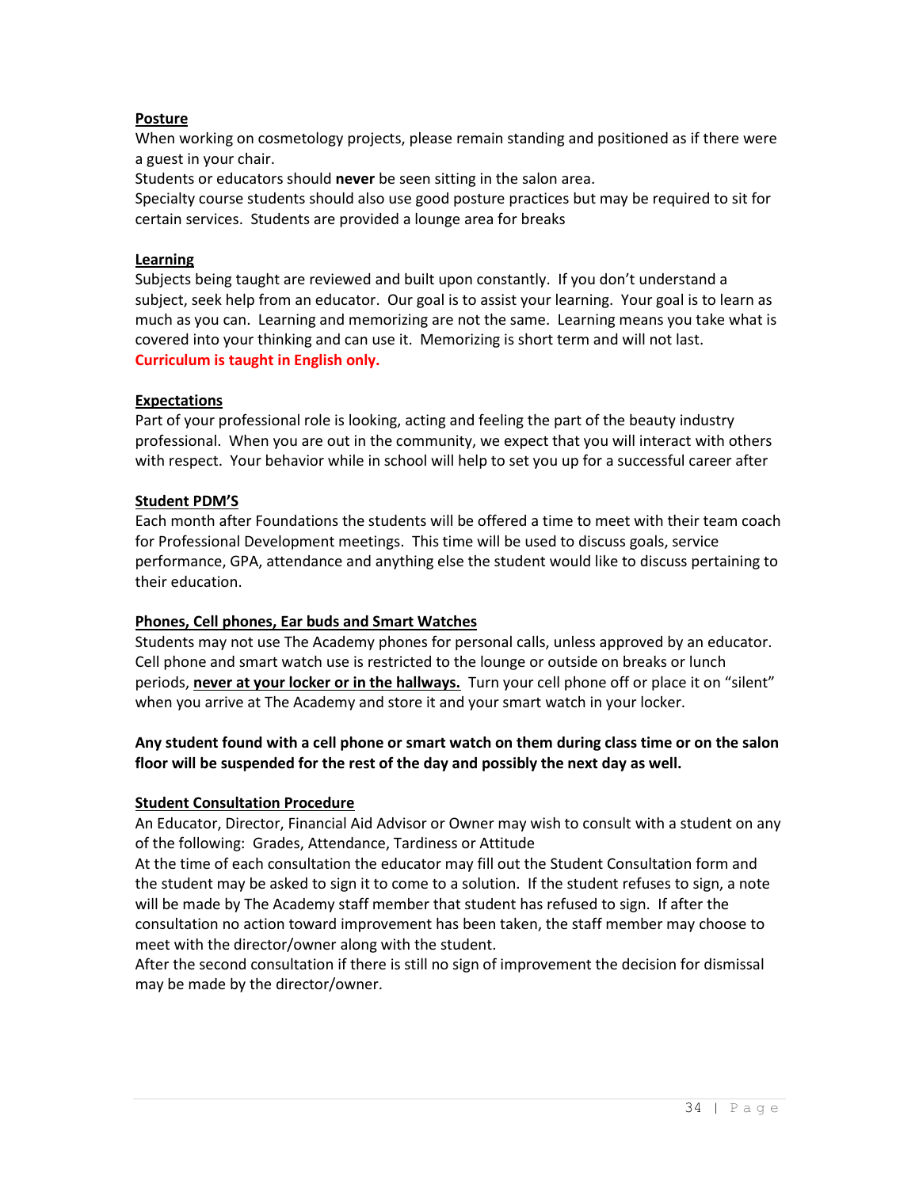**Posture**

When working on cosmetology projects, please remain standing and positioned as if there were a guest in your chair.

Students or educators should **never** be seen sitting in the salon area.

Specialty course students should also use good posture practices but may be required to sit for certain services. Students are provided a lounge area for breaks

**Learning**

Subjects being taught are reviewed and built upon constantly. If you don't understand a subject, seek help from an educator. Our goal is to assist your learning. Your goal is to learn as much as you can. Learning and memorizing are not the same. Learning means you take what is covered into your thinking and can use it. Memorizing is short term and will not last.

**Curriculum is taught in English only.**

**Expectations**

Part of your professional role is looking, acting and feeling the part of the beauty industry professional. When you are out in the community, we expect that you will interact with others with respect. Your behavior while in school will help to set you up for a successful career after

**Student PDM'S**

Each month after Foundations the students will be offered a time to meet with their team coach for Professional Development meetings. This time will be used to discuss goals, service performance, GPA, attendance and anything else the student would like to discuss pertaining to their education.

**Phones, Cell phones, Ear buds and Smart Watches**

Students may not use The Academy phones for personal calls, unless approved by an educator. Cell phone and smart watch use is restricted to the lounge or outside on breaks or lunch periods, **never at your locker or in the hallways.** Turn your cell phone off or place it on "silent" when you arrive at The Academy and store it and your smart watch in your locker.

**Any student found with a cell phone or smart watch on them during class time or on the salon floor will be suspended for the rest of the day and possibly the next day as well.**

**Student Consultation Procedure**

An Educator, Director, Financial Aid Advisor or Owner may wish to consult with a student on any of the following: Grades, Attendance, Tardiness or Attitude

At the time of each consultation the educator may fill out the Student Consultation form and the student may be asked to sign it to come to a solution. If the student refuses to sign, a note will be made by The Academy staff member that student has refused to sign. If after the consultation no action toward improvement has been taken, the staff member may choose to meet with the director/owner along with the student.

After the second consultation if there is still no sign of improvement the decision for dismissal may be made by the director/owner.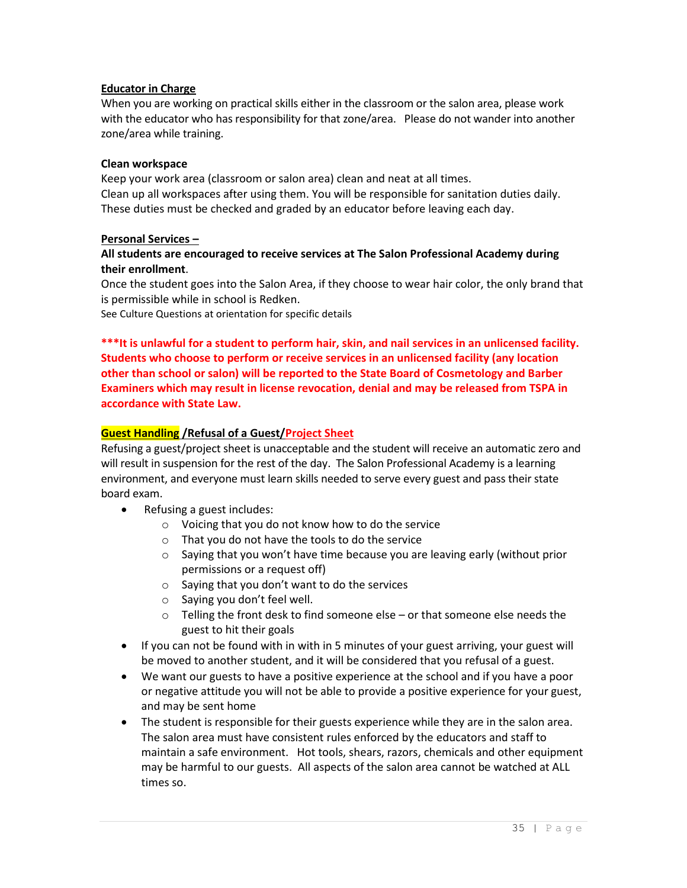**Educator in Charge**

When you are working on practical skills either in the classroom or the salon area, please work with the educator who has responsibility for that zone/area. Please do not wander into another zone/area while training.

**Clean workspace**

Keep your work area (classroom or salon area) clean and neat at all times.
Clean up all workspaces after using them. You will be responsible for sanitation duties daily. These duties must be checked and graded by an educator before leaving each day.

**Personal Services –**

**All students are encouraged to receive services at The Salon Professional Academy during their enrollment**.

Once the student goes into the Salon Area, if they choose to wear hair color, the only brand that is permissible while in school is Redken.

See Culture Questions at orientation for specific details

**\*\*\*It is unlawful for a student to perform hair, skin, and nail services in an unlicensed facility. Students who choose to perform or receive services in an unlicensed facility (any location other than school or salon) will be reported to the State Board of Cosmetology and Barber Examiners which may result in license revocation, denial and may be released from TSPA in accordance with State Law.**

**Guest Handling /Refusal of a Guest/Project Sheet**

Refusing a guest/project sheet is unacceptable and the student will receive an automatic zero and will result in suspension for the rest of the day. The Salon Professional Academy is a learning environment, and everyone must learn skills needed to serve every guest and pass their state board exam.

- Refusing a guest includes:
  - Voicing that you do not know how to do the service
  - That you do not have the tools to do the service
  - Saying that you won't have time because you are leaving early (without prior permissions or a request off)
  - Saying that you don't want to do the services
  - Saying you don't feel well.
  - Telling the front desk to find someone else – or that someone else needs the guest to hit their goals
- If you can not be found with in with in 5 minutes of your guest arriving, your guest will be moved to another student, and it will be considered that you refusal of a guest.
- We want our guests to have a positive experience at the school and if you have a poor or negative attitude you will not be able to provide a positive experience for your guest, and may be sent home
- The student is responsible for their guests experience while they are in the salon area. The salon area must have consistent rules enforced by the educators and staff to maintain a safe environment. Hot tools, shears, razors, chemicals and other equipment may be harmful to our guests. All aspects of the salon area cannot be watched at ALL times so.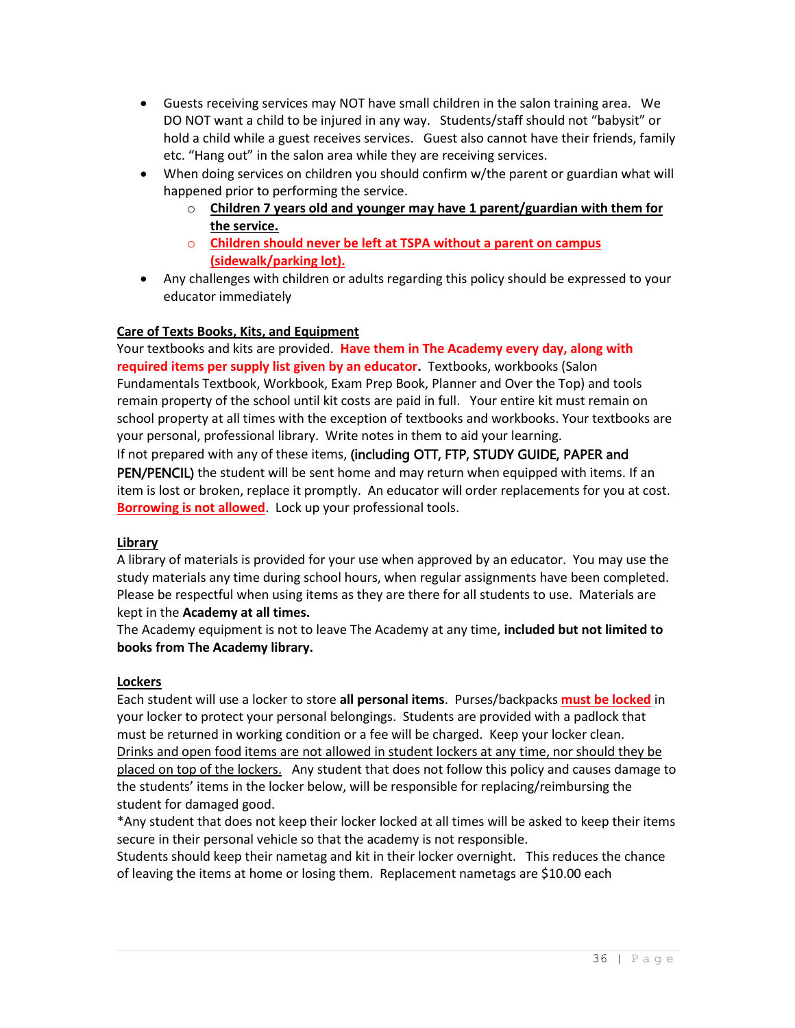- Guests receiving services may NOT have small children in the salon training area. We DO NOT want a child to be injured in any way. Students/staff should not "babysit" or hold a child while a guest receives services. Guest also cannot have their friends, family etc. "Hang out" in the salon area while they are receiving services.
- When doing services on children you should confirm w/the parent or guardian what will happened prior to performing the service.
  - **Children 7 years old and younger may have 1 parent/guardian with them for the service.**
  - **Children should never be left at TSPA without a parent on campus (sidewalk/parking lot).**
- Any challenges with children or adults regarding this policy should be expressed to your educator immediately

**Care of Texts Books, Kits, and Equipment**

Your textbooks and kits are provided. **Have them in The Academy every day, along with required items per supply list given by an educator.** Textbooks, workbooks (Salon Fundamentals Textbook, Workbook, Exam Prep Book, Planner and Over the Top) and tools remain property of the school until kit costs are paid in full. Your entire kit must remain on school property at all times with the exception of textbooks and workbooks. Your textbooks are your personal, professional library. Write notes in them to aid your learning.
If not prepared with any of these items, (including OTT, FTP, STUDY GUIDE, PAPER and PEN/PENCIL) the student will be sent home and may return when equipped with items. If an item is lost or broken, replace it promptly. An educator will order replacements for you at cost. **Borrowing is not allowed**. Lock up your professional tools.

**Library**

A library of materials is provided for your use when approved by an educator. You may use the study materials any time during school hours, when regular assignments have been completed. Please be respectful when using items as they are there for all students to use. Materials are kept in the **Academy at all times.**
The Academy equipment is not to leave The Academy at any time, **included but not limited to books from The Academy library.**

**Lockers**

Each student will use a locker to store **all personal items**. Purses/backpacks **must be locked** in your locker to protect your personal belongings. Students are provided with a padlock that must be returned in working condition or a fee will be charged. Keep your locker clean.
Drinks and open food items are not allowed in student lockers at any time, nor should they be placed on top of the lockers. Any student that does not follow this policy and causes damage to the students' items in the locker below, will be responsible for replacing/reimbursing the student for damaged good.
*Any student that does not keep their locker locked at all times will be asked to keep their items secure in their personal vehicle so that the academy is not responsible.
Students should keep their nametag and kit in their locker overnight. This reduces the chance of leaving the items at home or losing them. Replacement nametags are $10.00 each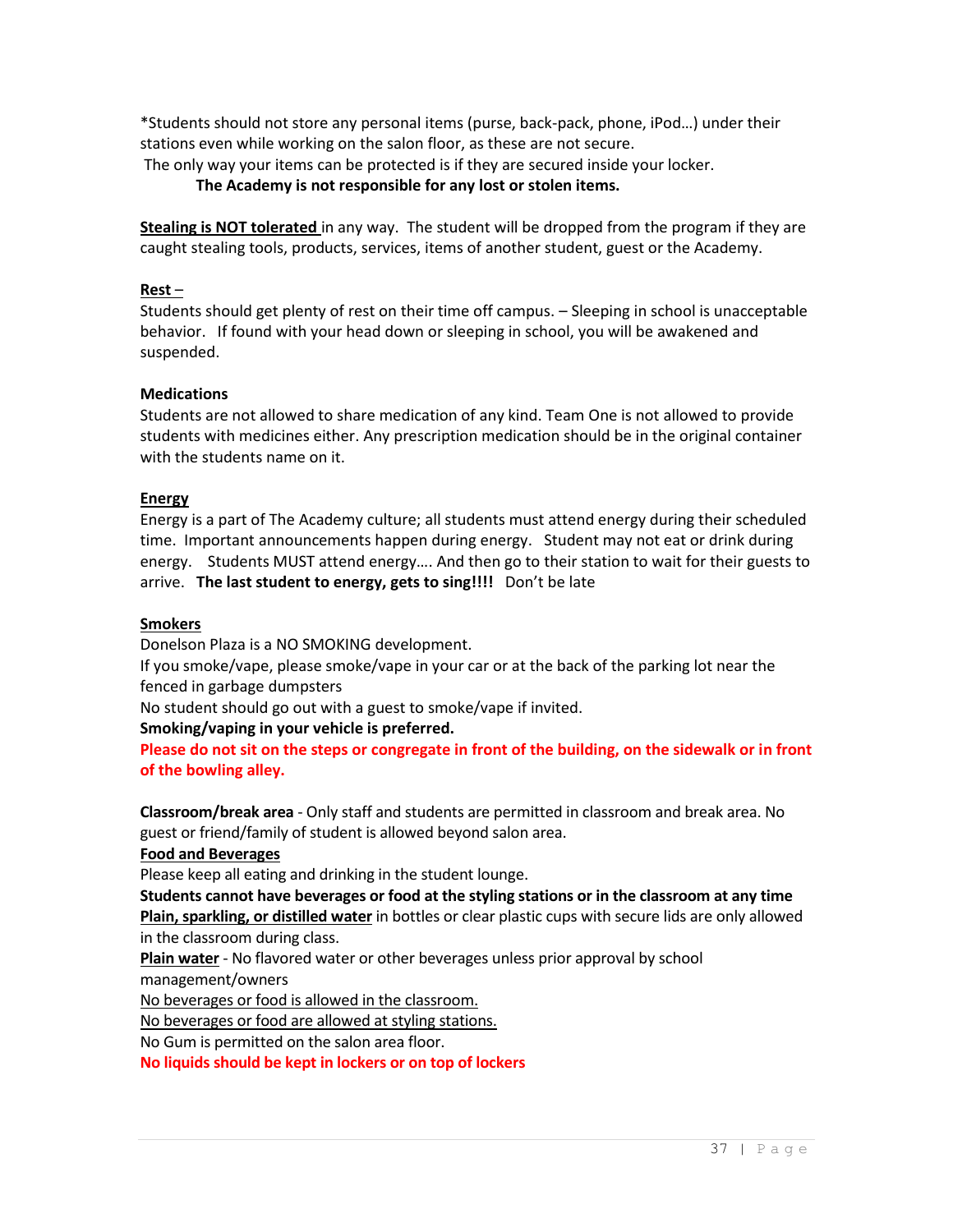*Students should not store any personal items (purse, back-pack, phone, iPod…) under their stations even while working on the salon floor, as these are not secure.
The only way your items can be protected is if they are secured inside your locker.

**The Academy is not responsible for any lost or stolen items.**

**Stealing is NOT tolerated** in any way. The student will be dropped from the program if they are caught stealing tools, products, services, items of another student, guest or the Academy.

**Rest** –
Students should get plenty of rest on their time off campus. – Sleeping in school is unacceptable behavior. If found with your head down or sleeping in school, you will be awakened and suspended.

**Medications**
Students are not allowed to share medication of any kind. Team One is not allowed to provide students with medicines either. Any prescription medication should be in the original container with the students name on it.

**Energy**
Energy is a part of The Academy culture; all students must attend energy during their scheduled time. Important announcements happen during energy. Student may not eat or drink during energy. Students MUST attend energy…. And then go to their station to wait for their guests to arrive. **The last student to energy, gets to sing!!!!** Don't be late

**Smokers**
Donelson Plaza is a NO SMOKING development.
If you smoke/vape, please smoke/vape in your car or at the back of the parking lot near the fenced in garbage dumpsters
No student should go out with a guest to smoke/vape if invited.
**Smoking/vaping in your vehicle is preferred.**
**Please do not sit on the steps or congregate in front of the building, on the sidewalk or in front of the bowling alley.**

**Classroom/break area** - Only staff and students are permitted in classroom and break area. No guest or friend/family of student is allowed beyond salon area.

**Food and Beverages**
Please keep all eating and drinking in the student lounge.
**Students cannot have beverages or food at the styling stations or in the classroom at any time**
**Plain, sparkling, or distilled water** in bottles or clear plastic cups with secure lids are only allowed in the classroom during class.
**Plain water** - No flavored water or other beverages unless prior approval by school management/owners
No beverages or food is allowed in the classroom.
No beverages or food are allowed at styling stations.
No Gum is permitted on the salon area floor.
**No liquids should be kept in lockers or on top of lockers**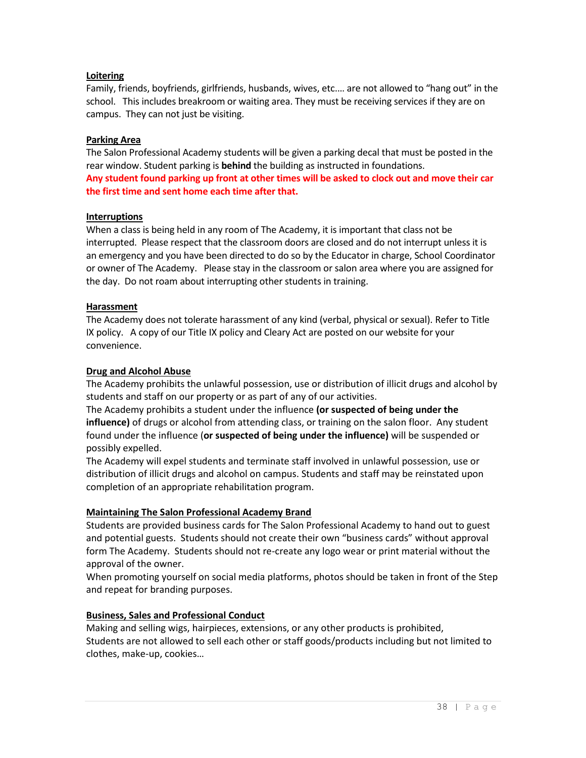**Loitering**

Family, friends, boyfriends, girlfriends, husbands, wives, etc…. are not allowed to "hang out" in the school. This includes breakroom or waiting area. They must be receiving services if they are on campus. They can not just be visiting.

**Parking Area**

The Salon Professional Academy students will be given a parking decal that must be posted in the rear window. Student parking is **behind** the building as instructed in foundations.

**Any student found parking up front at other times will be asked to clock out and move their car the first time and sent home each time after that.**

**Interruptions**

When a class is being held in any room of The Academy, it is important that class not be interrupted. Please respect that the classroom doors are closed and do not interrupt unless it is an emergency and you have been directed to do so by the Educator in charge, School Coordinator or owner of The Academy. Please stay in the classroom or salon area where you are assigned for the day. Do not roam about interrupting other students in training.

**Harassment**

The Academy does not tolerate harassment of any kind (verbal, physical or sexual). Refer to Title IX policy. A copy of our Title IX policy and Cleary Act are posted on our website for your convenience.

**Drug and Alcohol Abuse**

The Academy prohibits the unlawful possession, use or distribution of illicit drugs and alcohol by students and staff on our property or as part of any of our activities.

The Academy prohibits a student under the influence **(or suspected of being under the influence)** of drugs or alcohol from attending class, or training on the salon floor. Any student found under the influence (**or suspected of being under the influence)** will be suspended or possibly expelled.

The Academy will expel students and terminate staff involved in unlawful possession, use or distribution of illicit drugs and alcohol on campus. Students and staff may be reinstated upon completion of an appropriate rehabilitation program.

**Maintaining The Salon Professional Academy Brand**

Students are provided business cards for The Salon Professional Academy to hand out to guest and potential guests. Students should not create their own "business cards" without approval form The Academy. Students should not re-create any logo wear or print material without the approval of the owner.

When promoting yourself on social media platforms, photos should be taken in front of the Step and repeat for branding purposes.

**Business, Sales and Professional Conduct**

Making and selling wigs, hairpieces, extensions, or any other products is prohibited,

Students are not allowed to sell each other or staff goods/products including but not limited to clothes, make-up, cookies…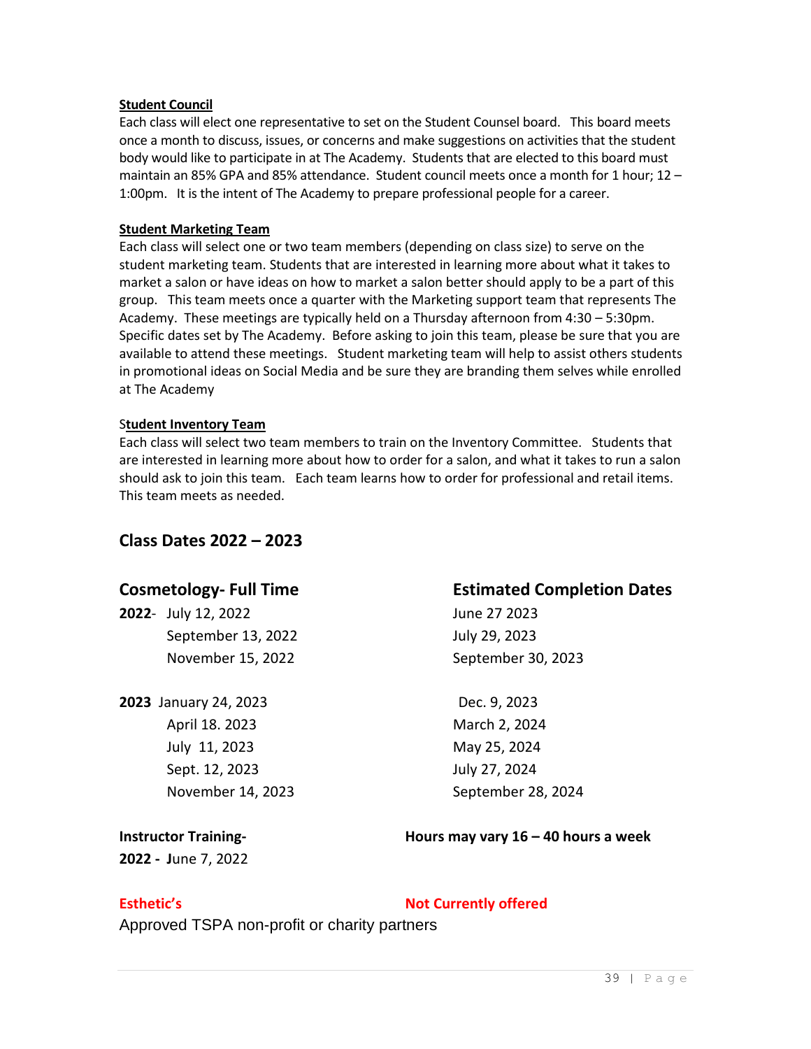**Student Council**

Each class will elect one representative to set on the Student Counsel board. This board meets once a month to discuss, issues, or concerns and make suggestions on activities that the student body would like to participate in at The Academy. Students that are elected to this board must maintain an 85% GPA and 85% attendance. Student council meets once a month for 1 hour; 12 – 1:00pm. It is the intent of The Academy to prepare professional people for a career.

**Student Marketing Team**

Each class will select one or two team members (depending on class size) to serve on the student marketing team. Students that are interested in learning more about what it takes to market a salon or have ideas on how to market a salon better should apply to be a part of this group. This team meets once a quarter with the Marketing support team that represents The Academy. These meetings are typically held on a Thursday afternoon from 4:30 – 5:30pm. Specific dates set by The Academy. Before asking to join this team, please be sure that you are available to attend these meetings. Student marketing team will help to assist others students in promotional ideas on Social Media and be sure they are branding them selves while enrolled at The Academy

**Student Inventory Team**

Each class will select two team members to train on the Inventory Committee. Students that are interested in learning more about how to order for a salon, and what it takes to run a salon should ask to join this team. Each team learns how to order for professional and retail items. This team meets as needed.

## Class Dates 2022 – 2023

| Cosmetology- Full Time | | Estimated Completion Dates |
|---|---|---|
| **2022**- | July 12, 2022 | June 27 2023 |
| | September 13, 2022 | July 29, 2023 |
| | November 15, 2022 | September 30, 2023 |
| **2023** | January 24, 2023 | Dec. 9, 2023 |
| | April 18. 2023 | March 2, 2024 |
| | July 11, 2023 | May 25, 2024 |
| | Sept. 12, 2023 | July 27, 2024 |
| | November 14, 2023 | September 28, 2024 |

**Instructor Training-** **Hours may vary 16 – 40 hours a week**

**2022 -** June 7, 2022

**Esthetic's** **Not Currently offered**

Approved TSPA non-profit or charity partners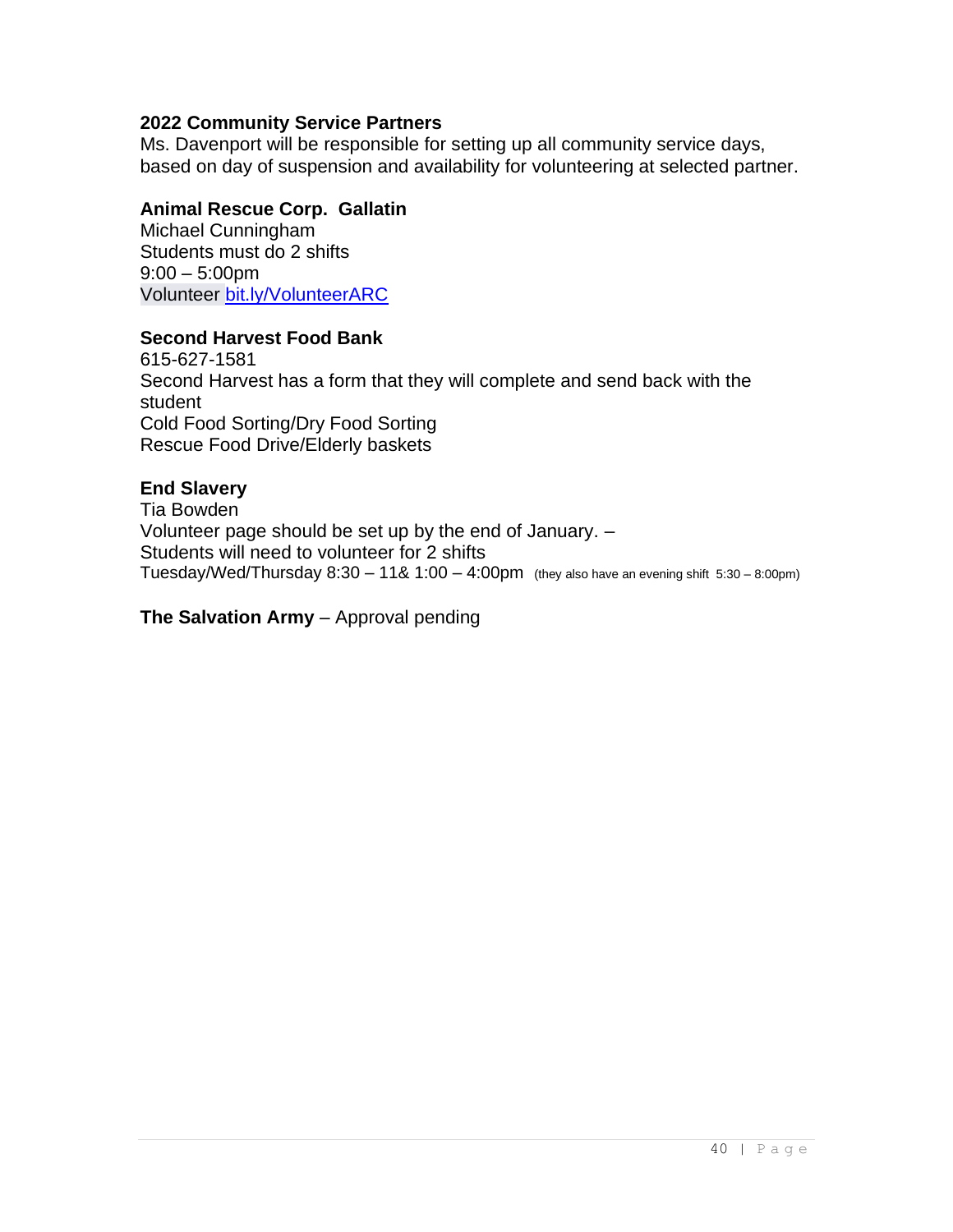**2022 Community Service Partners**

Ms. Davenport will be responsible for setting up all community service days, based on day of suspension and availability for volunteering at selected partner.

**Animal Rescue Corp. Gallatin**

Michael Cunningham
Students must do 2 shifts
9:00 – 5:00pm
Volunteer bit.ly/VolunteerARC

**Second Harvest Food Bank**

615-627-1581
Second Harvest has a form that they will complete and send back with the student
Cold Food Sorting/Dry Food Sorting
Rescue Food Drive/Elderly baskets

**End Slavery**

Tia Bowden
Volunteer page should be set up by the end of January. –
Students will need to volunteer for 2 shifts
Tuesday/Wed/Thursday 8:30 – 11& 1:00 – 4:00pm (they also have an evening shift 5:30 – 8:00pm)

**The Salvation Army** – Approval pending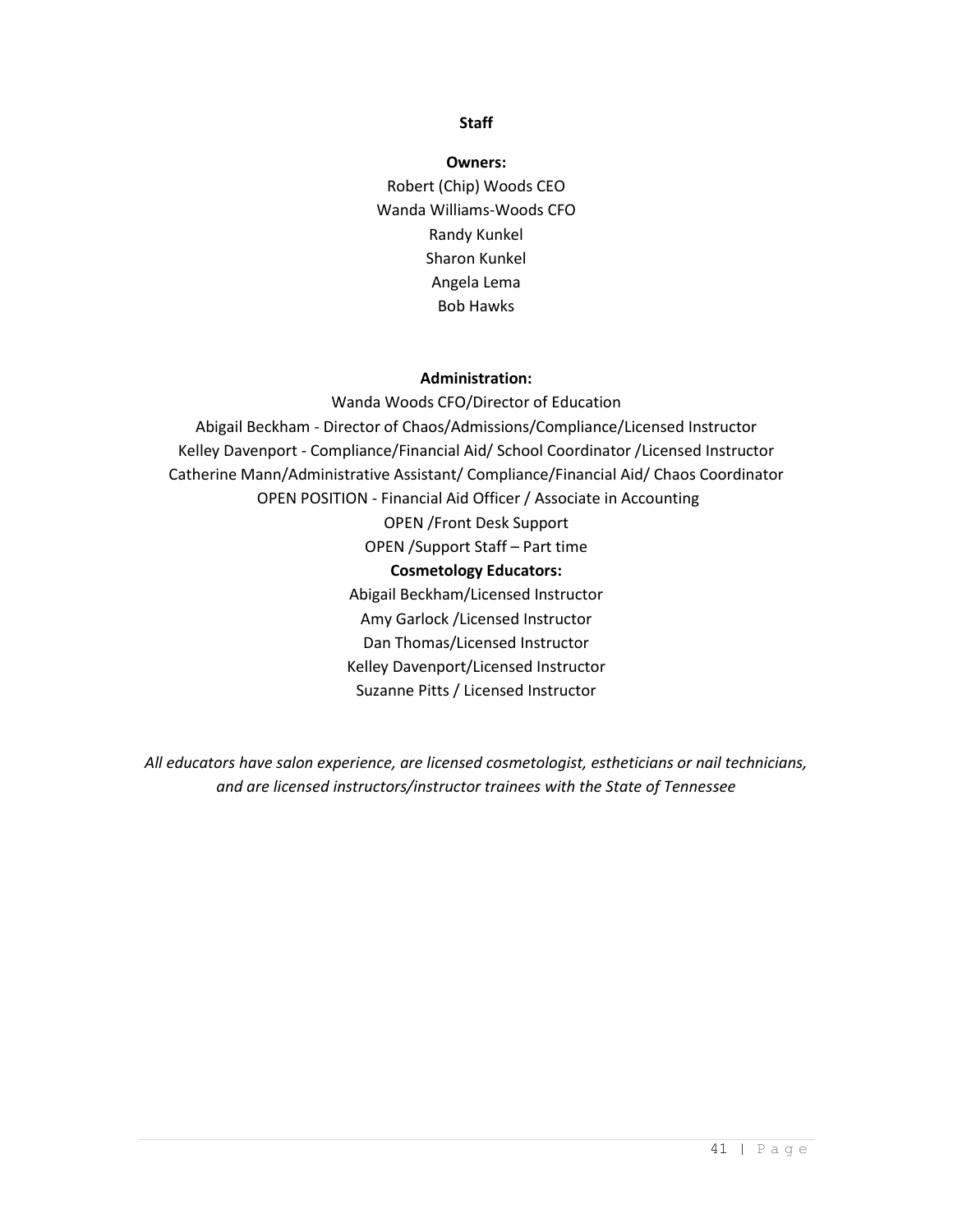## Staff

**Owners:**

Robert (Chip) Woods CEO
Wanda Williams-Woods CFO
Randy Kunkel
Sharon Kunkel
Angela Lema
Bob Hawks

**Administration:**

Wanda Woods CFO/Director of Education
Abigail Beckham - Director of Chaos/Admissions/Compliance/Licensed Instructor
Kelley Davenport - Compliance/Financial Aid/ School Coordinator /Licensed Instructor
Catherine Mann/Administrative Assistant/ Compliance/Financial Aid/ Chaos Coordinator
OPEN POSITION - Financial Aid Officer / Associate in Accounting
OPEN /Front Desk Support
OPEN /Support Staff – Part time

**Cosmetology Educators:**

Abigail Beckham/Licensed Instructor
Amy Garlock /Licensed Instructor
Dan Thomas/Licensed Instructor
Kelley Davenport/Licensed Instructor
Suzanne Pitts / Licensed Instructor

*All educators have salon experience, are licensed cosmetologist, estheticians or nail technicians, and are licensed instructors/instructor trainees with the State of Tennessee*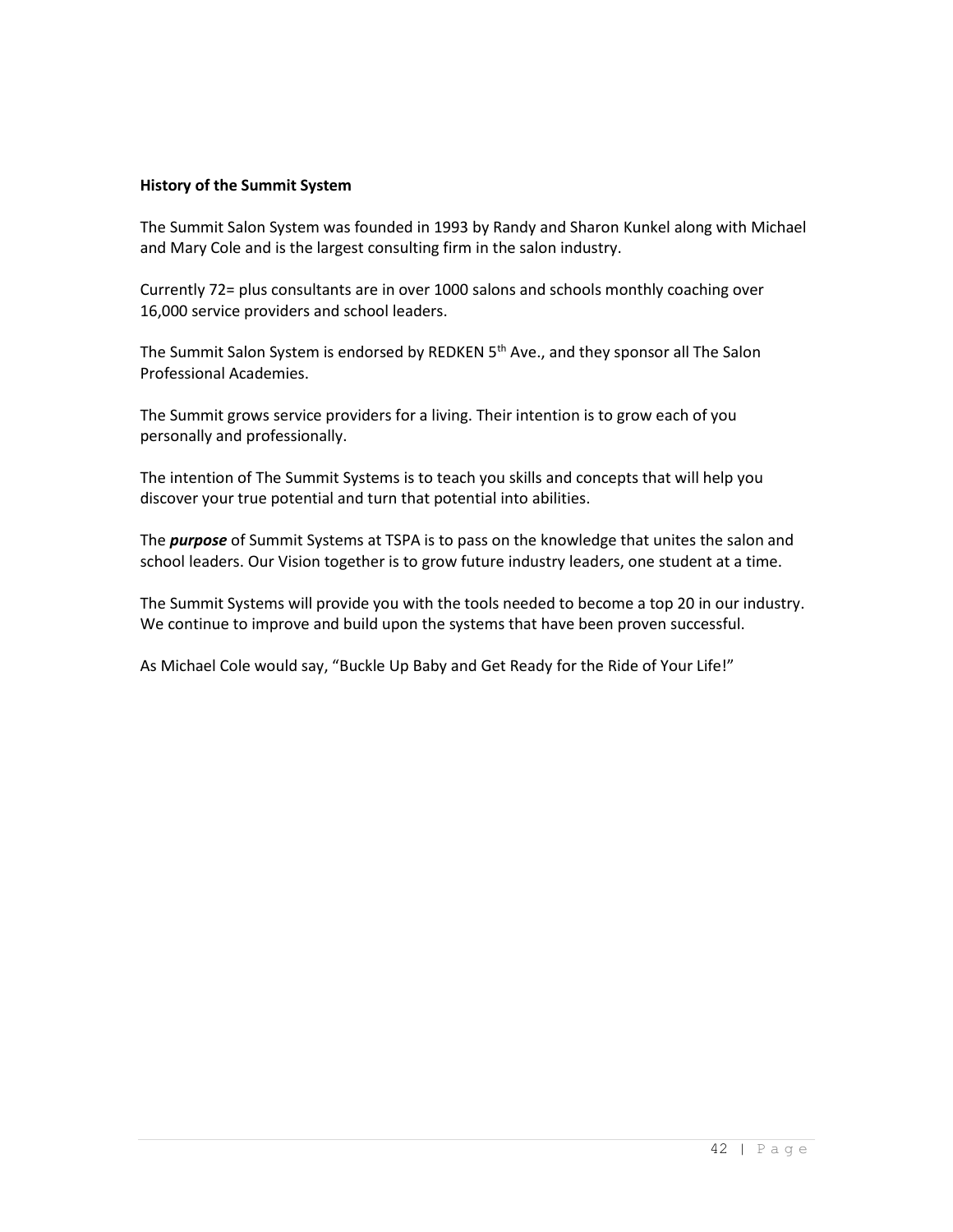**History of the Summit System**

The Summit Salon System was founded in 1993 by Randy and Sharon Kunkel along with Michael and Mary Cole and is the largest consulting firm in the salon industry.

Currently 72= plus consultants are in over 1000 salons and schools monthly coaching over 16,000 service providers and school leaders.

The Summit Salon System is endorsed by REDKEN 5th Ave., and they sponsor all The Salon Professional Academies.

The Summit grows service providers for a living. Their intention is to grow each of you personally and professionally.

The intention of The Summit Systems is to teach you skills and concepts that will help you discover your true potential and turn that potential into abilities.

The ***purpose*** of Summit Systems at TSPA is to pass on the knowledge that unites the salon and school leaders. Our Vision together is to grow future industry leaders, one student at a time.

The Summit Systems will provide you with the tools needed to become a top 20 in our industry. We continue to improve and build upon the systems that have been proven successful.

As Michael Cole would say, "Buckle Up Baby and Get Ready for the Ride of Your Life!"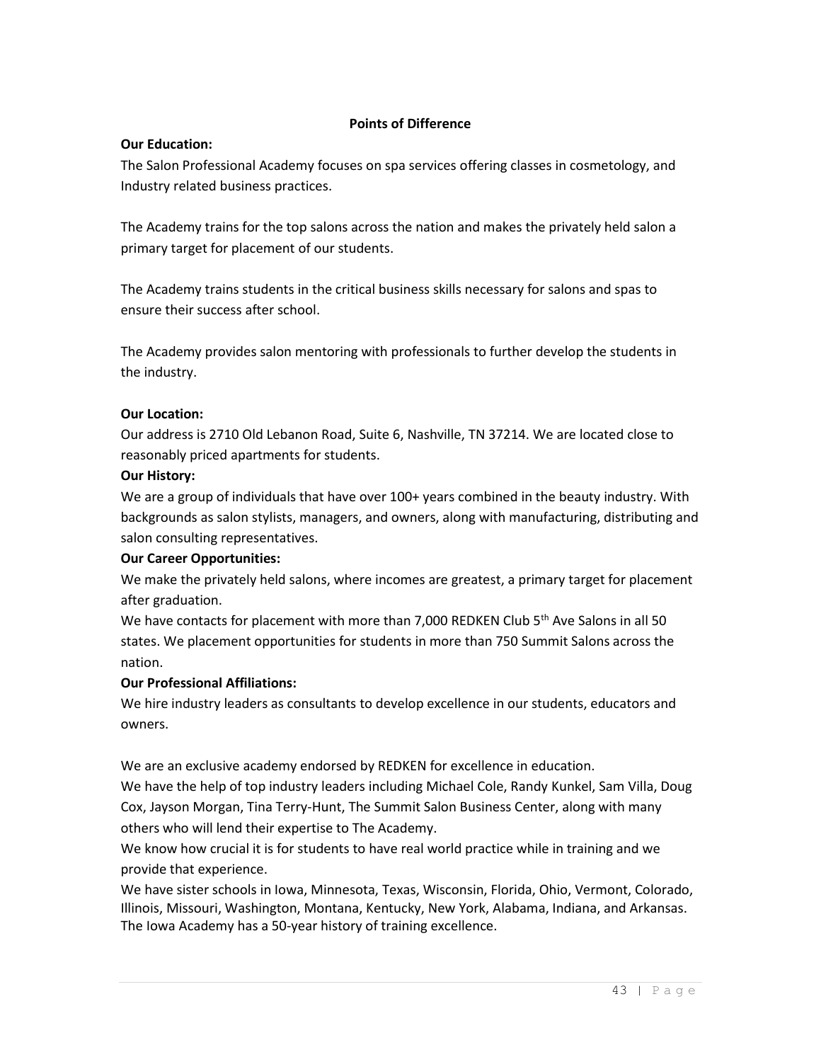## Points of Difference

**Our Education:**

The Salon Professional Academy focuses on spa services offering classes in cosmetology, and Industry related business practices.

The Academy trains for the top salons across the nation and makes the privately held salon a primary target for placement of our students.

The Academy trains students in the critical business skills necessary for salons and spas to ensure their success after school.

The Academy provides salon mentoring with professionals to further develop the students in the industry.

**Our Location:**

Our address is 2710 Old Lebanon Road, Suite 6, Nashville, TN 37214. We are located close to reasonably priced apartments for students.

**Our History:**

We are a group of individuals that have over 100+ years combined in the beauty industry. With backgrounds as salon stylists, managers, and owners, along with manufacturing, distributing and salon consulting representatives.

**Our Career Opportunities:**

We make the privately held salons, where incomes are greatest, a primary target for placement after graduation.

We have contacts for placement with more than 7,000 REDKEN Club 5th Ave Salons in all 50 states. We placement opportunities for students in more than 750 Summit Salons across the nation.

**Our Professional Affiliations:**

We hire industry leaders as consultants to develop excellence in our students, educators and owners.

We are an exclusive academy endorsed by REDKEN for excellence in education.

We have the help of top industry leaders including Michael Cole, Randy Kunkel, Sam Villa, Doug Cox, Jayson Morgan, Tina Terry-Hunt, The Summit Salon Business Center, along with many others who will lend their expertise to The Academy.

We know how crucial it is for students to have real world practice while in training and we provide that experience.

We have sister schools in Iowa, Minnesota, Texas, Wisconsin, Florida, Ohio, Vermont, Colorado, Illinois, Missouri, Washington, Montana, Kentucky, New York, Alabama, Indiana, and Arkansas. The Iowa Academy has a 50-year history of training excellence.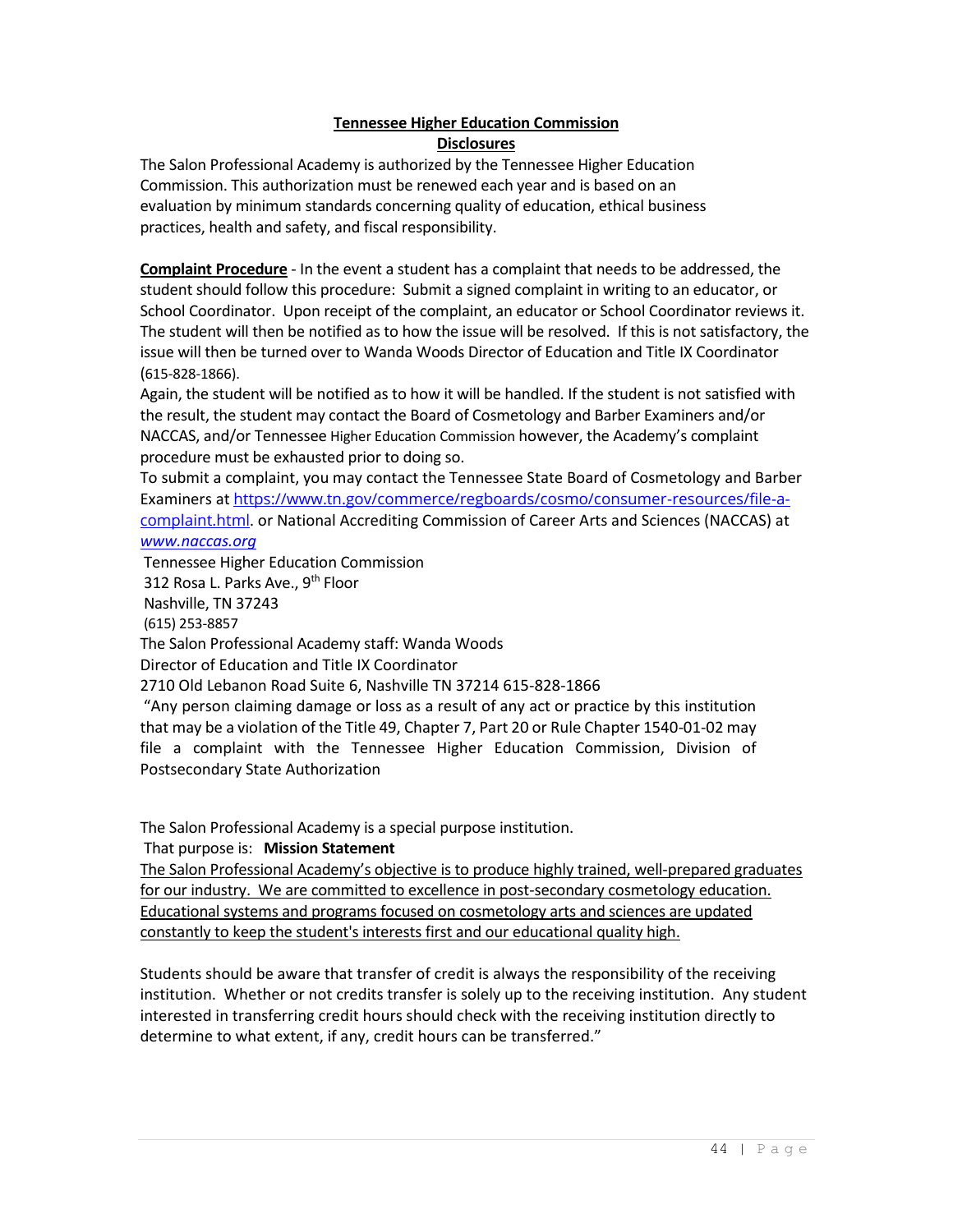**Tennessee Higher Education Commission**
**Disclosures**

The Salon Professional Academy is authorized by the Tennessee Higher Education Commission. This authorization must be renewed each year and is based on an evaluation by minimum standards concerning quality of education, ethical business practices, health and safety, and fiscal responsibility.

**Complaint Procedure** - In the event a student has a complaint that needs to be addressed, the student should follow this procedure: Submit a signed complaint in writing to an educator, or School Coordinator. Upon receipt of the complaint, an educator or School Coordinator reviews it. The student will then be notified as to how the issue will be resolved. If this is not satisfactory, the issue will then be turned over to Wanda Woods Director of Education and Title IX Coordinator (615-828-1866).

Again, the student will be notified as to how it will be handled. If the student is not satisfied with the result, the student may contact the Board of Cosmetology and Barber Examiners and/or NACCAS, and/or Tennessee Higher Education Commission however, the Academy's complaint procedure must be exhausted prior to doing so.

To submit a complaint, you may contact the Tennessee State Board of Cosmetology and Barber Examiners at https://www.tn.gov/commerce/regboards/cosmo/consumer-resources/file-a-complaint.html. or National Accrediting Commission of Career Arts and Sciences (NACCAS) at *www.naccas.org*

Tennessee Higher Education Commission
312 Rosa L. Parks Ave., 9th Floor
Nashville, TN 37243
(615) 253-8857

The Salon Professional Academy staff: Wanda Woods
Director of Education and Title IX Coordinator
2710 Old Lebanon Road Suite 6, Nashville TN 37214 615-828-1866

"Any person claiming damage or loss as a result of any act or practice by this institution that may be a violation of the Title 49, Chapter 7, Part 20 or Rule Chapter 1540-01-02 may file a complaint with the Tennessee Higher Education Commission, Division of Postsecondary State Authorization

The Salon Professional Academy is a special purpose institution.

That purpose is: **Mission Statement**

The Salon Professional Academy's objective is to produce highly trained, well-prepared graduates for our industry. We are committed to excellence in post-secondary cosmetology education. Educational systems and programs focused on cosmetology arts and sciences are updated constantly to keep the student's interests first and our educational quality high.

Students should be aware that transfer of credit is always the responsibility of the receiving institution. Whether or not credits transfer is solely up to the receiving institution. Any student interested in transferring credit hours should check with the receiving institution directly to determine to what extent, if any, credit hours can be transferred."